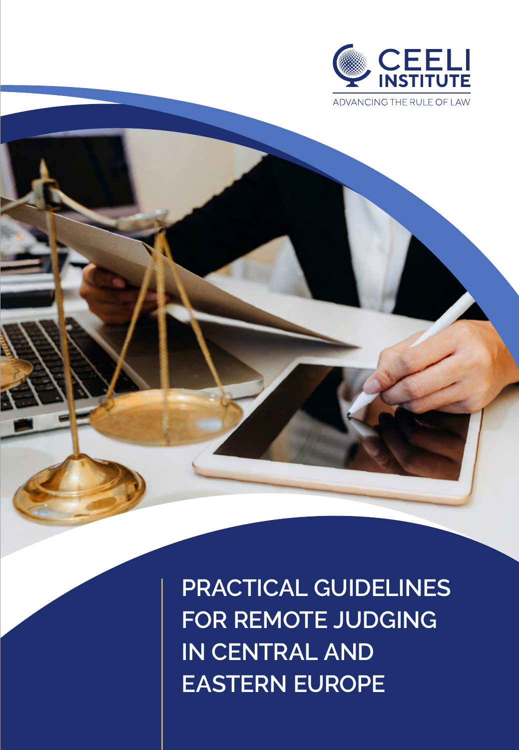CEELI INSTITUTE

ADVANCING THE RULE OF LAW

# PRACTICAL GUIDELINES FOR REMOTE JUDGING IN CENTRAL AND EASTERN EUROPE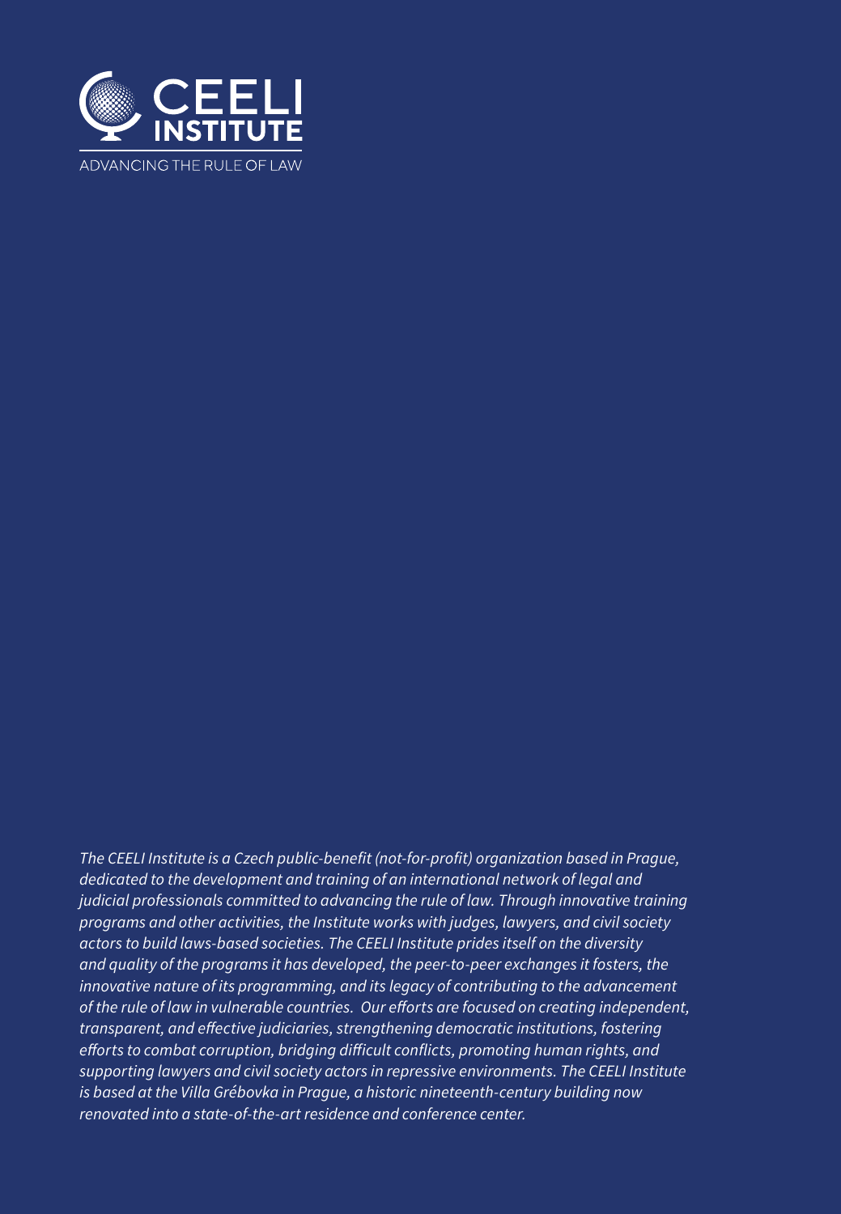CEELI INSTITUTE

ADVANCING THE RULE OF LAW

*The CEELI Institute is a Czech public-benefit (not-for-profit) organization based in Prague, dedicated to the development and training of an international network of legal and judicial professionals committed to advancing the rule of law. Through innovative training programs and other activities, the Institute works with judges, lawyers, and civil society actors to build laws-based societies. The CEELI Institute prides itself on the diversity and quality of the programs it has developed, the peer-to-peer exchanges it fosters, the innovative nature of its programming, and its legacy of contributing to the advancement of the rule of law in vulnerable countries. Our efforts are focused on creating independent, transparent, and effective judiciaries, strengthening democratic institutions, fostering efforts to combat corruption, bridging difficult conflicts, promoting human rights, and supporting lawyers and civil society actors in repressive environments. The CEELI Institute is based at the Villa Grébovka in Prague, a historic nineteenth-century building now renovated into a state-of-the-art residence and conference center.*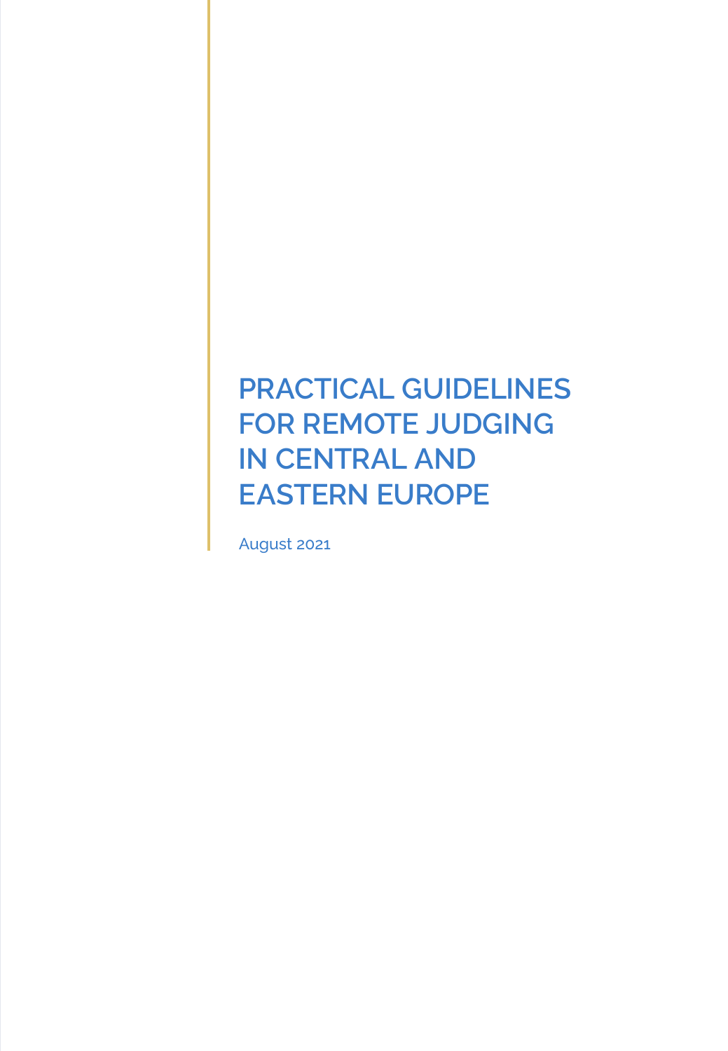# PRACTICAL GUIDELINES FOR REMOTE JUDGING IN CENTRAL AND EASTERN EUROPE

August 2021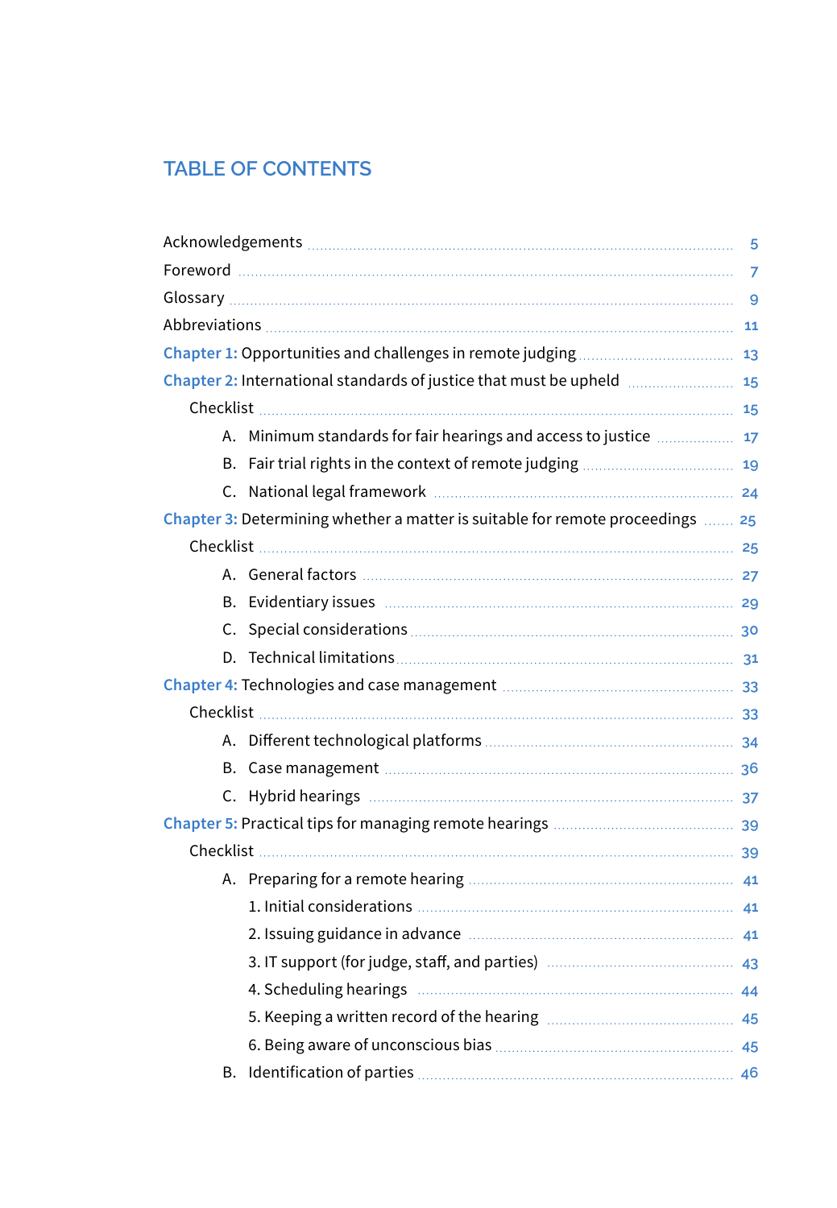# TABLE OF CONTENTS

Acknowledgements ..... 5

Foreword ..... 7

Glossary ..... 9

Abbreviations ..... 11

**Chapter 1:** Opportunities and challenges in remote judging ..... 13

**Chapter 2:** International standards of justice that must be upheld ..... 15

- Checklist ..... 15
  - A. Minimum standards for fair hearings and access to justice ..... 17
  - B. Fair trial rights in the context of remote judging ..... 19
  - C. National legal framework ..... 24

**Chapter 3:** Determining whether a matter is suitable for remote proceedings ..... 25

- Checklist ..... 25
  - A. General factors ..... 27
  - B. Evidentiary issues ..... 29
  - C. Special considerations ..... 30
  - D. Technical limitations ..... 31

**Chapter 4:** Technologies and case management ..... 33

- Checklist ..... 33
  - A. Different technological platforms ..... 34
  - B. Case management ..... 36
  - C. Hybrid hearings ..... 37

**Chapter 5:** Practical tips for managing remote hearings ..... 39

- Checklist ..... 39
  - A. Preparing for a remote hearing ..... 41
    - 1. Initial considerations ..... 41
    - 2. Issuing guidance in advance ..... 41
    - 3. IT support (for judge, staff, and parties) ..... 43
    - 4. Scheduling hearings ..... 44
    - 5. Keeping a written record of the hearing ..... 45
    - 6. Being aware of unconscious bias ..... 45
  - B. Identification of parties ..... 46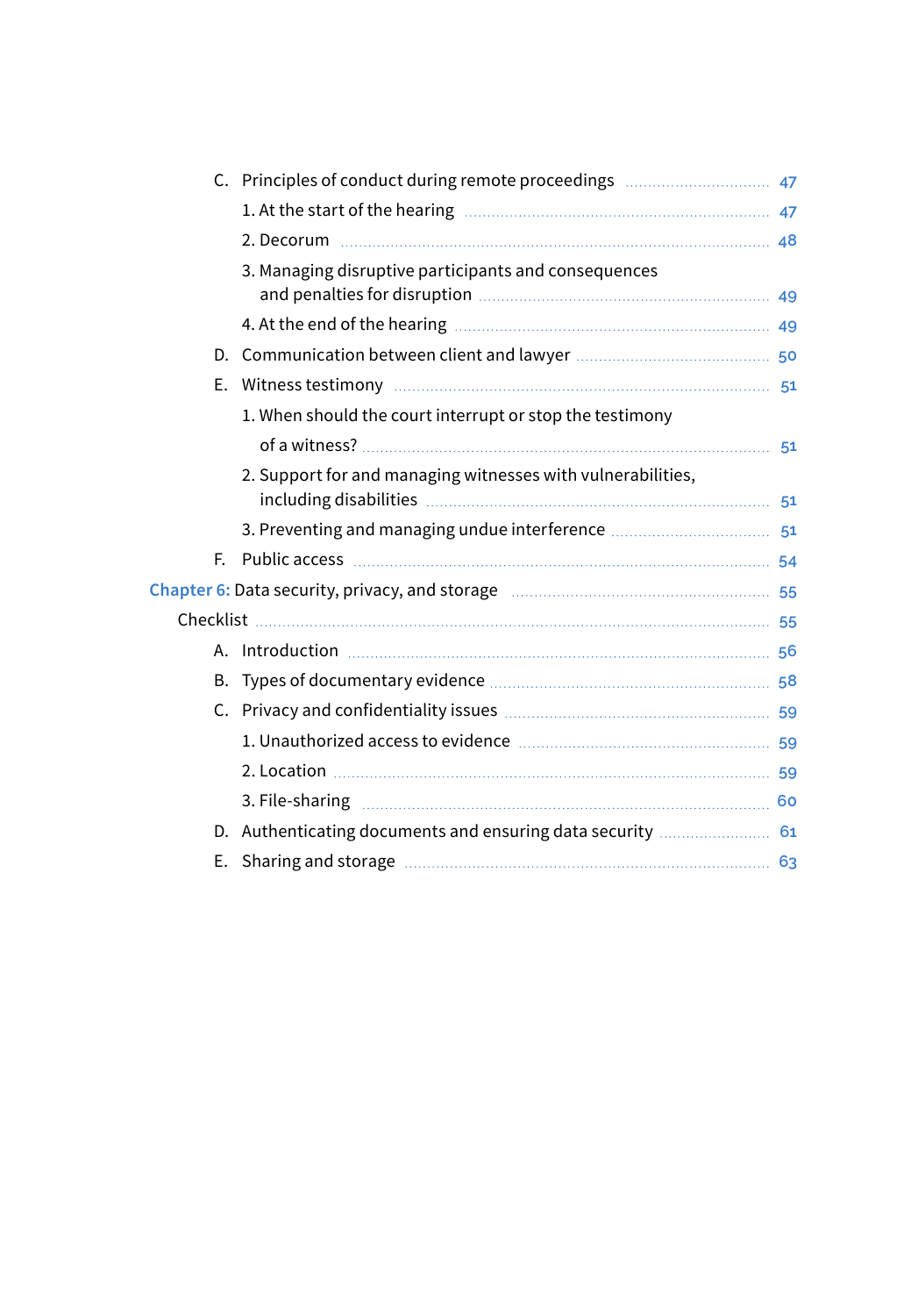- C. Principles of conduct during remote proceedings ........ 47
  - 1. At the start of the hearing ........ 47
  - 2. Decorum ........ 48
  - 3. Managing disruptive participants and consequences and penalties for disruption ........ 49
  - 4. At the end of the hearing ........ 49
- D. Communication between client and lawyer ........ 50
- E. Witness testimony ........ 51
  - 1. When should the court interrupt or stop the testimony of a witness? ........ 51
  - 2. Support for and managing witnesses with vulnerabilities, including disabilities ........ 51
  - 3. Preventing and managing undue interference ........ 51
- F. Public access ........ 54

**Chapter 6:** Data security, privacy, and storage ........ 55

Checklist ........ 55

- A. Introduction ........ 56
- B. Types of documentary evidence ........ 58
- C. Privacy and confidentiality issues ........ 59
  - 1. Unauthorized access to evidence ........ 59
  - 2. Location ........ 59
  - 3. File-sharing ........ 60
- D. Authenticating documents and ensuring data security ........ 61
- E. Sharing and storage ........ 63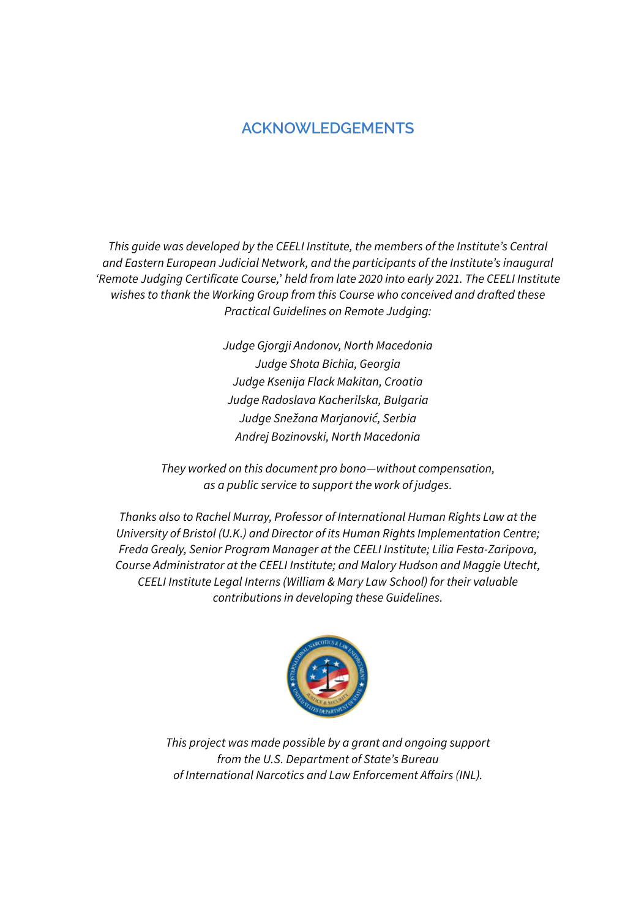# ACKNOWLEDGEMENTS

*This guide was developed by the CEELI Institute, the members of the Institute's Central and Eastern European Judicial Network, and the participants of the Institute's inaugural 'Remote Judging Certificate Course,' held from late 2020 into early 2021. The CEELI Institute wishes to thank the Working Group from this Course who conceived and drafted these Practical Guidelines on Remote Judging:*

*Judge Gjorgji Andonov, North Macedonia*
*Judge Shota Bichia, Georgia*
*Judge Ksenija Flack Makitan, Croatia*
*Judge Radoslava Kacherilska, Bulgaria*
*Judge Snežana Marjanović, Serbia*
*Andrej Bozinovski, North Macedonia*

*They worked on this document pro bono—without compensation, as a public service to support the work of judges.*

*Thanks also to Rachel Murray, Professor of International Human Rights Law at the University of Bristol (U.K.) and Director of its Human Rights Implementation Centre; Freda Grealy, Senior Program Manager at the CEELI Institute; Lilia Festa-Zaripova, Course Administrator at the CEELI Institute; and Malory Hudson and Maggie Utecht, CEELI Institute Legal Interns (William & Mary Law School) for their valuable contributions in developing these Guidelines.*

*This project was made possible by a grant and ongoing support from the U.S. Department of State's Bureau of International Narcotics and Law Enforcement Affairs (INL).*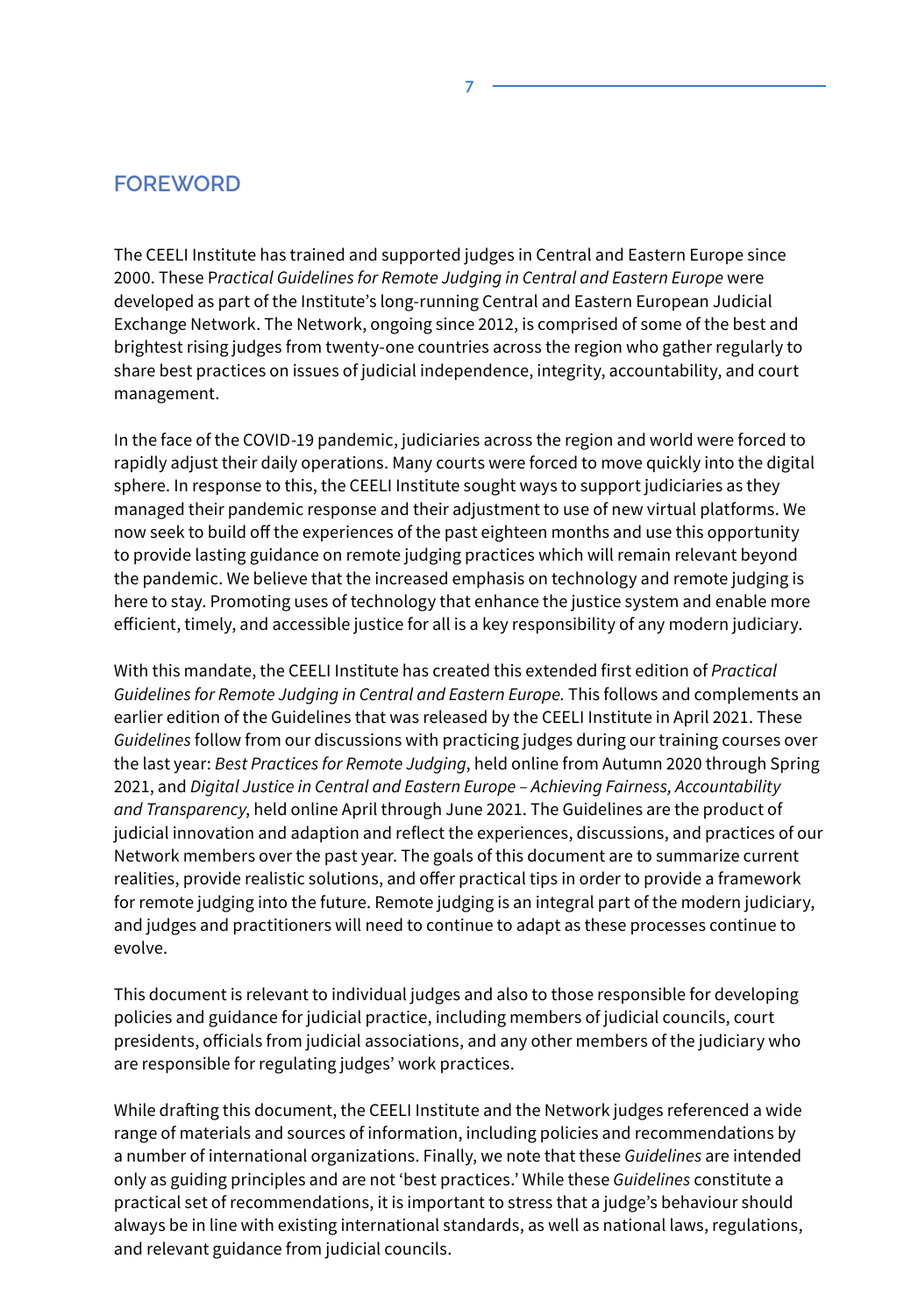## FOREWORD

The CEELI Institute has trained and supported judges in Central and Eastern Europe since 2000. These P*ractical Guidelines for Remote Judging in Central and Eastern Europe* were developed as part of the Institute's long-running Central and Eastern European Judicial Exchange Network. The Network, ongoing since 2012, is comprised of some of the best and brightest rising judges from twenty-one countries across the region who gather regularly to share best practices on issues of judicial independence, integrity, accountability, and court management.

In the face of the COVID-19 pandemic, judiciaries across the region and world were forced to rapidly adjust their daily operations. Many courts were forced to move quickly into the digital sphere. In response to this, the CEELI Institute sought ways to support judiciaries as they managed their pandemic response and their adjustment to use of new virtual platforms. We now seek to build off the experiences of the past eighteen months and use this opportunity to provide lasting guidance on remote judging practices which will remain relevant beyond the pandemic. We believe that the increased emphasis on technology and remote judging is here to stay. Promoting uses of technology that enhance the justice system and enable more efficient, timely, and accessible justice for all is a key responsibility of any modern judiciary.

With this mandate, the CEELI Institute has created this extended first edition of *Practical Guidelines for Remote Judging in Central and Eastern Europe.* This follows and complements an earlier edition of the Guidelines that was released by the CEELI Institute in April 2021. These *Guidelines* follow from our discussions with practicing judges during our training courses over the last year: *Best Practices for Remote Judging*, held online from Autumn 2020 through Spring 2021, and *Digital Justice in Central and Eastern Europe – Achieving Fairness, Accountability and Transparency*, held online April through June 2021. The Guidelines are the product of judicial innovation and adaption and reflect the experiences, discussions, and practices of our Network members over the past year. The goals of this document are to summarize current realities, provide realistic solutions, and offer practical tips in order to provide a framework for remote judging into the future. Remote judging is an integral part of the modern judiciary, and judges and practitioners will need to continue to adapt as these processes continue to evolve.

This document is relevant to individual judges and also to those responsible for developing policies and guidance for judicial practice, including members of judicial councils, court presidents, officials from judicial associations, and any other members of the judiciary who are responsible for regulating judges' work practices.

While drafting this document, the CEELI Institute and the Network judges referenced a wide range of materials and sources of information, including policies and recommendations by a number of international organizations. Finally, we note that these *Guidelines* are intended only as guiding principles and are not 'best practices.' While these *Guidelines* constitute a practical set of recommendations, it is important to stress that a judge's behaviour should always be in line with existing international standards, as well as national laws, regulations, and relevant guidance from judicial councils.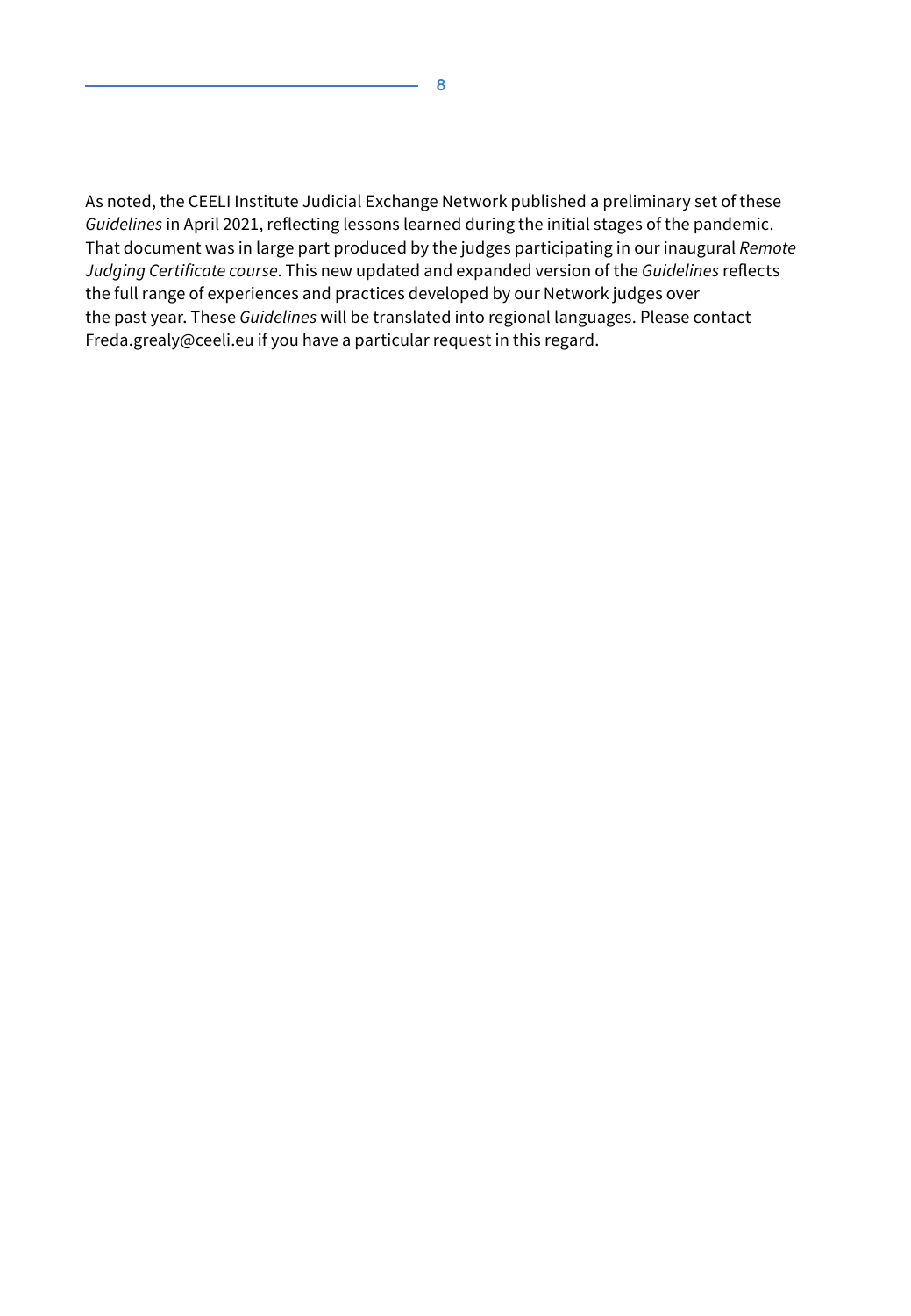As noted, the CEELI Institute Judicial Exchange Network published a preliminary set of these *Guidelines* in April 2021, reflecting lessons learned during the initial stages of the pandemic. That document was in large part produced by the judges participating in our inaugural *Remote Judging Certificate course*. This new updated and expanded version of the *Guidelines* reflects the full range of experiences and practices developed by our Network judges over the past year. These *Guidelines* will be translated into regional languages. Please contact Freda.grealy@ceeli.eu if you have a particular request in this regard.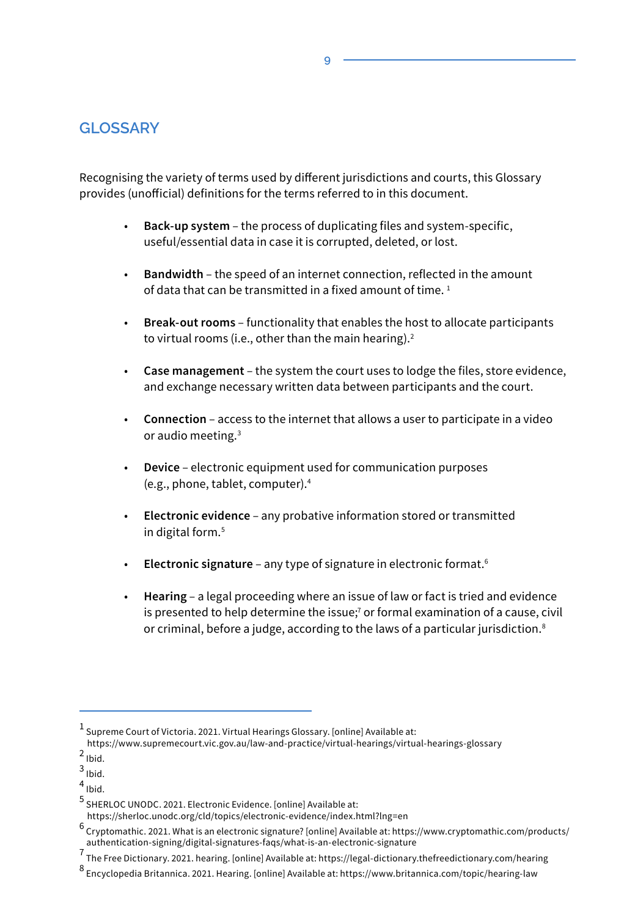## GLOSSARY

Recognising the variety of terms used by different jurisdictions and courts, this Glossary provides (unofficial) definitions for the terms referred to in this document.

- **Back-up system** – the process of duplicating files and system-specific, useful/essential data in case it is corrupted, deleted, or lost.
- **Bandwidth** – the speed of an internet connection, reflected in the amount of data that can be transmitted in a fixed amount of time. [1]
- **Break-out rooms** – functionality that enables the host to allocate participants to virtual rooms (i.e., other than the main hearing).[2]
- **Case management** – the system the court uses to lodge the files, store evidence, and exchange necessary written data between participants and the court.
- **Connection** – access to the internet that allows a user to participate in a video or audio meeting.[3]
- **Device** – electronic equipment used for communication purposes (e.g., phone, tablet, computer).[4]
- **Electronic evidence** – any probative information stored or transmitted in digital form.[5]
- **Electronic signature** – any type of signature in electronic format.[6]
- **Hearing** – a legal proceeding where an issue of law or fact is tried and evidence is presented to help determine the issue;[7] or formal examination of a cause, civil or criminal, before a judge, according to the laws of a particular jurisdiction.[8]

---

[1] Supreme Court of Victoria. 2021. Virtual Hearings Glossary. [online] Available at: https://www.supremecourt.vic.gov.au/law-and-practice/virtual-hearings/virtual-hearings-glossary

[2] Ibid.

[3] Ibid.

[4] Ibid.

[5] SHERLOC UNODC. 2021. Electronic Evidence. [online] Available at: https://sherloc.unodc.org/cld/topics/electronic-evidence/index.html?lng=en

[6] Cryptomathic. 2021. What is an electronic signature? [online] Available at: https://www.cryptomathic.com/products/authentication-signing/digital-signatures-faqs/what-is-an-electronic-signature

[7] The Free Dictionary. 2021. hearing. [online] Available at: https://legal-dictionary.thefreedictionary.com/hearing

[8] Encyclopedia Britannica. 2021. Hearing. [online] Available at: https://www.britannica.com/topic/hearing-law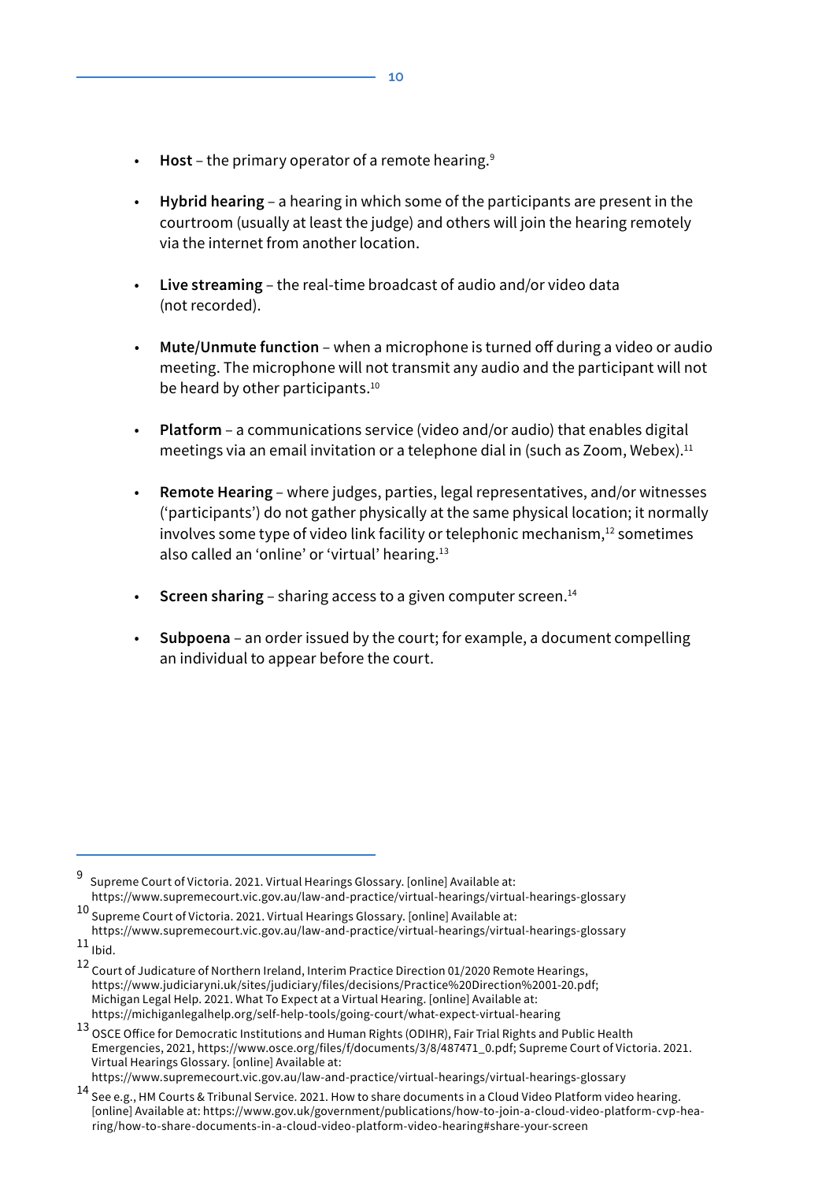- **Host** – the primary operator of a remote hearing.[9]

- **Hybrid hearing** – a hearing in which some of the participants are present in the courtroom (usually at least the judge) and others will join the hearing remotely via the internet from another location.

- **Live streaming** – the real-time broadcast of audio and/or video data (not recorded).

- **Mute/Unmute function** – when a microphone is turned off during a video or audio meeting. The microphone will not transmit any audio and the participant will not be heard by other participants.[10]

- **Platform** – a communications service (video and/or audio) that enables digital meetings via an email invitation or a telephone dial in (such as Zoom, Webex).[11]

- **Remote Hearing** – where judges, parties, legal representatives, and/or witnesses ('participants') do not gather physically at the same physical location; it normally involves some type of video link facility or telephonic mechanism,[12] sometimes also called an 'online' or 'virtual' hearing.[13]

- **Screen sharing** – sharing access to a given computer screen.[14]

- **Subpoena** – an order issued by the court; for example, a document compelling an individual to appear before the court.

---

[9] Supreme Court of Victoria. 2021. Virtual Hearings Glossary. [online] Available at: https://www.supremecourt.vic.gov.au/law-and-practice/virtual-hearings/virtual-hearings-glossary

[10] Supreme Court of Victoria. 2021. Virtual Hearings Glossary. [online] Available at: https://www.supremecourt.vic.gov.au/law-and-practice/virtual-hearings/virtual-hearings-glossary

[11] Ibid.

[12] Court of Judicature of Northern Ireland, Interim Practice Direction 01/2020 Remote Hearings, https://www.judiciaryni.uk/sites/judiciary/files/decisions/Practice%20Direction%2001-20.pdf; Michigan Legal Help. 2021. What To Expect at a Virtual Hearing. [online] Available at: https://michiganlegalhelp.org/self-help-tools/going-court/what-expect-virtual-hearing

[13] OSCE Office for Democratic Institutions and Human Rights (ODIHR), Fair Trial Rights and Public Health Emergencies, 2021, https://www.osce.org/files/f/documents/3/8/487471_0.pdf; Supreme Court of Victoria. 2021. Virtual Hearings Glossary. [online] Available at: https://www.supremecourt.vic.gov.au/law-and-practice/virtual-hearings/virtual-hearings-glossary

[14] See e.g., HM Courts & Tribunal Service. 2021. How to share documents in a Cloud Video Platform video hearing. [online] Available at: https://www.gov.uk/government/publications/how-to-join-a-cloud-video-platform-cvp-hearing/how-to-share-documents-in-a-cloud-video-platform-video-hearing#share-your-screen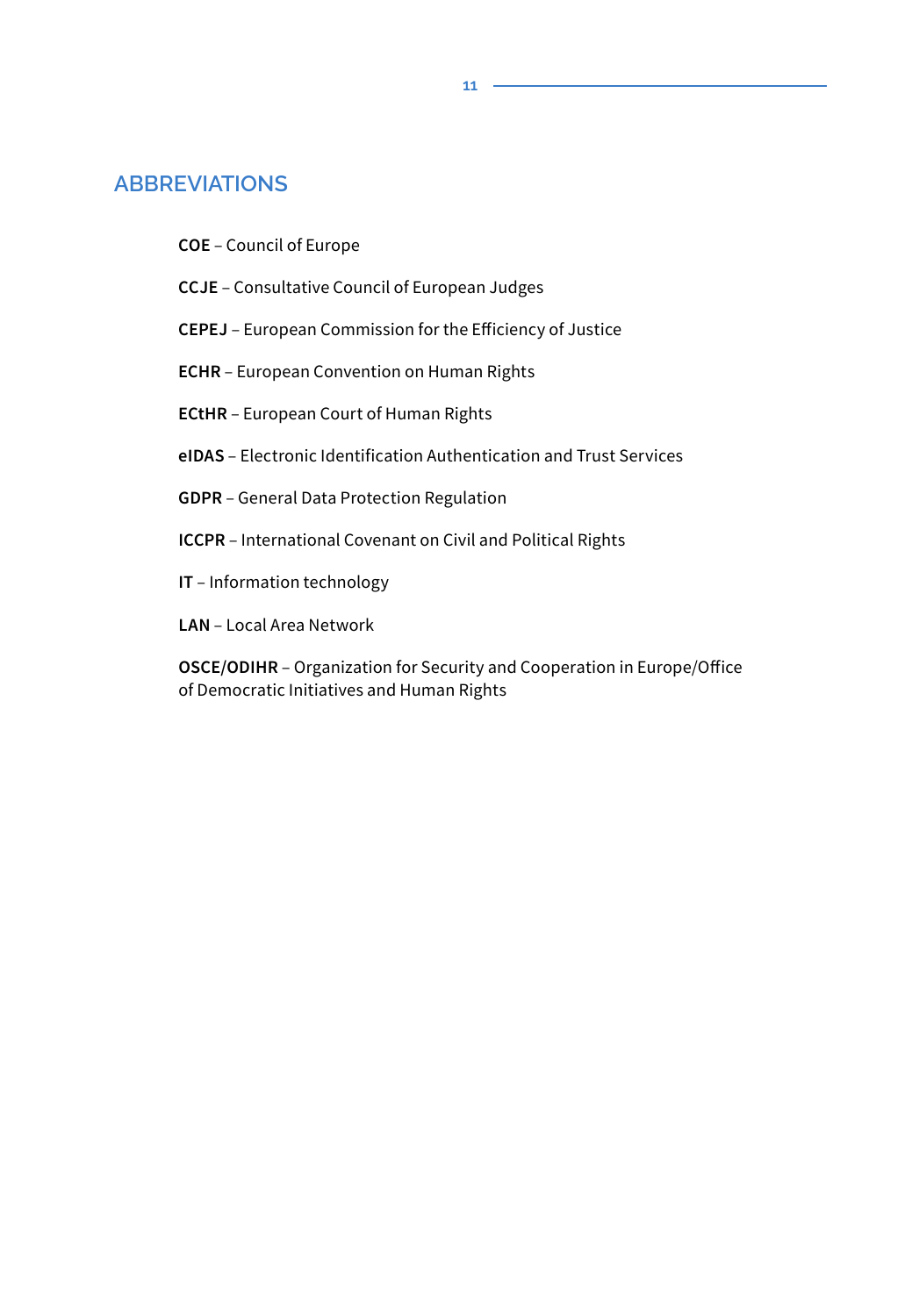## ABBREVIATIONS

**COE** – Council of Europe

**CCJE** – Consultative Council of European Judges

**CEPEJ** – European Commission for the Efficiency of Justice

**ECHR** – European Convention on Human Rights

**ECtHR** – European Court of Human Rights

**eIDAS** – Electronic Identification Authentication and Trust Services

**GDPR** – General Data Protection Regulation

**ICCPR** – International Covenant on Civil and Political Rights

**IT** – Information technology

**LAN** – Local Area Network

**OSCE/ODIHR** – Organization for Security and Cooperation in Europe/Office of Democratic Initiatives and Human Rights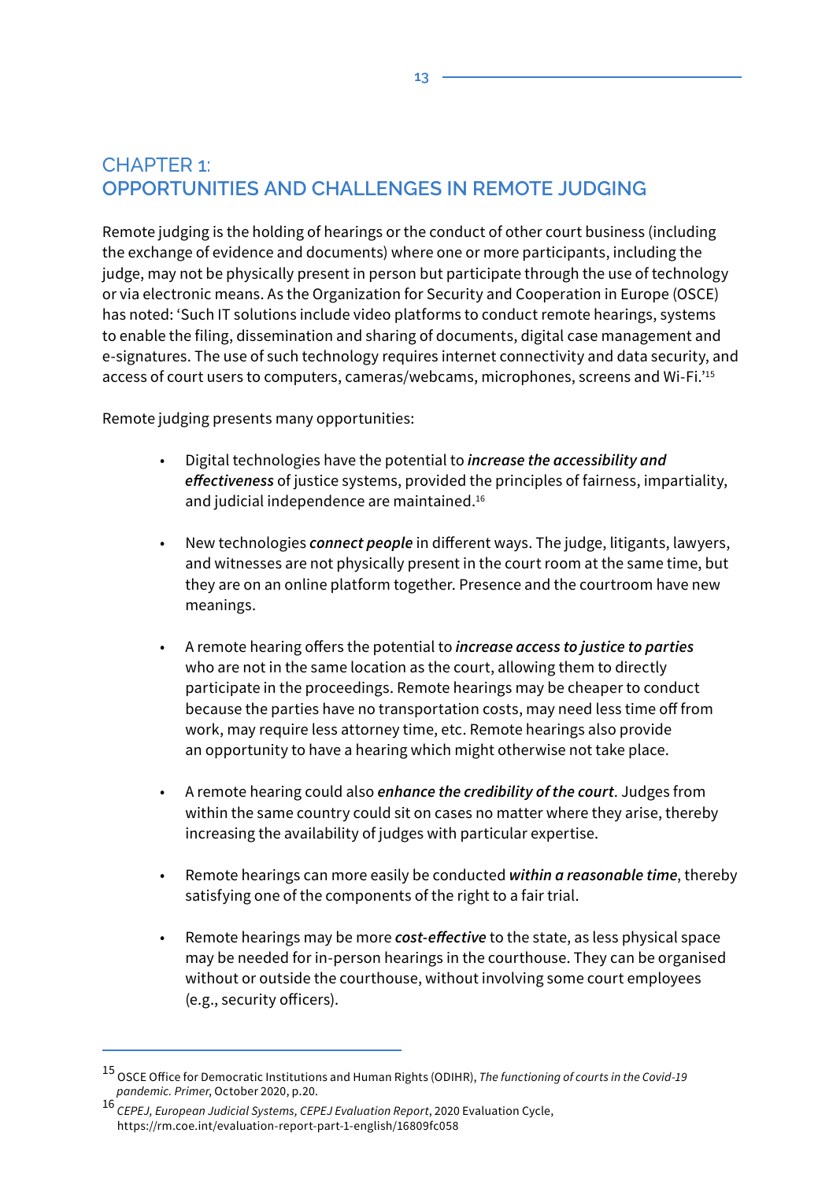## CHAPTER 1: OPPORTUNITIES AND CHALLENGES IN REMOTE JUDGING

Remote judging is the holding of hearings or the conduct of other court business (including the exchange of evidence and documents) where one or more participants, including the judge, may not be physically present in person but participate through the use of technology or via electronic means. As the Organization for Security and Cooperation in Europe (OSCE) has noted: 'Such IT solutions include video platforms to conduct remote hearings, systems to enable the filing, dissemination and sharing of documents, digital case management and e-signatures. The use of such technology requires internet connectivity and data security, and access of court users to computers, cameras/webcams, microphones, screens and Wi-Fi.'[15]

Remote judging presents many opportunities:

- Digital technologies have the potential to ***increase the accessibility and effectiveness*** of justice systems, provided the principles of fairness, impartiality, and judicial independence are maintained.[16]

- New technologies ***connect people*** in different ways. The judge, litigants, lawyers, and witnesses are not physically present in the court room at the same time, but they are on an online platform together. Presence and the courtroom have new meanings.

- A remote hearing offers the potential to ***increase access to justice to parties*** who are not in the same location as the court, allowing them to directly participate in the proceedings. Remote hearings may be cheaper to conduct because the parties have no transportation costs, may need less time off from work, may require less attorney time, etc. Remote hearings also provide an opportunity to have a hearing which might otherwise not take place.

- A remote hearing could also ***enhance the credibility of the court***. Judges from within the same country could sit on cases no matter where they arise, thereby increasing the availability of judges with particular expertise.

- Remote hearings can more easily be conducted ***within a reasonable time***, thereby satisfying one of the components of the right to a fair trial.

- Remote hearings may be more ***cost-effective*** to the state, as less physical space may be needed for in-person hearings in the courthouse. They can be organised without or outside the courthouse, without involving some court employees (e.g., security officers).

---

[15] OSCE Office for Democratic Institutions and Human Rights (ODIHR), *The functioning of courts in the Covid-19 pandemic. Primer*, October 2020, p.20.

[16] *CEPEJ, European Judicial Systems, CEPEJ Evaluation Report*, 2020 Evaluation Cycle, https://rm.coe.int/evaluation-report-part-1-english/16809fc058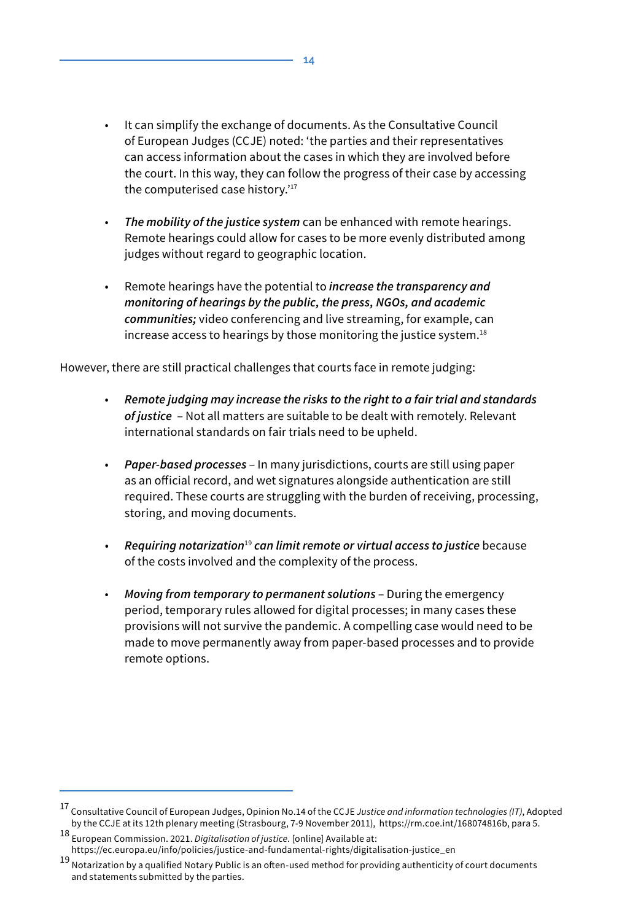- It can simplify the exchange of documents. As the Consultative Council of European Judges (CCJE) noted: 'the parties and their representatives can access information about the cases in which they are involved before the court. In this way, they can follow the progress of their case by accessing the computerised case history.'[17]

- ***The mobility of the justice system*** can be enhanced with remote hearings. Remote hearings could allow for cases to be more evenly distributed among judges without regard to geographic location.

- Remote hearings have the potential to ***increase the transparency and monitoring of hearings by the public, the press, NGOs, and academic communities;*** video conferencing and live streaming, for example, can increase access to hearings by those monitoring the justice system.[18]

However, there are still practical challenges that courts face in remote judging:

- ***Remote judging may increase the risks to the right to a fair trial and standards of justice*** – Not all matters are suitable to be dealt with remotely. Relevant international standards on fair trials need to be upheld.

- ***Paper-based processes*** – In many jurisdictions, courts are still using paper as an official record, and wet signatures alongside authentication are still required. These courts are struggling with the burden of receiving, processing, storing, and moving documents.

- ***Requiring notarization***[19] ***can limit remote or virtual access to justice*** because of the costs involved and the complexity of the process.

- ***Moving from temporary to permanent solutions*** – During the emergency period, temporary rules allowed for digital processes; in many cases these provisions will not survive the pandemic. A compelling case would need to be made to move permanently away from paper-based processes and to provide remote options.

---

[17] Consultative Council of European Judges, Opinion No.14 of the CCJE *Justice and information technologies (IT)*, Adopted by the CCJE at its 12th plenary meeting (Strasbourg, 7-9 November 2011), https://rm.coe.int/168074816b, para 5.

[18] European Commission. 2021. *Digitalisation of justice.* [online] Available at: https://ec.europa.eu/info/policies/justice-and-fundamental-rights/digitalisation-justice_en

[19] Notarization by a qualified Notary Public is an often-used method for providing authenticity of court documents and statements submitted by the parties.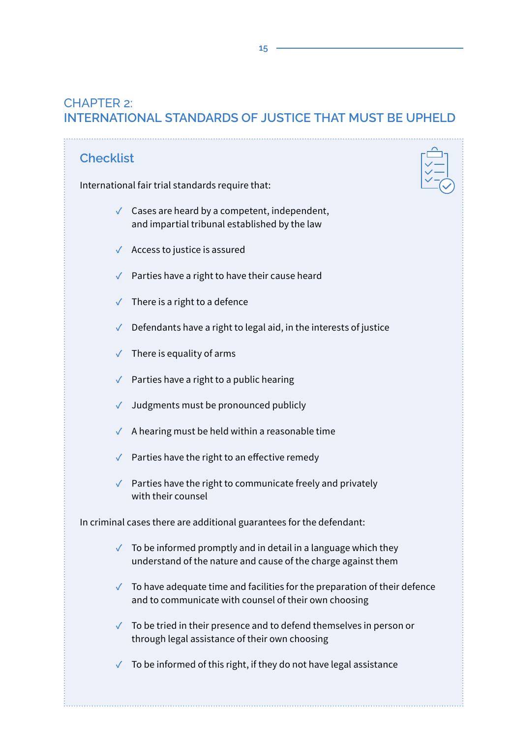# CHAPTER 2:
# INTERNATIONAL STANDARDS OF JUSTICE THAT MUST BE UPHELD

## Checklist

International fair trial standards require that:

- ✓ Cases are heard by a competent, independent, and impartial tribunal established by the law
- ✓ Access to justice is assured
- ✓ Parties have a right to have their cause heard
- ✓ There is a right to a defence
- ✓ Defendants have a right to legal aid, in the interests of justice
- ✓ There is equality of arms
- ✓ Parties have a right to a public hearing
- ✓ Judgments must be pronounced publicly
- ✓ A hearing must be held within a reasonable time
- ✓ Parties have the right to an effective remedy
- ✓ Parties have the right to communicate freely and privately with their counsel

In criminal cases there are additional guarantees for the defendant:

- ✓ To be informed promptly and in detail in a language which they understand of the nature and cause of the charge against them
- ✓ To have adequate time and facilities for the preparation of their defence and to communicate with counsel of their own choosing
- ✓ To be tried in their presence and to defend themselves in person or through legal assistance of their own choosing
- ✓ To be informed of this right, if they do not have legal assistance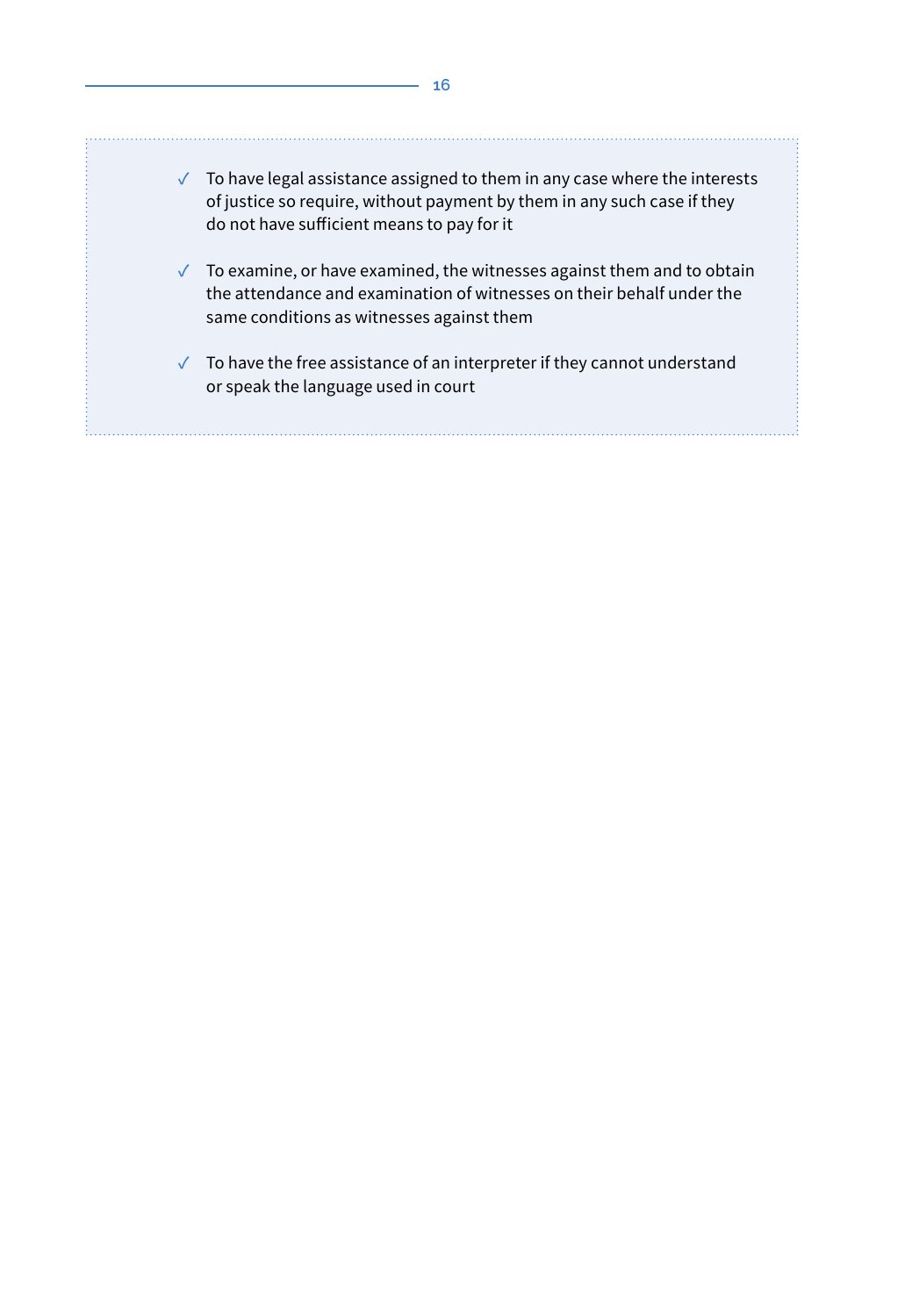- ✓ To have legal assistance assigned to them in any case where the interests of justice so require, without payment by them in any such case if they do not have sufficient means to pay for it
- ✓ To examine, or have examined, the witnesses against them and to obtain the attendance and examination of witnesses on their behalf under the same conditions as witnesses against them
- ✓ To have the free assistance of an interpreter if they cannot understand or speak the language used in court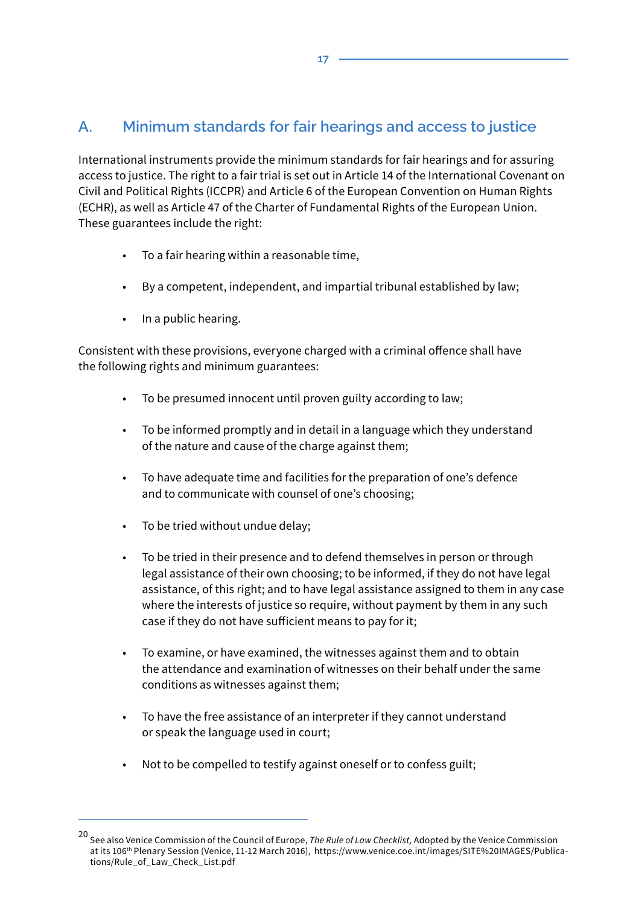## A. Minimum standards for fair hearings and access to justice

International instruments provide the minimum standards for fair hearings and for assuring access to justice. The right to a fair trial is set out in Article 14 of the International Covenant on Civil and Political Rights (ICCPR) and Article 6 of the European Convention on Human Rights (ECHR), as well as Article 47 of the Charter of Fundamental Rights of the European Union. These guarantees include the right:

- To a fair hearing within a reasonable time,
- By a competent, independent, and impartial tribunal established by law;
- In a public hearing.

Consistent with these provisions, everyone charged with a criminal offence shall have the following rights and minimum guarantees:

- To be presumed innocent until proven guilty according to law;
- To be informed promptly and in detail in a language which they understand of the nature and cause of the charge against them;
- To have adequate time and facilities for the preparation of one's defence and to communicate with counsel of one's choosing;
- To be tried without undue delay;
- To be tried in their presence and to defend themselves in person or through legal assistance of their own choosing; to be informed, if they do not have legal assistance, of this right; and to have legal assistance assigned to them in any case where the interests of justice so require, without payment by them in any such case if they do not have sufficient means to pay for it;
- To examine, or have examined, the witnesses against them and to obtain the attendance and examination of witnesses on their behalf under the same conditions as witnesses against them;
- To have the free assistance of an interpreter if they cannot understand or speak the language used in court;
- Not to be compelled to testify against oneself or to confess guilt;

---

[20] See also Venice Commission of the Council of Europe, *The Rule of Law Checklist,* Adopted by the Venice Commission at its 106th Plenary Session (Venice, 11-12 March 2016), https://www.venice.coe.int/images/SITE%20IMAGES/Publications/Rule_of_Law_Check_List.pdf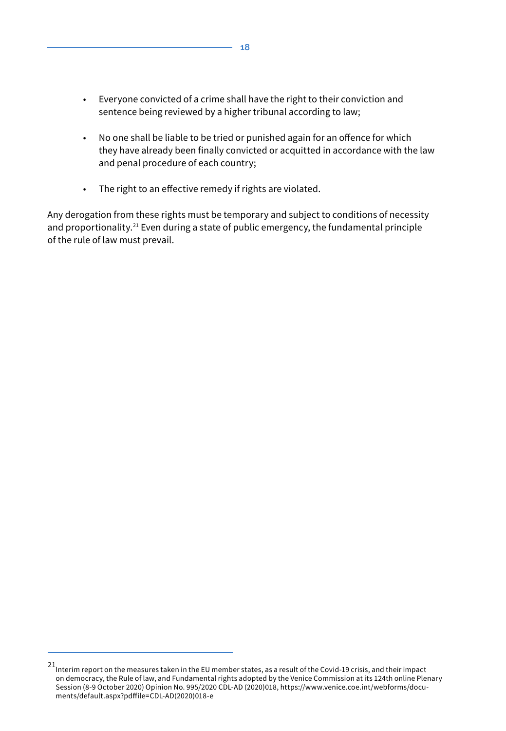- Everyone convicted of a crime shall have the right to their conviction and sentence being reviewed by a higher tribunal according to law;

- No one shall be liable to be tried or punished again for an offence for which they have already been finally convicted or acquitted in accordance with the law and penal procedure of each country;

- The right to an effective remedy if rights are violated.

Any derogation from these rights must be temporary and subject to conditions of necessity and proportionality.[21] Even during a state of public emergency, the fundamental principle of the rule of law must prevail.

---

[21] Interim report on the measures taken in the EU member states, as a result of the Covid-19 crisis, and their impact on democracy, the Rule of law, and Fundamental rights adopted by the Venice Commission at its 124th online Plenary Session (8-9 October 2020) Opinion No. 995/2020 CDL-AD (2020)018, https://www.venice.coe.int/webforms/documents/default.aspx?pdffile=CDL-AD(2020)018-e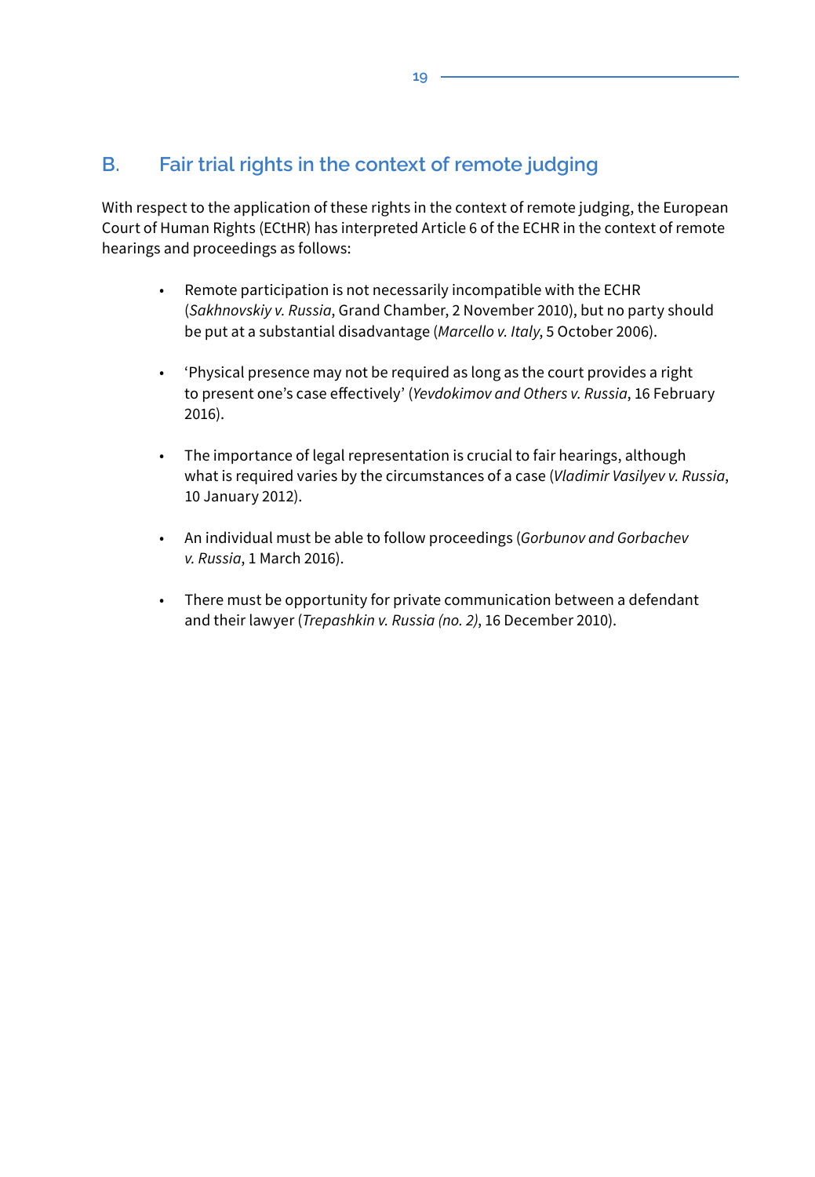## B. Fair trial rights in the context of remote judging

With respect to the application of these rights in the context of remote judging, the European Court of Human Rights (ECtHR) has interpreted Article 6 of the ECHR in the context of remote hearings and proceedings as follows:

- Remote participation is not necessarily incompatible with the ECHR (*Sakhnovskiy v. Russia*, Grand Chamber, 2 November 2010), but no party should be put at a substantial disadvantage (*Marcello v. Italy*, 5 October 2006).
- 'Physical presence may not be required as long as the court provides a right to present one's case effectively' (*Yevdokimov and Others v. Russia*, 16 February 2016).
- The importance of legal representation is crucial to fair hearings, although what is required varies by the circumstances of a case (*Vladimir Vasilyev v. Russia*, 10 January 2012).
- An individual must be able to follow proceedings (*Gorbunov and Gorbachev v. Russia*, 1 March 2016).
- There must be opportunity for private communication between a defendant and their lawyer (*Trepashkin v. Russia (no. 2)*, 16 December 2010).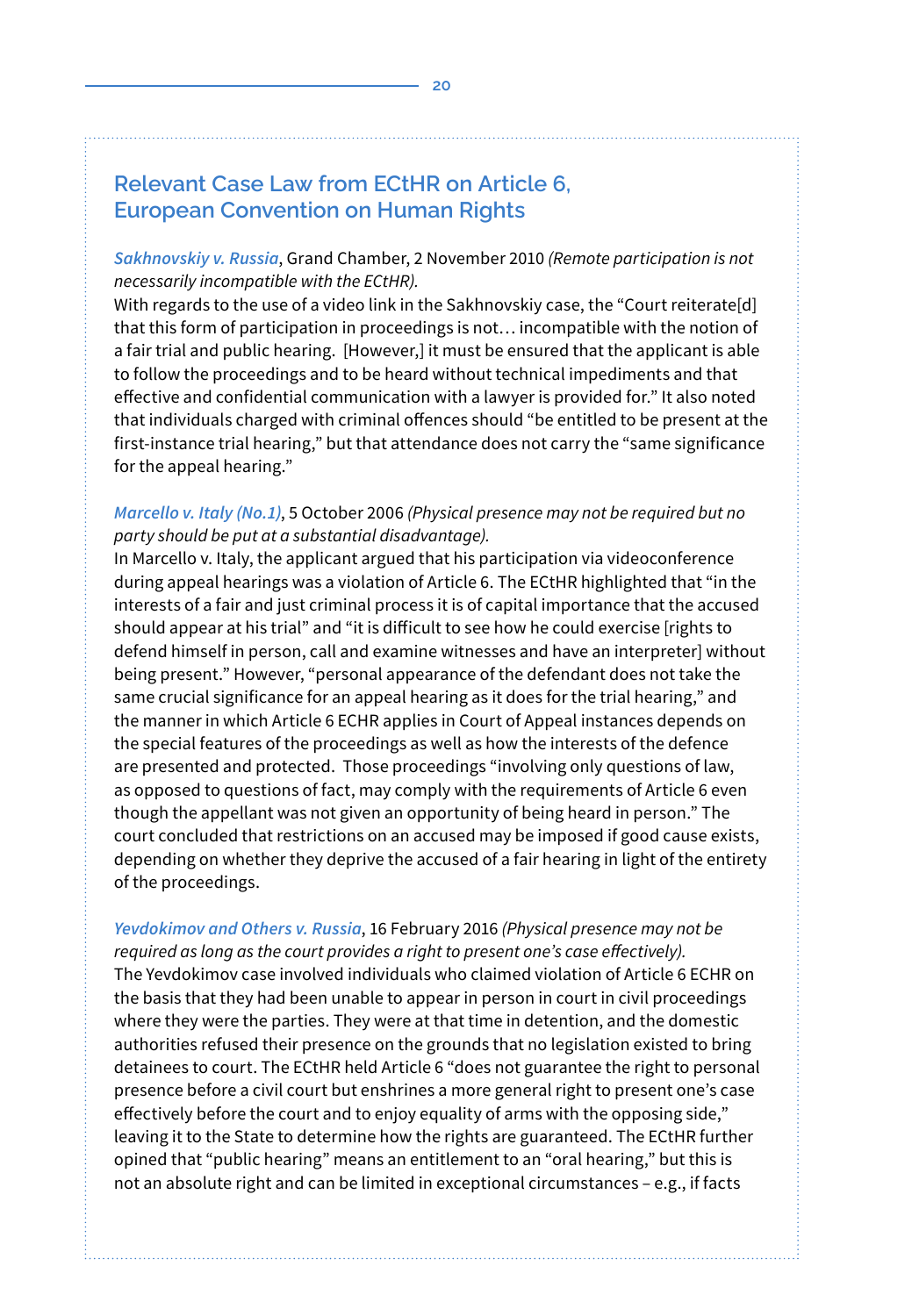## Relevant Case Law from ECtHR on Article 6, European Convention on Human Rights

*Sakhnovskiy v. Russia*, Grand Chamber, 2 November 2010 *(Remote participation is not necessarily incompatible with the ECtHR).*
With regards to the use of a video link in the Sakhnovskiy case, the "Court reiterate[d] that this form of participation in proceedings is not… incompatible with the notion of a fair trial and public hearing. [However,] it must be ensured that the applicant is able to follow the proceedings and to be heard without technical impediments and that effective and confidential communication with a lawyer is provided for." It also noted that individuals charged with criminal offences should "be entitled to be present at the first-instance trial hearing," but that attendance does not carry the "same significance for the appeal hearing."

*Marcello v. Italy (No.1)*, 5 October 2006 *(Physical presence may not be required but no party should be put at a substantial disadvantage).*
In Marcello v. Italy, the applicant argued that his participation via videoconference during appeal hearings was a violation of Article 6. The ECtHR highlighted that "in the interests of a fair and just criminal process it is of capital importance that the accused should appear at his trial" and "it is difficult to see how he could exercise [rights to defend himself in person, call and examine witnesses and have an interpreter] without being present." However, "personal appearance of the defendant does not take the same crucial significance for an appeal hearing as it does for the trial hearing," and the manner in which Article 6 ECHR applies in Court of Appeal instances depends on the special features of the proceedings as well as how the interests of the defence are presented and protected. Those proceedings "involving only questions of law, as opposed to questions of fact, may comply with the requirements of Article 6 even though the appellant was not given an opportunity of being heard in person." The court concluded that restrictions on an accused may be imposed if good cause exists, depending on whether they deprive the accused of a fair hearing in light of the entirety of the proceedings.

*Yevdokimov and Others v. Russia*, 16 February 2016 *(Physical presence may not be required as long as the court provides a right to present one's case effectively).*
The Yevdokimov case involved individuals who claimed violation of Article 6 ECHR on the basis that they had been unable to appear in person in court in civil proceedings where they were the parties. They were at that time in detention, and the domestic authorities refused their presence on the grounds that no legislation existed to bring detainees to court. The ECtHR held Article 6 "does not guarantee the right to personal presence before a civil court but enshrines a more general right to present one's case effectively before the court and to enjoy equality of arms with the opposing side," leaving it to the State to determine how the rights are guaranteed. The ECtHR further opined that "public hearing" means an entitlement to an "oral hearing," but this is not an absolute right and can be limited in exceptional circumstances – e.g., if facts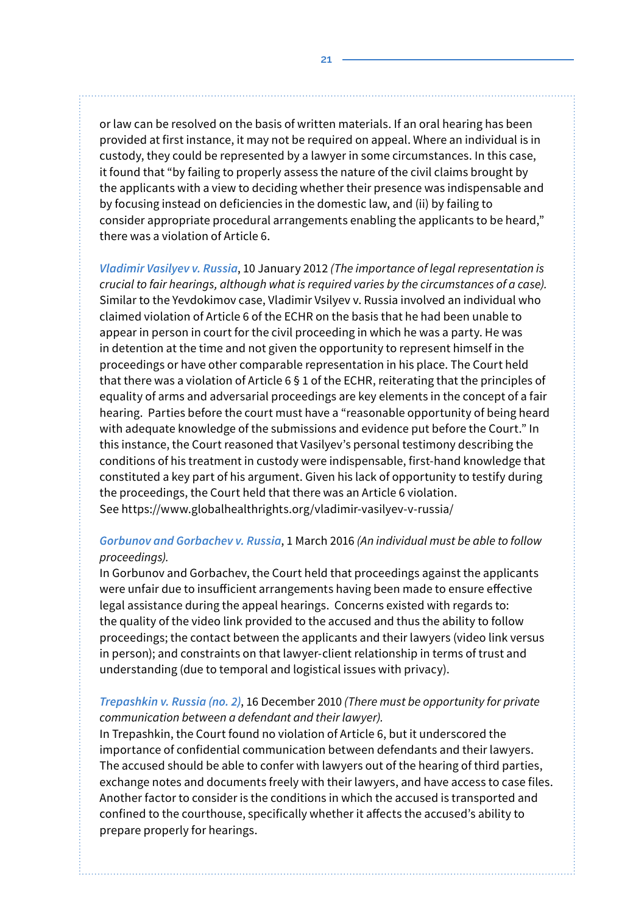or law can be resolved on the basis of written materials. If an oral hearing has been provided at first instance, it may not be required on appeal. Where an individual is in custody, they could be represented by a lawyer in some circumstances. In this case, it found that "by failing to properly assess the nature of the civil claims brought by the applicants with a view to deciding whether their presence was indispensable and by focusing instead on deficiencies in the domestic law, and (ii) by failing to consider appropriate procedural arrangements enabling the applicants to be heard," there was a violation of Article 6.

***Vladimir Vasilyev v. Russia***, 10 January 2012 *(The importance of legal representation is crucial to fair hearings, although what is required varies by the circumstances of a case).*
Similar to the Yevdokimov case, Vladimir Vsilyev v. Russia involved an individual who claimed violation of Article 6 of the ECHR on the basis that he had been unable to appear in person in court for the civil proceeding in which he was a party. He was in detention at the time and not given the opportunity to represent himself in the proceedings or have other comparable representation in his place. The Court held that there was a violation of Article 6 § 1 of the ECHR, reiterating that the principles of equality of arms and adversarial proceedings are key elements in the concept of a fair hearing. Parties before the court must have a "reasonable opportunity of being heard with adequate knowledge of the submissions and evidence put before the Court." In this instance, the Court reasoned that Vasilyev's personal testimony describing the conditions of his treatment in custody were indispensable, first-hand knowledge that constituted a key part of his argument. Given his lack of opportunity to testify during the proceedings, the Court held that there was an Article 6 violation.
See https://www.globalhealthrights.org/vladimir-vasilyev-v-russia/

***Gorbunov and Gorbachev v. Russia***, 1 March 2016 *(An individual must be able to follow proceedings).*
In Gorbunov and Gorbachev, the Court held that proceedings against the applicants were unfair due to insufficient arrangements having been made to ensure effective legal assistance during the appeal hearings. Concerns existed with regards to: the quality of the video link provided to the accused and thus the ability to follow proceedings; the contact between the applicants and their lawyers (video link versus in person); and constraints on that lawyer-client relationship in terms of trust and understanding (due to temporal and logistical issues with privacy).

***Trepashkin v. Russia (no. 2)***, 16 December 2010 *(There must be opportunity for private communication between a defendant and their lawyer).*
In Trepashkin, the Court found no violation of Article 6, but it underscored the importance of confidential communication between defendants and their lawyers. The accused should be able to confer with lawyers out of the hearing of third parties, exchange notes and documents freely with their lawyers, and have access to case files. Another factor to consider is the conditions in which the accused is transported and confined to the courthouse, specifically whether it affects the accused's ability to prepare properly for hearings.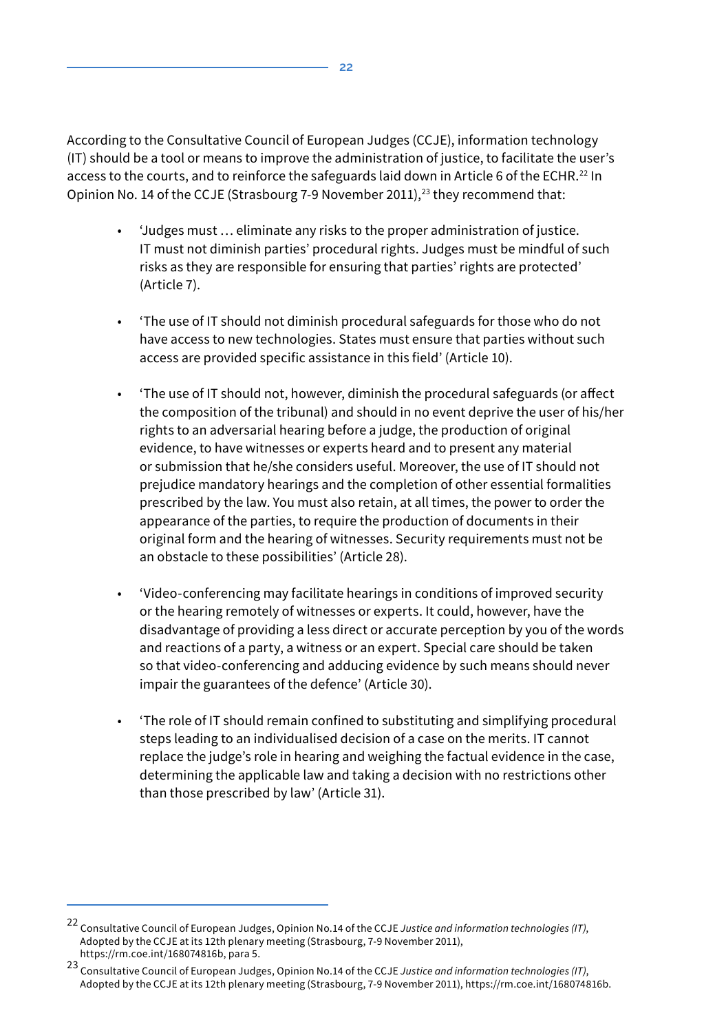According to the Consultative Council of European Judges (CCJE), information technology (IT) should be a tool or means to improve the administration of justice, to facilitate the user's access to the courts, and to reinforce the safeguards laid down in Article 6 of the ECHR.[22] In Opinion No. 14 of the CCJE (Strasbourg 7-9 November 2011),[23] they recommend that:

- 'Judges must … eliminate any risks to the proper administration of justice. IT must not diminish parties' procedural rights. Judges must be mindful of such risks as they are responsible for ensuring that parties' rights are protected' (Article 7).

- 'The use of IT should not diminish procedural safeguards for those who do not have access to new technologies. States must ensure that parties without such access are provided specific assistance in this field' (Article 10).

- 'The use of IT should not, however, diminish the procedural safeguards (or affect the composition of the tribunal) and should in no event deprive the user of his/her rights to an adversarial hearing before a judge, the production of original evidence, to have witnesses or experts heard and to present any material or submission that he/she considers useful. Moreover, the use of IT should not prejudice mandatory hearings and the completion of other essential formalities prescribed by the law. You must also retain, at all times, the power to order the appearance of the parties, to require the production of documents in their original form and the hearing of witnesses. Security requirements must not be an obstacle to these possibilities' (Article 28).

- 'Video-conferencing may facilitate hearings in conditions of improved security or the hearing remotely of witnesses or experts. It could, however, have the disadvantage of providing a less direct or accurate perception by you of the words and reactions of a party, a witness or an expert. Special care should be taken so that video-conferencing and adducing evidence by such means should never impair the guarantees of the defence' (Article 30).

- 'The role of IT should remain confined to substituting and simplifying procedural steps leading to an individualised decision of a case on the merits. IT cannot replace the judge's role in hearing and weighing the factual evidence in the case, determining the applicable law and taking a decision with no restrictions other than those prescribed by law' (Article 31).

---

[22] Consultative Council of European Judges, Opinion No.14 of the CCJE *Justice and information technologies (IT)*, Adopted by the CCJE at its 12th plenary meeting (Strasbourg, 7-9 November 2011), https://rm.coe.int/168074816b, para 5.

[23] Consultative Council of European Judges, Opinion No.14 of the CCJE *Justice and information technologies (IT)*, Adopted by the CCJE at its 12th plenary meeting (Strasbourg, 7-9 November 2011), https://rm.coe.int/168074816b.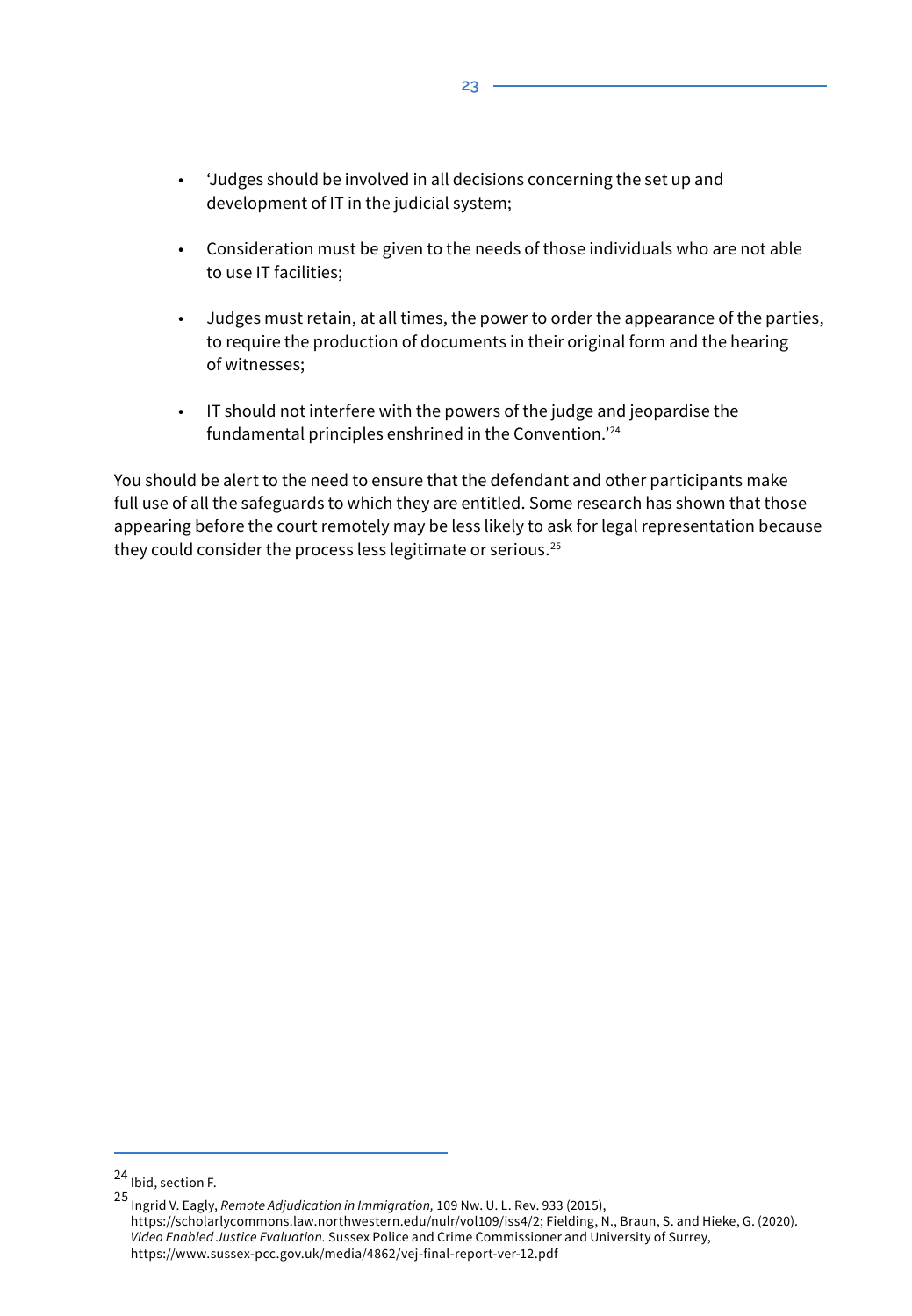- 'Judges should be involved in all decisions concerning the set up and development of IT in the judicial system;

- Consideration must be given to the needs of those individuals who are not able to use IT facilities;

- Judges must retain, at all times, the power to order the appearance of the parties, to require the production of documents in their original form and the hearing of witnesses;

- IT should not interfere with the powers of the judge and jeopardise the fundamental principles enshrined in the Convention.'[24]

You should be alert to the need to ensure that the defendant and other participants make full use of all the safeguards to which they are entitled. Some research has shown that those appearing before the court remotely may be less likely to ask for legal representation because they could consider the process less legitimate or serious.[25]

---

[24] Ibid, section F.

[25] Ingrid V. Eagly, *Remote Adjudication in Immigration,* 109 Nw. U. L. Rev. 933 (2015), https://scholarlycommons.law.northwestern.edu/nulr/vol109/iss4/2; Fielding, N., Braun, S. and Hieke, G. (2020). *Video Enabled Justice Evaluation.* Sussex Police and Crime Commissioner and University of Surrey, https://www.sussex-pcc.gov.uk/media/4862/vej-final-report-ver-12.pdf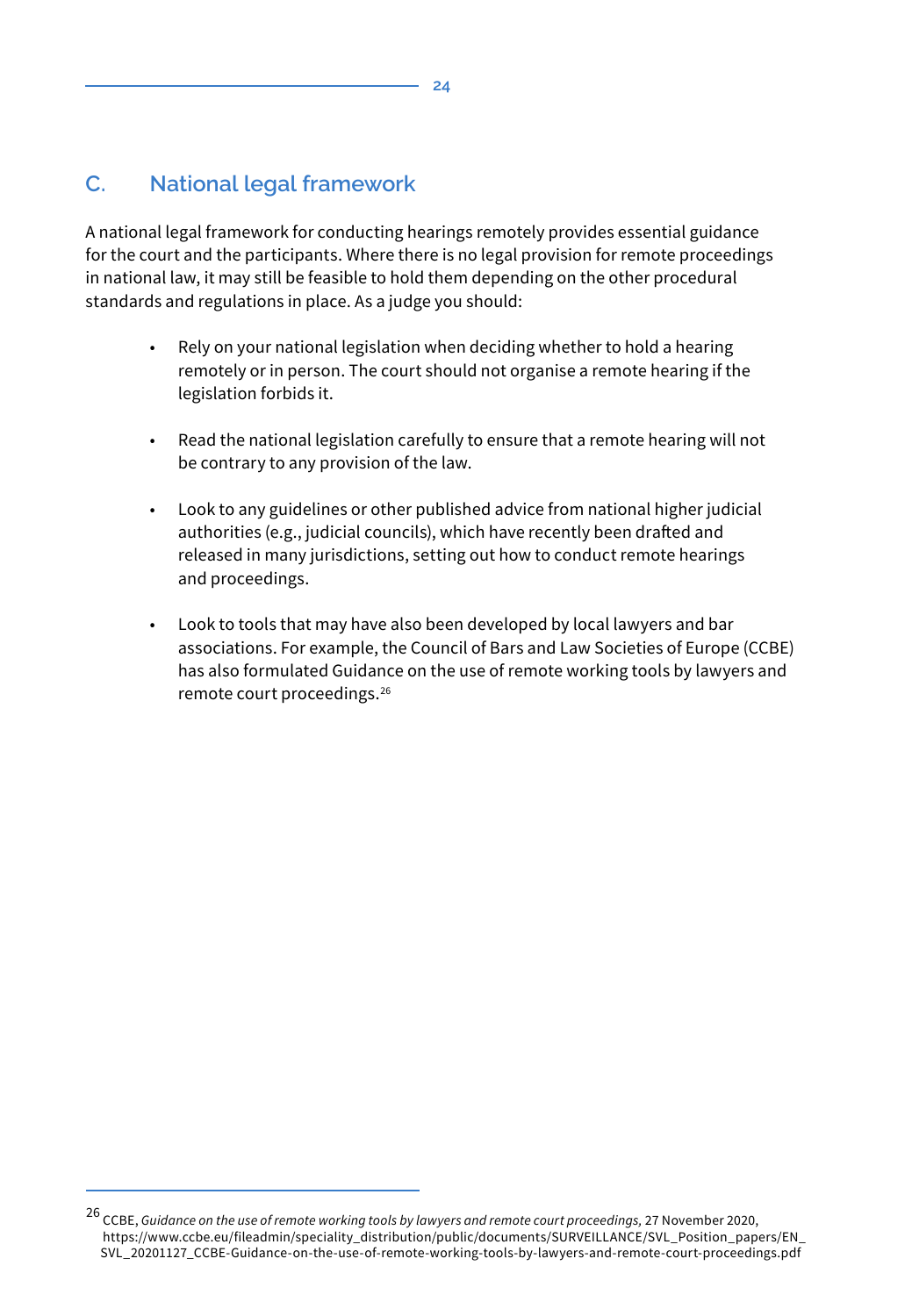## C. National legal framework

A national legal framework for conducting hearings remotely provides essential guidance for the court and the participants. Where there is no legal provision for remote proceedings in national law, it may still be feasible to hold them depending on the other procedural standards and regulations in place. As a judge you should:

- Rely on your national legislation when deciding whether to hold a hearing remotely or in person. The court should not organise a remote hearing if the legislation forbids it.
- Read the national legislation carefully to ensure that a remote hearing will not be contrary to any provision of the law.
- Look to any guidelines or other published advice from national higher judicial authorities (e.g., judicial councils), which have recently been drafted and released in many jurisdictions, setting out how to conduct remote hearings and proceedings.
- Look to tools that may have also been developed by local lawyers and bar associations. For example, the Council of Bars and Law Societies of Europe (CCBE) has also formulated Guidance on the use of remote working tools by lawyers and remote court proceedings.[26]

---

[26] CCBE, *Guidance on the use of remote working tools by lawyers and remote court proceedings,* 27 November 2020, https://www.ccbe.eu/fileadmin/speciality_distribution/public/documents/SURVEILLANCE/SVL_Position_papers/EN_SVL_20201127_CCBE-Guidance-on-the-use-of-remote-working-tools-by-lawyers-and-remote-court-proceedings.pdf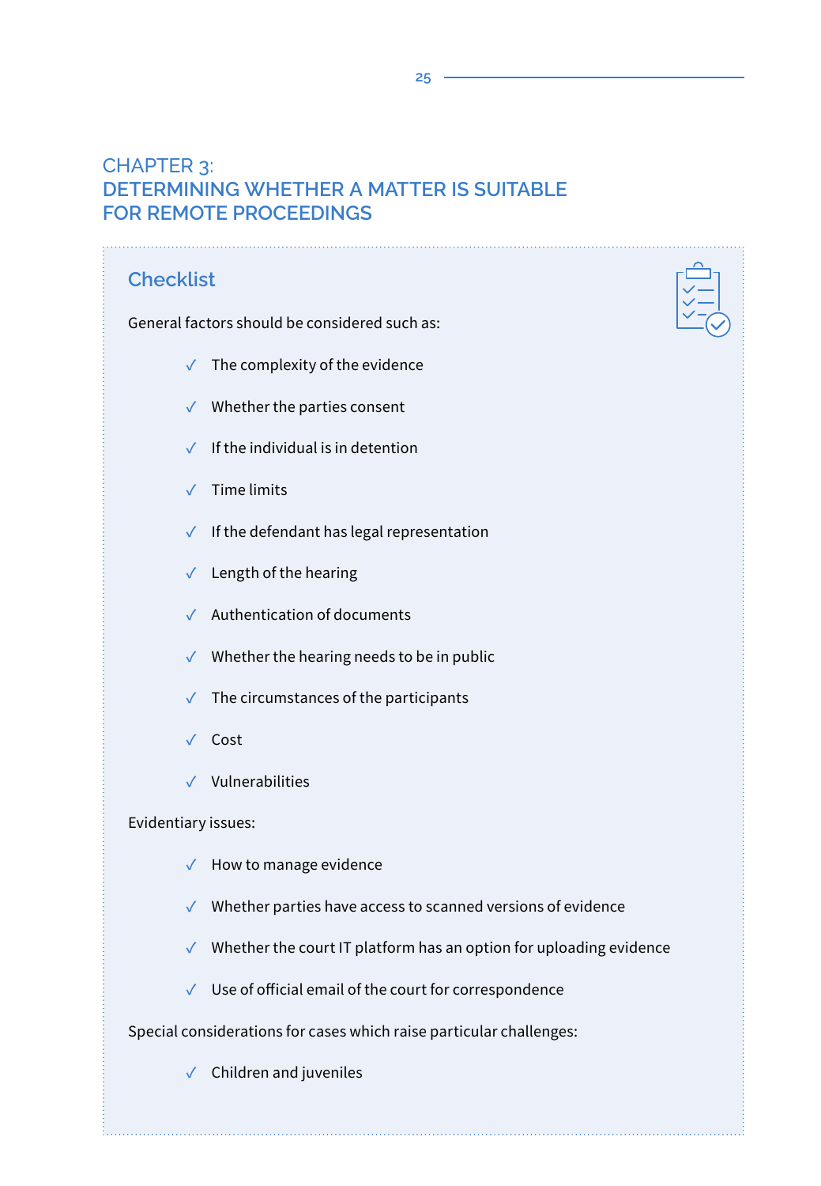# CHAPTER 3: DETERMINING WHETHER A MATTER IS SUITABLE FOR REMOTE PROCEEDINGS

## Checklist

General factors should be considered such as:

- ✓ The complexity of the evidence
- ✓ Whether the parties consent
- ✓ If the individual is in detention
- ✓ Time limits
- ✓ If the defendant has legal representation
- ✓ Length of the hearing
- ✓ Authentication of documents
- ✓ Whether the hearing needs to be in public
- ✓ The circumstances of the participants
- ✓ Cost
- ✓ Vulnerabilities

Evidentiary issues:

- ✓ How to manage evidence
- ✓ Whether parties have access to scanned versions of evidence
- ✓ Whether the court IT platform has an option for uploading evidence
- ✓ Use of official email of the court for correspondence

Special considerations for cases which raise particular challenges:

- ✓ Children and juveniles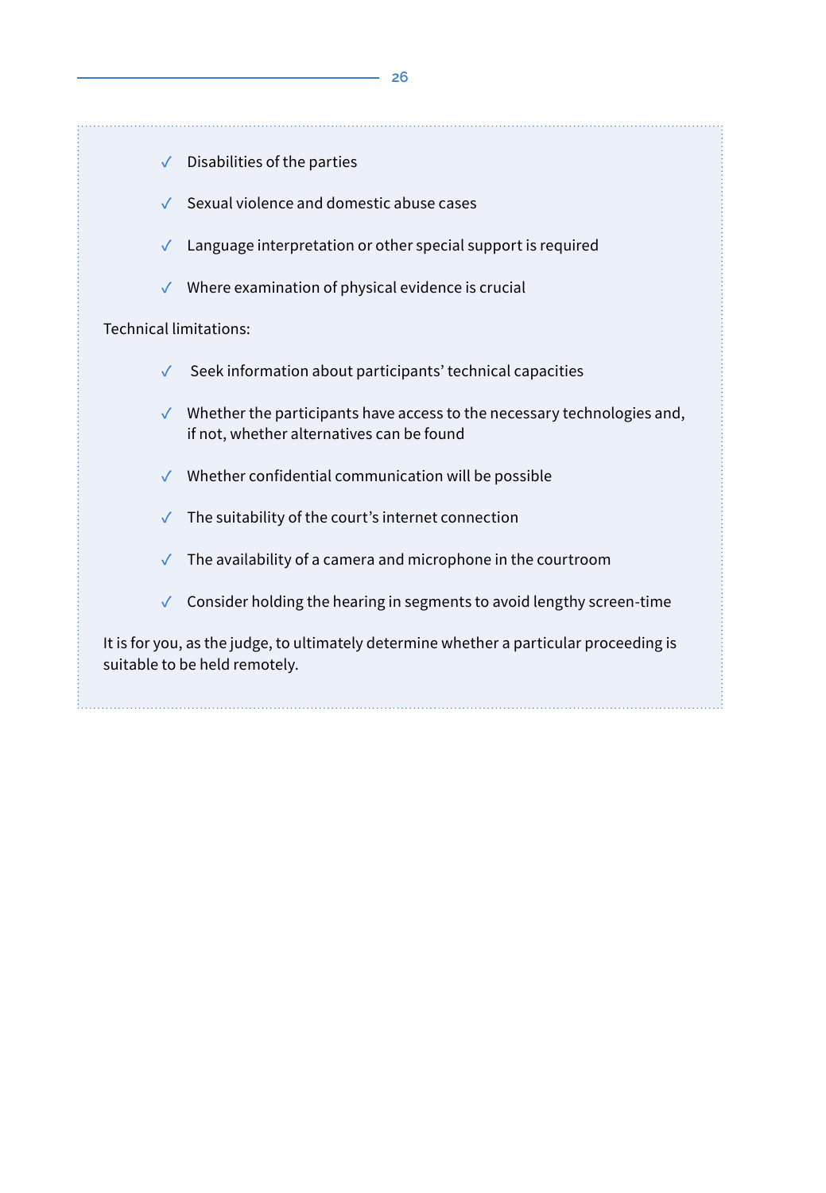- ✓ Disabilities of the parties
- ✓ Sexual violence and domestic abuse cases
- ✓ Language interpretation or other special support is required
- ✓ Where examination of physical evidence is crucial

Technical limitations:

- ✓ Seek information about participants' technical capacities
- ✓ Whether the participants have access to the necessary technologies and, if not, whether alternatives can be found
- ✓ Whether confidential communication will be possible
- ✓ The suitability of the court's internet connection
- ✓ The availability of a camera and microphone in the courtroom
- ✓ Consider holding the hearing in segments to avoid lengthy screen-time

It is for you, as the judge, to ultimately determine whether a particular proceeding is suitable to be held remotely.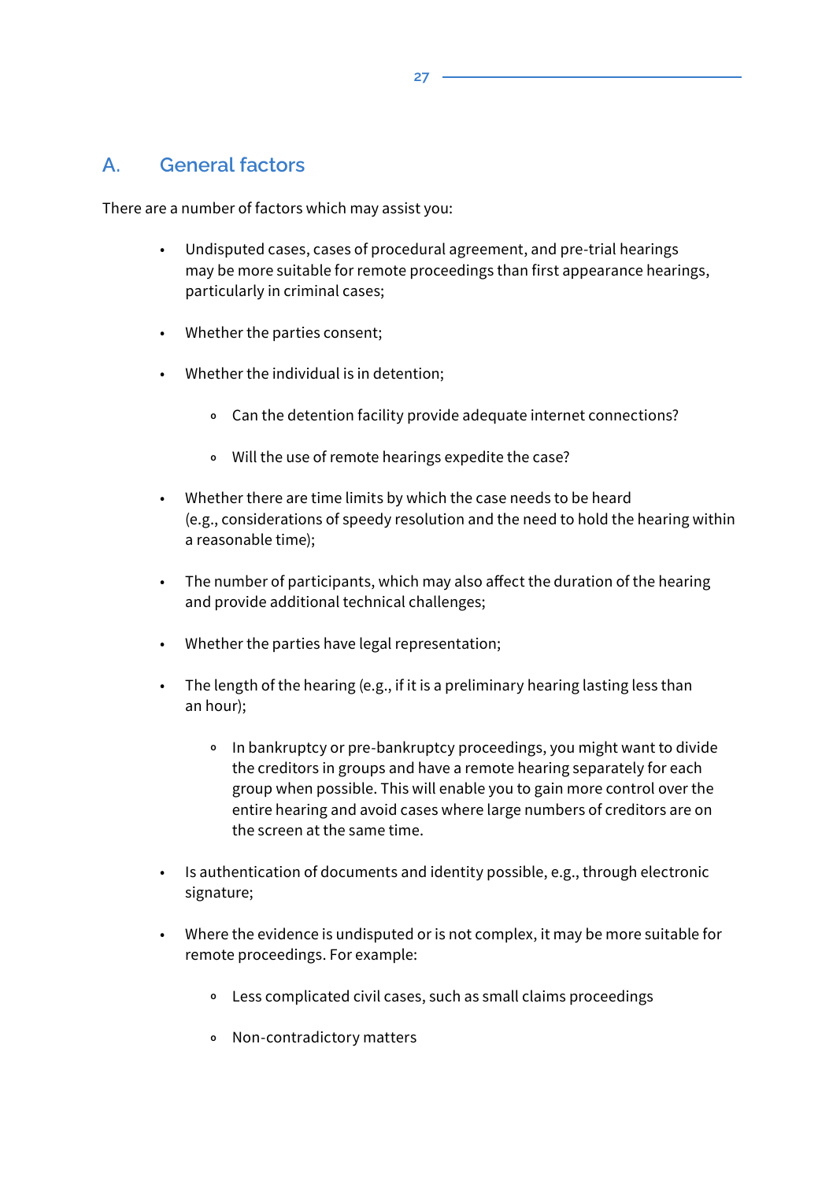## A. General factors

There are a number of factors which may assist you:

- Undisputed cases, cases of procedural agreement, and pre-trial hearings may be more suitable for remote proceedings than first appearance hearings, particularly in criminal cases;
- Whether the parties consent;
- Whether the individual is in detention;
    - Can the detention facility provide adequate internet connections?
    - Will the use of remote hearings expedite the case?
- Whether there are time limits by which the case needs to be heard (e.g., considerations of speedy resolution and the need to hold the hearing within a reasonable time);
- The number of participants, which may also affect the duration of the hearing and provide additional technical challenges;
- Whether the parties have legal representation;
- The length of the hearing (e.g., if it is a preliminary hearing lasting less than an hour);
    - In bankruptcy or pre-bankruptcy proceedings, you might want to divide the creditors in groups and have a remote hearing separately for each group when possible. This will enable you to gain more control over the entire hearing and avoid cases where large numbers of creditors are on the screen at the same time.
- Is authentication of documents and identity possible, e.g., through electronic signature;
- Where the evidence is undisputed or is not complex, it may be more suitable for remote proceedings. For example:
    - Less complicated civil cases, such as small claims proceedings
    - Non-contradictory matters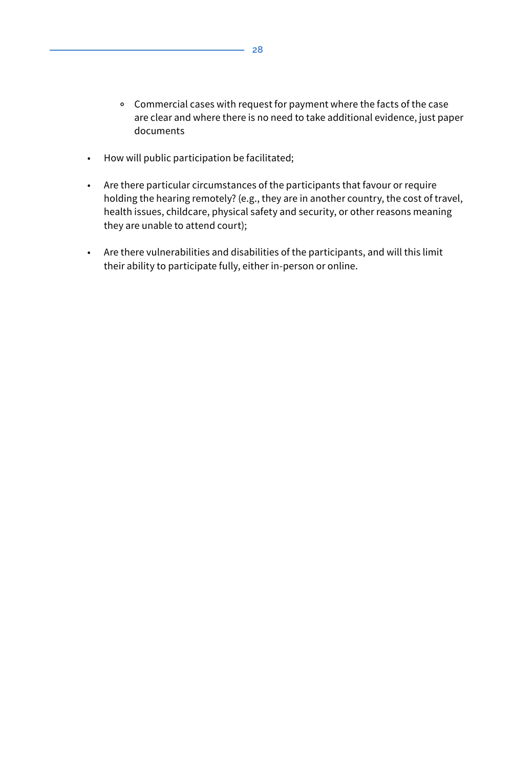- Commercial cases with request for payment where the facts of the case are clear and where there is no need to take additional evidence, just paper documents

- How will public participation be facilitated;

- Are there particular circumstances of the participants that favour or require holding the hearing remotely? (e.g., they are in another country, the cost of travel, health issues, childcare, physical safety and security, or other reasons meaning they are unable to attend court);

- Are there vulnerabilities and disabilities of the participants, and will this limit their ability to participate fully, either in-person or online.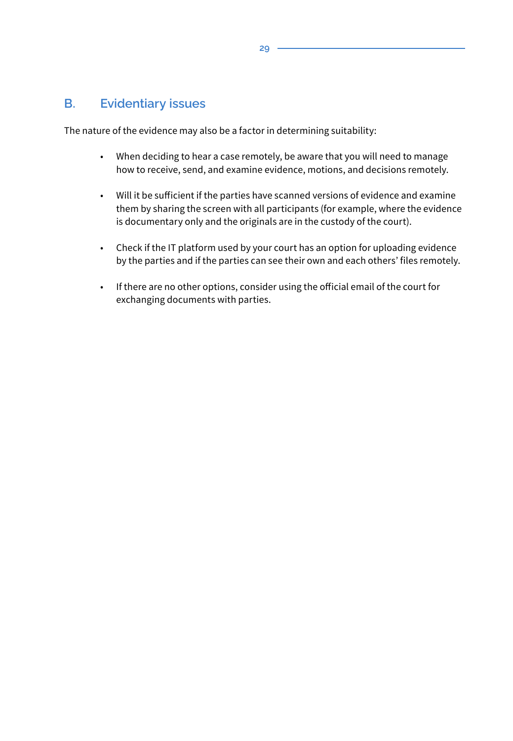## B. Evidentiary issues

The nature of the evidence may also be a factor in determining suitability:

- When deciding to hear a case remotely, be aware that you will need to manage how to receive, send, and examine evidence, motions, and decisions remotely.

- Will it be sufficient if the parties have scanned versions of evidence and examine them by sharing the screen with all participants (for example, where the evidence is documentary only and the originals are in the custody of the court).

- Check if the IT platform used by your court has an option for uploading evidence by the parties and if the parties can see their own and each others' files remotely.

- If there are no other options, consider using the official email of the court for exchanging documents with parties.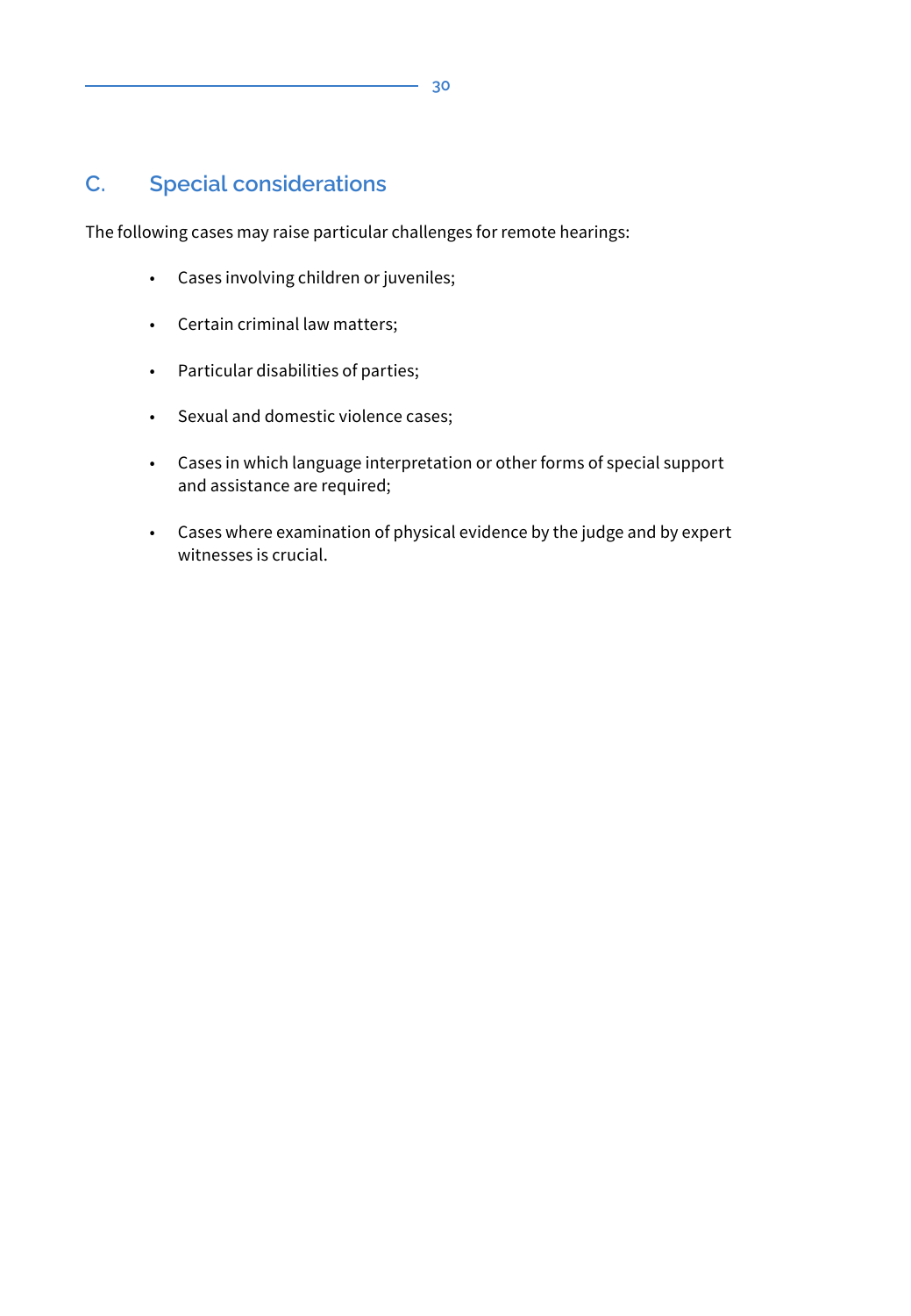## C. Special considerations

The following cases may raise particular challenges for remote hearings:

- Cases involving children or juveniles;
- Certain criminal law matters;
- Particular disabilities of parties;
- Sexual and domestic violence cases;
- Cases in which language interpretation or other forms of special support and assistance are required;
- Cases where examination of physical evidence by the judge and by expert witnesses is crucial.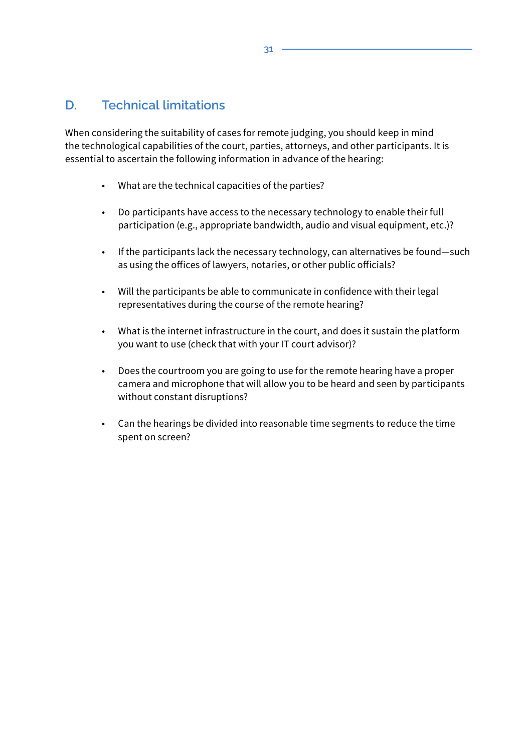## D. Technical limitations

When considering the suitability of cases for remote judging, you should keep in mind the technological capabilities of the court, parties, attorneys, and other participants. It is essential to ascertain the following information in advance of the hearing:

- What are the technical capacities of the parties?
- Do participants have access to the necessary technology to enable their full participation (e.g., appropriate bandwidth, audio and visual equipment, etc.)?
- If the participants lack the necessary technology, can alternatives be found—such as using the offices of lawyers, notaries, or other public officials?
- Will the participants be able to communicate in confidence with their legal representatives during the course of the remote hearing?
- What is the internet infrastructure in the court, and does it sustain the platform you want to use (check that with your IT court advisor)?
- Does the courtroom you are going to use for the remote hearing have a proper camera and microphone that will allow you to be heard and seen by participants without constant disruptions?
- Can the hearings be divided into reasonable time segments to reduce the time spent on screen?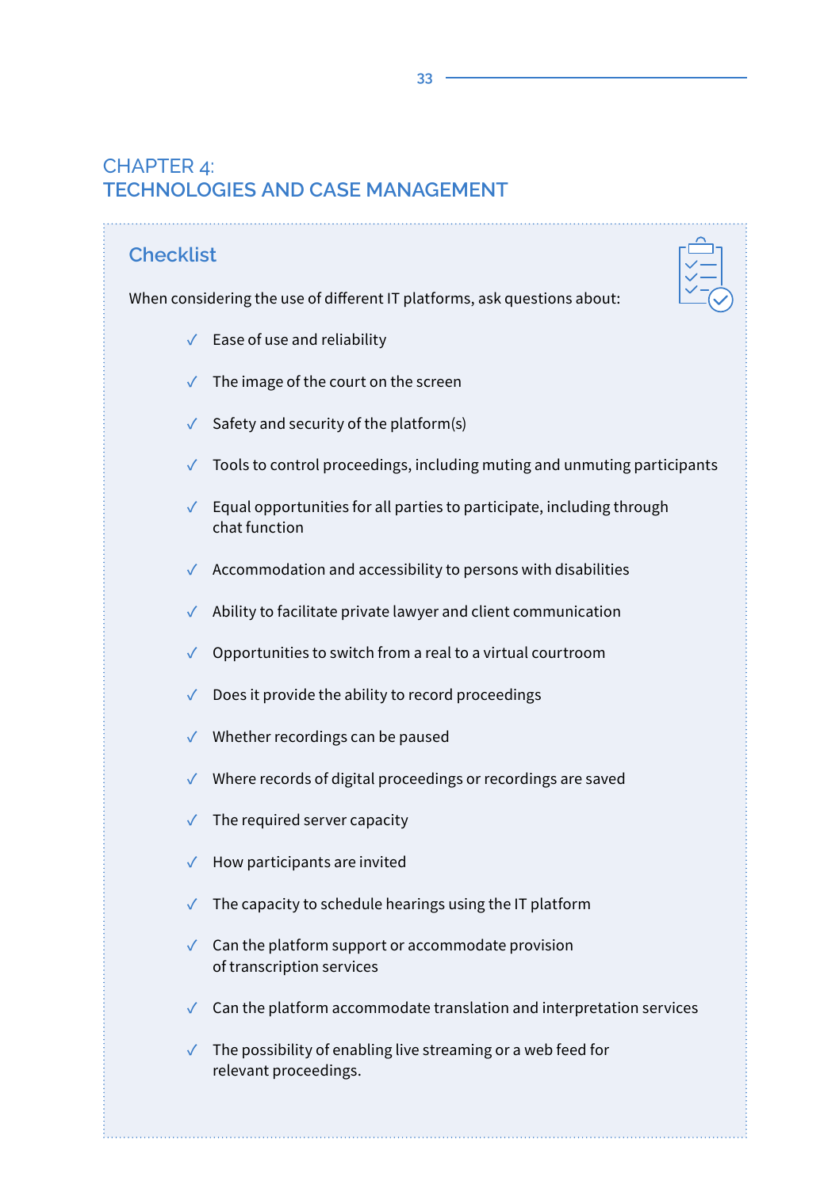# CHAPTER 4: TECHNOLOGIES AND CASE MANAGEMENT

## Checklist

When considering the use of different IT platforms, ask questions about:

- ✓ Ease of use and reliability
- ✓ The image of the court on the screen
- ✓ Safety and security of the platform(s)
- ✓ Tools to control proceedings, including muting and unmuting participants
- ✓ Equal opportunities for all parties to participate, including through chat function
- ✓ Accommodation and accessibility to persons with disabilities
- ✓ Ability to facilitate private lawyer and client communication
- ✓ Opportunities to switch from a real to a virtual courtroom
- ✓ Does it provide the ability to record proceedings
- ✓ Whether recordings can be paused
- ✓ Where records of digital proceedings or recordings are saved
- ✓ The required server capacity
- ✓ How participants are invited
- ✓ The capacity to schedule hearings using the IT platform
- ✓ Can the platform support or accommodate provision of transcription services
- ✓ Can the platform accommodate translation and interpretation services
- ✓ The possibility of enabling live streaming or a web feed for relevant proceedings.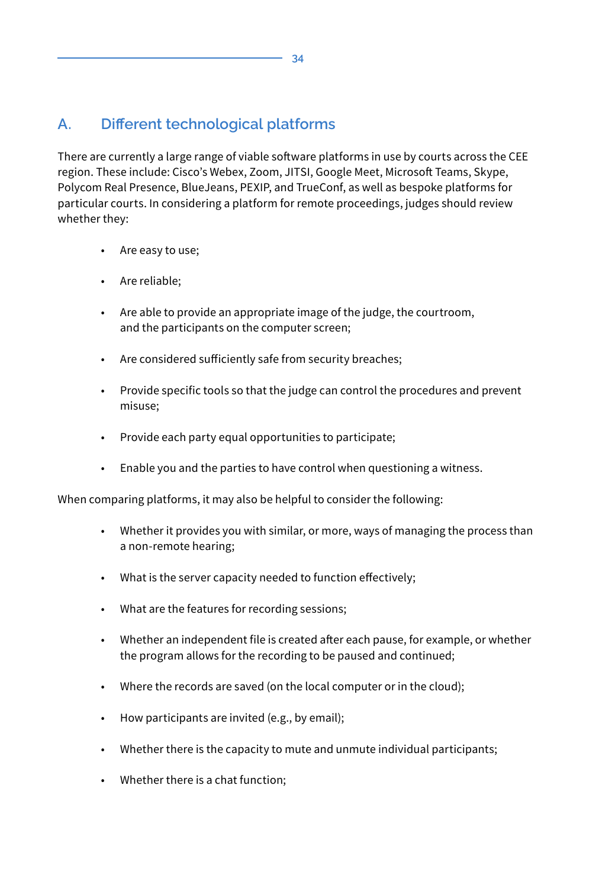## A. Different technological platforms

There are currently a large range of viable software platforms in use by courts across the CEE region. These include: Cisco's Webex, Zoom, JITSI, Google Meet, Microsoft Teams, Skype, Polycom Real Presence, BlueJeans, PEXIP, and TrueConf, as well as bespoke platforms for particular courts. In considering a platform for remote proceedings, judges should review whether they:

- Are easy to use;
- Are reliable;
- Are able to provide an appropriate image of the judge, the courtroom, and the participants on the computer screen;
- Are considered sufficiently safe from security breaches;
- Provide specific tools so that the judge can control the procedures and prevent misuse;
- Provide each party equal opportunities to participate;
- Enable you and the parties to have control when questioning a witness.

When comparing platforms, it may also be helpful to consider the following:

- Whether it provides you with similar, or more, ways of managing the process than a non-remote hearing;
- What is the server capacity needed to function effectively;
- What are the features for recording sessions;
- Whether an independent file is created after each pause, for example, or whether the program allows for the recording to be paused and continued;
- Where the records are saved (on the local computer or in the cloud);
- How participants are invited (e.g., by email);
- Whether there is the capacity to mute and unmute individual participants;
- Whether there is a chat function;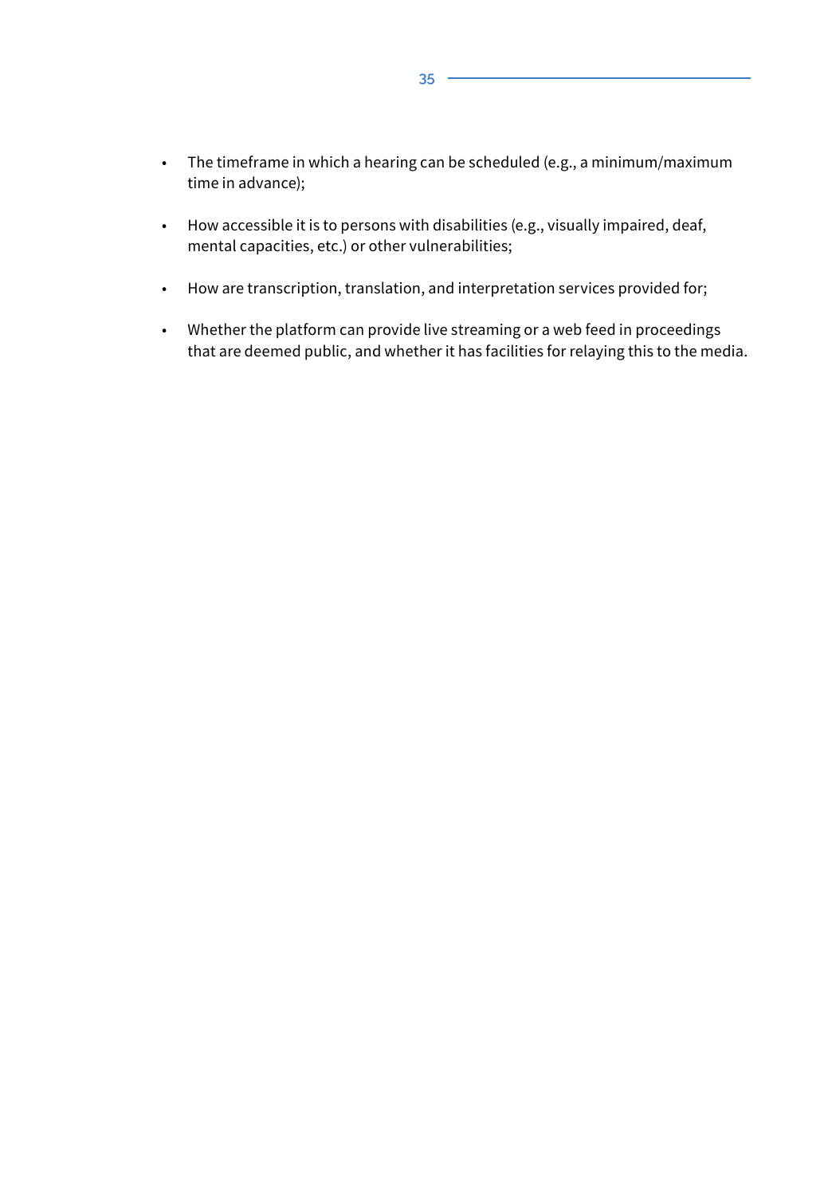- The timeframe in which a hearing can be scheduled (e.g., a minimum/maximum time in advance);
- How accessible it is to persons with disabilities (e.g., visually impaired, deaf, mental capacities, etc.) or other vulnerabilities;
- How are transcription, translation, and interpretation services provided for;
- Whether the platform can provide live streaming or a web feed in proceedings that are deemed public, and whether it has facilities for relaying this to the media.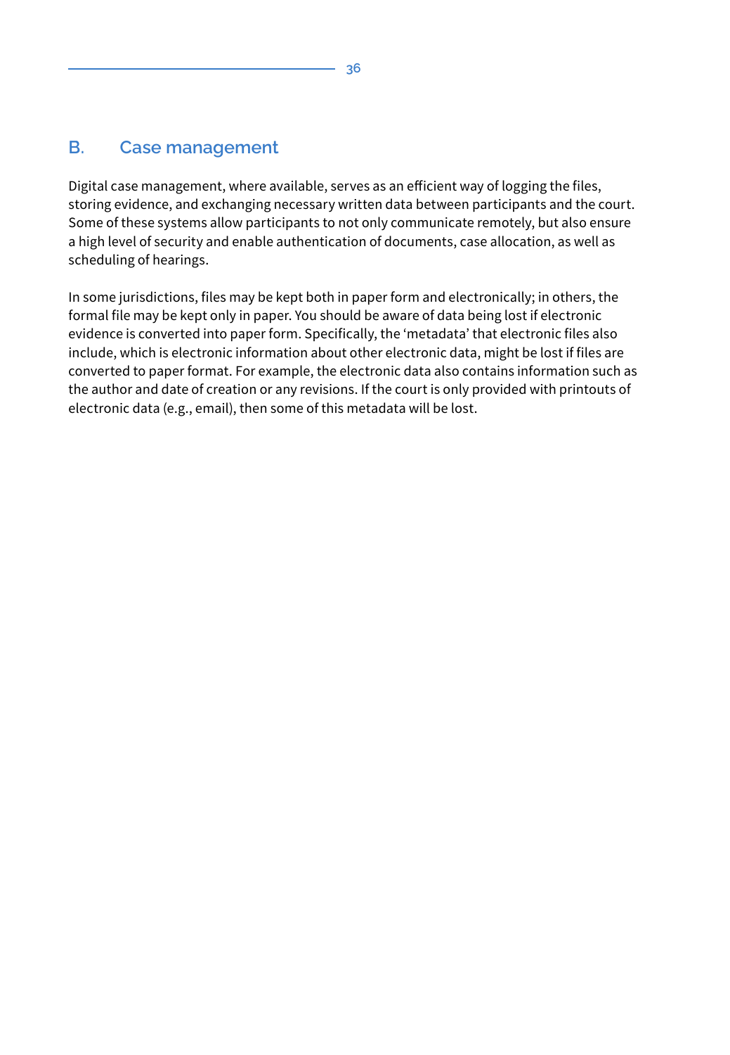## B. Case management

Digital case management, where available, serves as an efficient way of logging the files, storing evidence, and exchanging necessary written data between participants and the court. Some of these systems allow participants to not only communicate remotely, but also ensure a high level of security and enable authentication of documents, case allocation, as well as scheduling of hearings.

In some jurisdictions, files may be kept both in paper form and electronically; in others, the formal file may be kept only in paper. You should be aware of data being lost if electronic evidence is converted into paper form. Specifically, the 'metadata' that electronic files also include, which is electronic information about other electronic data, might be lost if files are converted to paper format. For example, the electronic data also contains information such as the author and date of creation or any revisions. If the court is only provided with printouts of electronic data (e.g., email), then some of this metadata will be lost.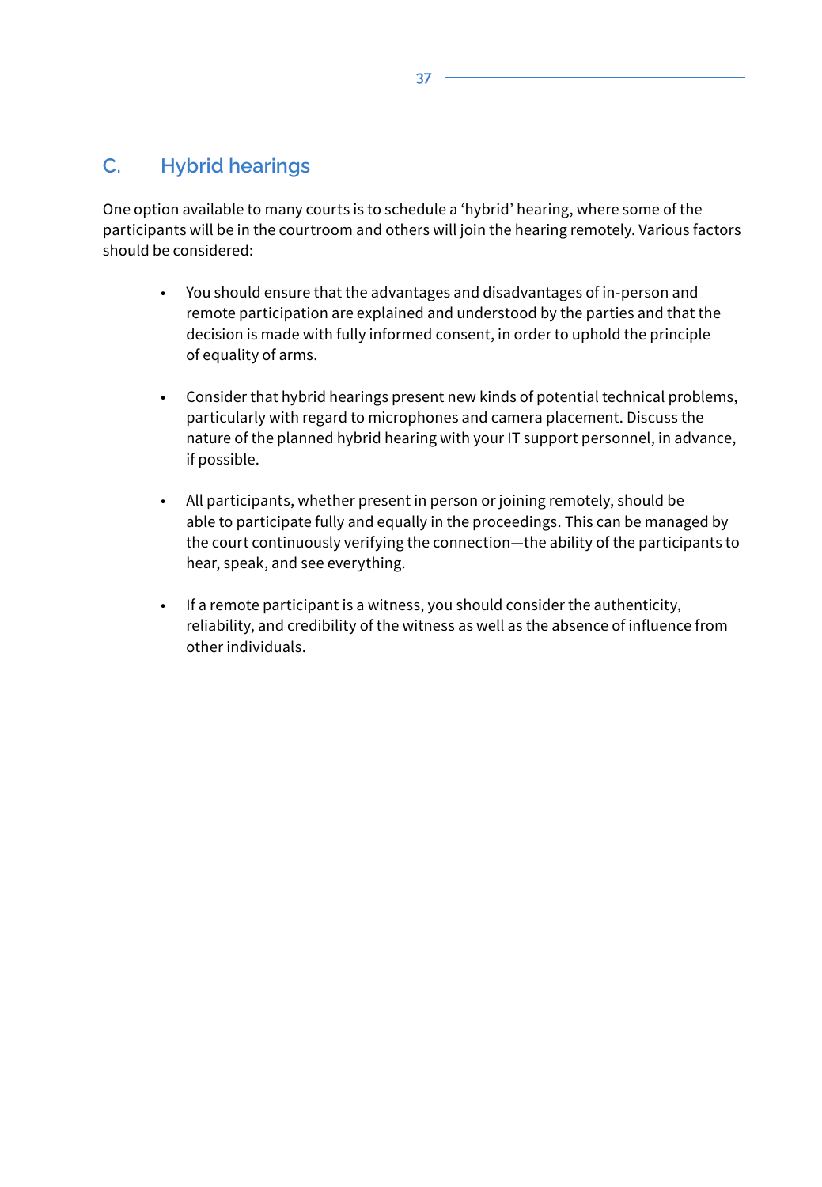## C. Hybrid hearings

One option available to many courts is to schedule a 'hybrid' hearing, where some of the participants will be in the courtroom and others will join the hearing remotely. Various factors should be considered:

- You should ensure that the advantages and disadvantages of in-person and remote participation are explained and understood by the parties and that the decision is made with fully informed consent, in order to uphold the principle of equality of arms.

- Consider that hybrid hearings present new kinds of potential technical problems, particularly with regard to microphones and camera placement. Discuss the nature of the planned hybrid hearing with your IT support personnel, in advance, if possible.

- All participants, whether present in person or joining remotely, should be able to participate fully and equally in the proceedings. This can be managed by the court continuously verifying the connection—the ability of the participants to hear, speak, and see everything.

- If a remote participant is a witness, you should consider the authenticity, reliability, and credibility of the witness as well as the absence of influence from other individuals.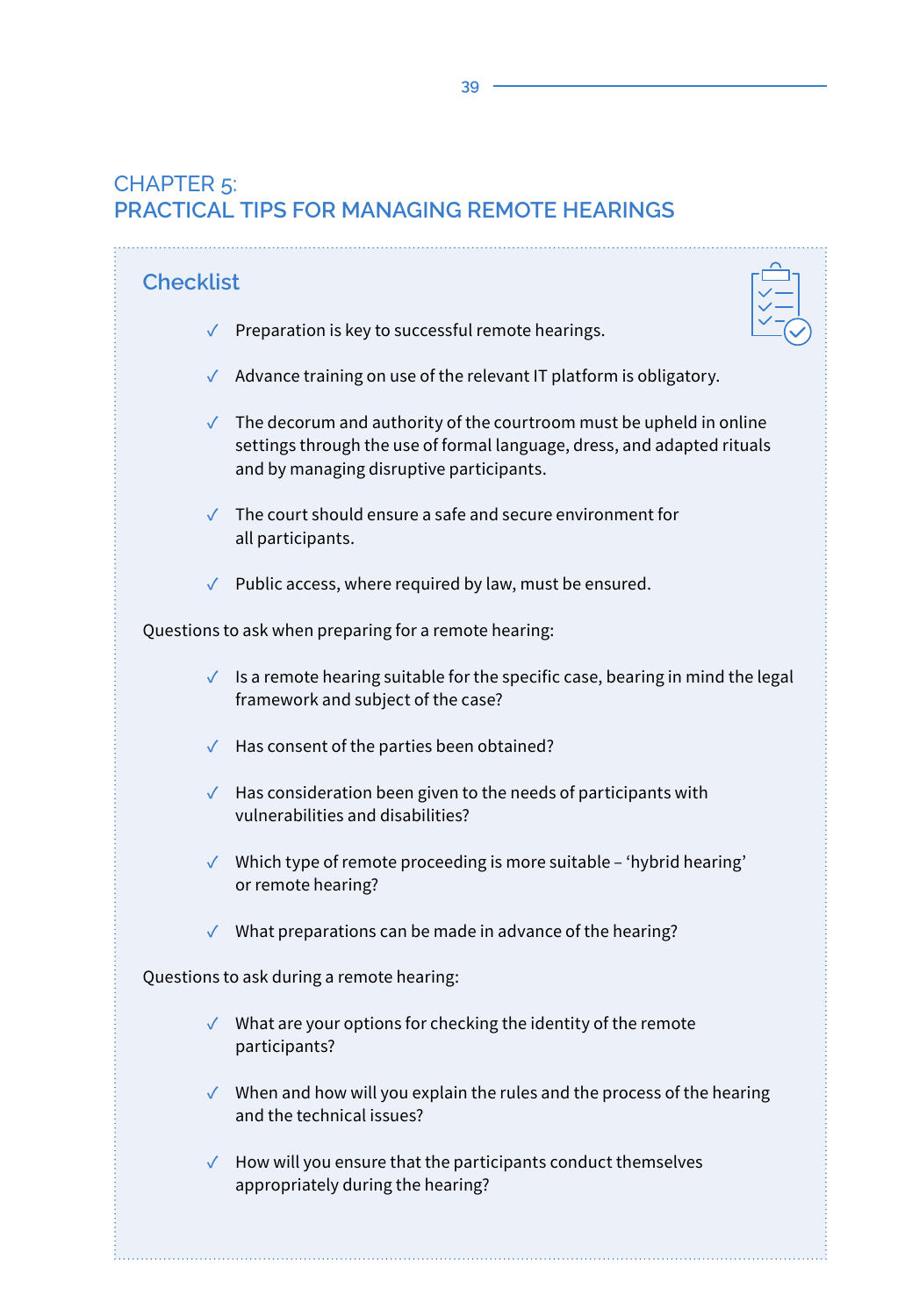# CHAPTER 5: PRACTICAL TIPS FOR MANAGING REMOTE HEARINGS

## Checklist

- ✓ Preparation is key to successful remote hearings.
- ✓ Advance training on use of the relevant IT platform is obligatory.
- ✓ The decorum and authority of the courtroom must be upheld in online settings through the use of formal language, dress, and adapted rituals and by managing disruptive participants.
- ✓ The court should ensure a safe and secure environment for all participants.
- ✓ Public access, where required by law, must be ensured.

Questions to ask when preparing for a remote hearing:

- ✓ Is a remote hearing suitable for the specific case, bearing in mind the legal framework and subject of the case?
- ✓ Has consent of the parties been obtained?
- ✓ Has consideration been given to the needs of participants with vulnerabilities and disabilities?
- ✓ Which type of remote proceeding is more suitable – 'hybrid hearing' or remote hearing?
- ✓ What preparations can be made in advance of the hearing?

Questions to ask during a remote hearing:

- ✓ What are your options for checking the identity of the remote participants?
- ✓ When and how will you explain the rules and the process of the hearing and the technical issues?
- ✓ How will you ensure that the participants conduct themselves appropriately during the hearing?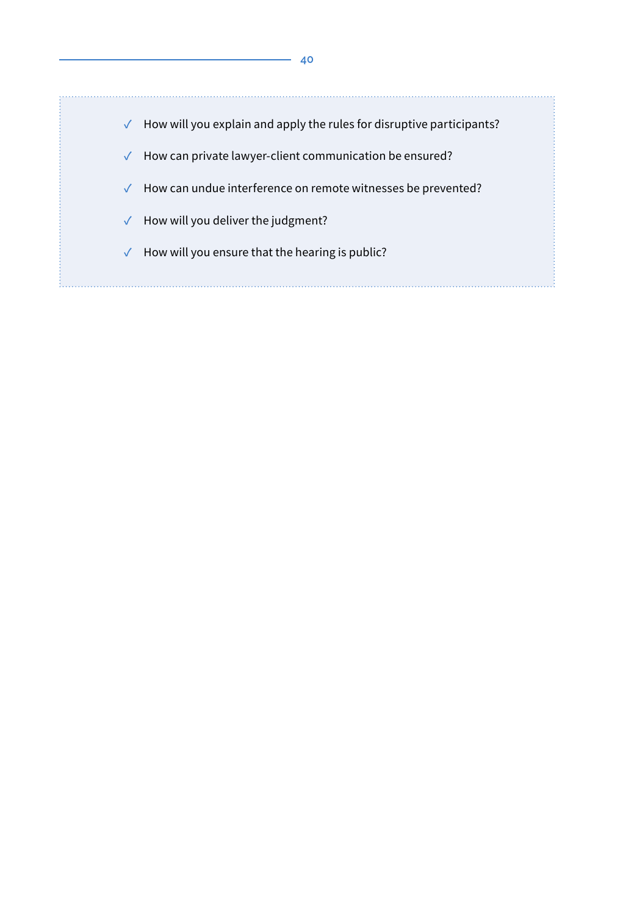- ✓ How will you explain and apply the rules for disruptive participants?
- ✓ How can private lawyer-client communication be ensured?
- ✓ How can undue interference on remote witnesses be prevented?
- ✓ How will you deliver the judgment?
- ✓ How will you ensure that the hearing is public?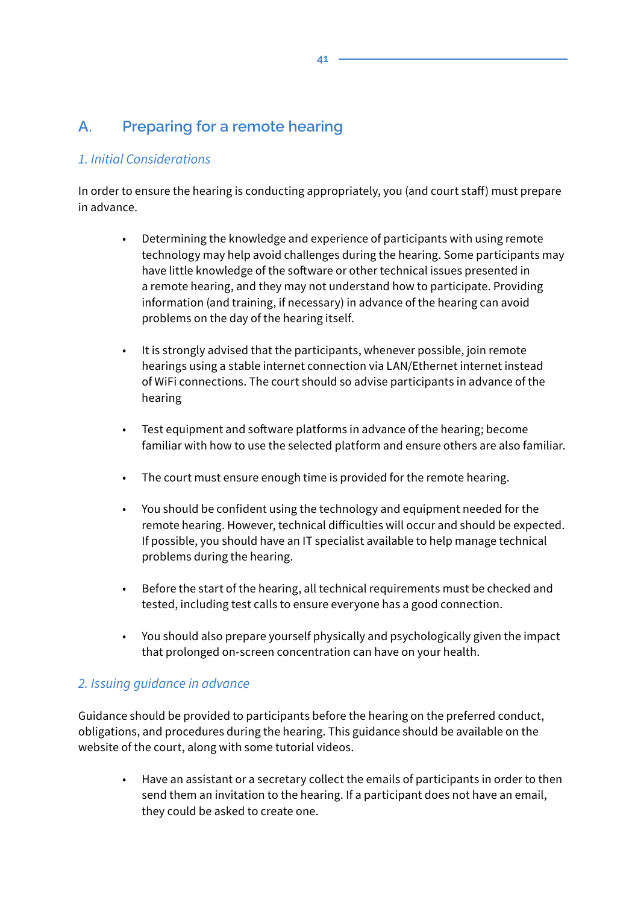## A. Preparing for a remote hearing

### *1. Initial Considerations*

In order to ensure the hearing is conducting appropriately, you (and court staff) must prepare in advance.

- Determining the knowledge and experience of participants with using remote technology may help avoid challenges during the hearing. Some participants may have little knowledge of the software or other technical issues presented in a remote hearing, and they may not understand how to participate. Providing information (and training, if necessary) in advance of the hearing can avoid problems on the day of the hearing itself.

- It is strongly advised that the participants, whenever possible, join remote hearings using a stable internet connection via LAN/Ethernet internet instead of WiFi connections. The court should so advise participants in advance of the hearing

- Test equipment and software platforms in advance of the hearing; become familiar with how to use the selected platform and ensure others are also familiar.

- The court must ensure enough time is provided for the remote hearing.

- You should be confident using the technology and equipment needed for the remote hearing. However, technical difficulties will occur and should be expected. If possible, you should have an IT specialist available to help manage technical problems during the hearing.

- Before the start of the hearing, all technical requirements must be checked and tested, including test calls to ensure everyone has a good connection.

- You should also prepare yourself physically and psychologically given the impact that prolonged on-screen concentration can have on your health.

### *2. Issuing guidance in advance*

Guidance should be provided to participants before the hearing on the preferred conduct, obligations, and procedures during the hearing. This guidance should be available on the website of the court, along with some tutorial videos.

- Have an assistant or a secretary collect the emails of participants in order to then send them an invitation to the hearing. If a participant does not have an email, they could be asked to create one.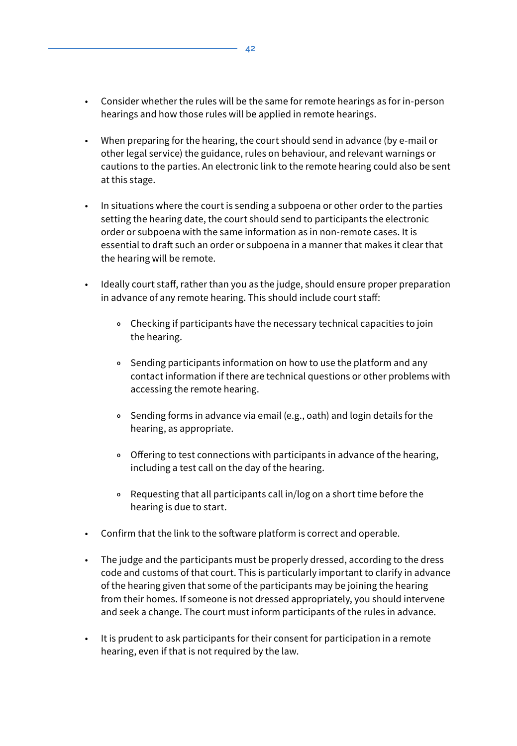- Consider whether the rules will be the same for remote hearings as for in-person hearings and how those rules will be applied in remote hearings.

- When preparing for the hearing, the court should send in advance (by e-mail or other legal service) the guidance, rules on behaviour, and relevant warnings or cautions to the parties. An electronic link to the remote hearing could also be sent at this stage.

- In situations where the court is sending a subpoena or other order to the parties setting the hearing date, the court should send to participants the electronic order or subpoena with the same information as in non-remote cases. It is essential to draft such an order or subpoena in a manner that makes it clear that the hearing will be remote.

- Ideally court staff, rather than you as the judge, should ensure proper preparation in advance of any remote hearing. This should include court staff:

    - Checking if participants have the necessary technical capacities to join the hearing.

    - Sending participants information on how to use the platform and any contact information if there are technical questions or other problems with accessing the remote hearing.

    - Sending forms in advance via email (e.g., oath) and login details for the hearing, as appropriate.

    - Offering to test connections with participants in advance of the hearing, including a test call on the day of the hearing.

    - Requesting that all participants call in/log on a short time before the hearing is due to start.

- Confirm that the link to the software platform is correct and operable.

- The judge and the participants must be properly dressed, according to the dress code and customs of that court. This is particularly important to clarify in advance of the hearing given that some of the participants may be joining the hearing from their homes. If someone is not dressed appropriately, you should intervene and seek a change. The court must inform participants of the rules in advance.

- It is prudent to ask participants for their consent for participation in a remote hearing, even if that is not required by the law.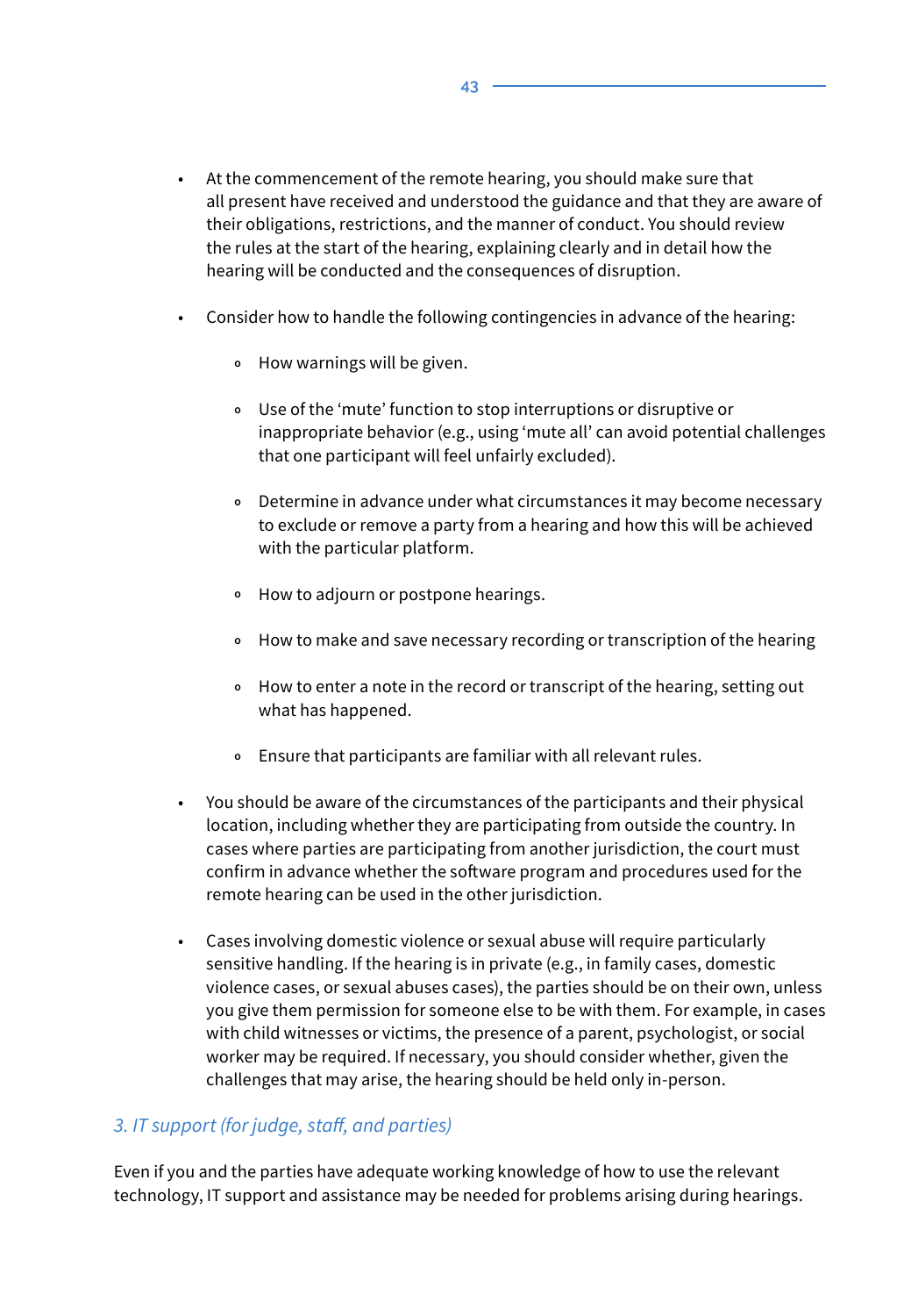- At the commencement of the remote hearing, you should make sure that all present have received and understood the guidance and that they are aware of their obligations, restrictions, and the manner of conduct. You should review the rules at the start of the hearing, explaining clearly and in detail how the hearing will be conducted and the consequences of disruption.

- Consider how to handle the following contingencies in advance of the hearing:

    - How warnings will be given.

    - Use of the 'mute' function to stop interruptions or disruptive or inappropriate behavior (e.g., using 'mute all' can avoid potential challenges that one participant will feel unfairly excluded).

    - Determine in advance under what circumstances it may become necessary to exclude or remove a party from a hearing and how this will be achieved with the particular platform.

    - How to adjourn or postpone hearings.

    - How to make and save necessary recording or transcription of the hearing

    - How to enter a note in the record or transcript of the hearing, setting out what has happened.

    - Ensure that participants are familiar with all relevant rules.

- You should be aware of the circumstances of the participants and their physical location, including whether they are participating from outside the country. In cases where parties are participating from another jurisdiction, the court must confirm in advance whether the software program and procedures used for the remote hearing can be used in the other jurisdiction.

- Cases involving domestic violence or sexual abuse will require particularly sensitive handling. If the hearing is in private (e.g., in family cases, domestic violence cases, or sexual abuses cases), the parties should be on their own, unless you give them permission for someone else to be with them. For example, in cases with child witnesses or victims, the presence of a parent, psychologist, or social worker may be required. If necessary, you should consider whether, given the challenges that may arise, the hearing should be held only in-person.

### *3. IT support (for judge, staff, and parties)*

Even if you and the parties have adequate working knowledge of how to use the relevant technology, IT support and assistance may be needed for problems arising during hearings.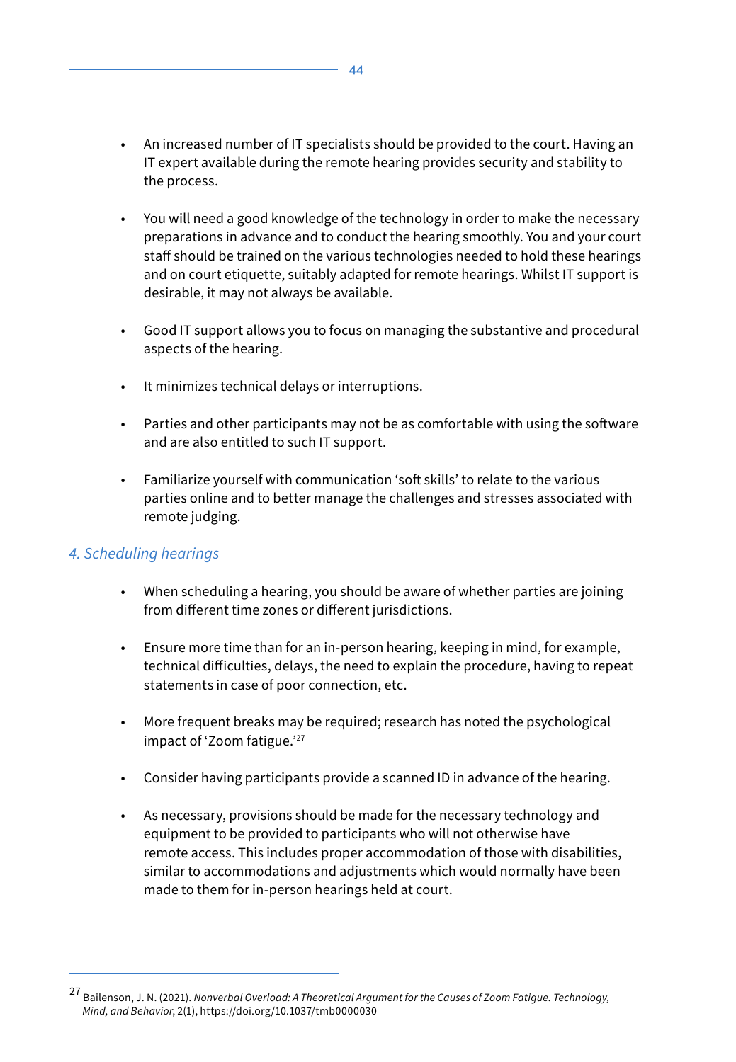- An increased number of IT specialists should be provided to the court. Having an IT expert available during the remote hearing provides security and stability to the process.

- You will need a good knowledge of the technology in order to make the necessary preparations in advance and to conduct the hearing smoothly. You and your court staff should be trained on the various technologies needed to hold these hearings and on court etiquette, suitably adapted for remote hearings. Whilst IT support is desirable, it may not always be available.

- Good IT support allows you to focus on managing the substantive and procedural aspects of the hearing.

- It minimizes technical delays or interruptions.

- Parties and other participants may not be as comfortable with using the software and are also entitled to such IT support.

- Familiarize yourself with communication 'soft skills' to relate to the various parties online and to better manage the challenges and stresses associated with remote judging.

### *4. Scheduling hearings*

- When scheduling a hearing, you should be aware of whether parties are joining from different time zones or different jurisdictions.

- Ensure more time than for an in-person hearing, keeping in mind, for example, technical difficulties, delays, the need to explain the procedure, having to repeat statements in case of poor connection, etc.

- More frequent breaks may be required; research has noted the psychological impact of 'Zoom fatigue.'[27]

- Consider having participants provide a scanned ID in advance of the hearing.

- As necessary, provisions should be made for the necessary technology and equipment to be provided to participants who will not otherwise have remote access. This includes proper accommodation of those with disabilities, similar to accommodations and adjustments which would normally have been made to them for in-person hearings held at court.

---

[27] Bailenson, J. N. (2021). *Nonverbal Overload: A Theoretical Argument for the Causes of Zoom Fatigue. Technology, Mind, and Behavior*, 2(1), https://doi.org/10.1037/tmb0000030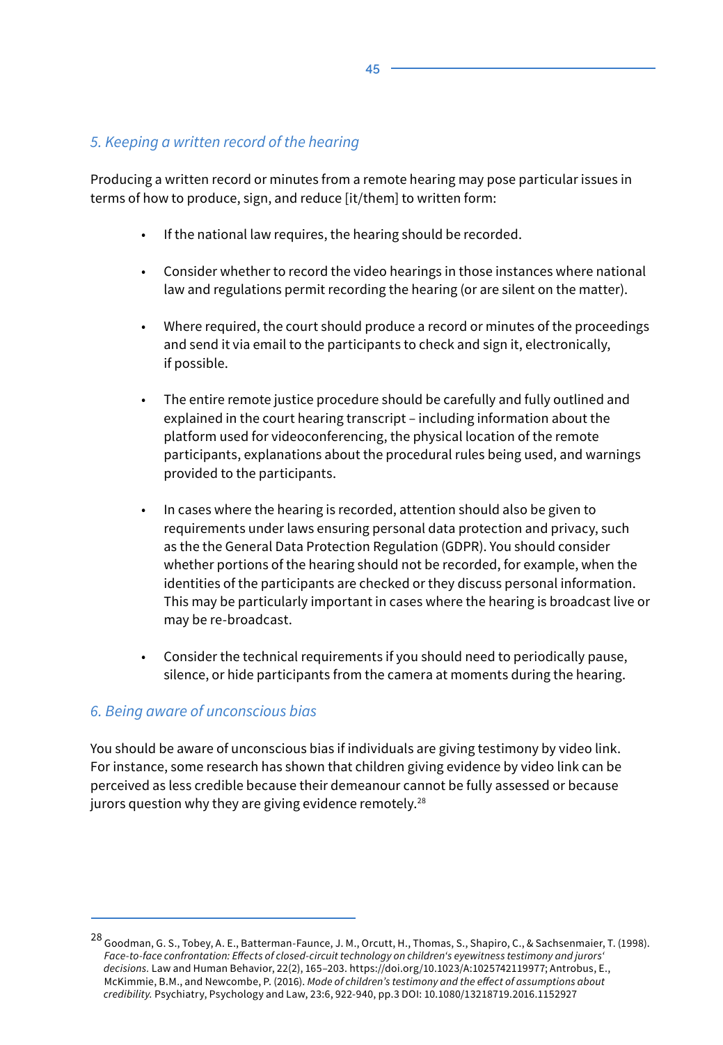### *5. Keeping a written record of the hearing*

Producing a written record or minutes from a remote hearing may pose particular issues in terms of how to produce, sign, and reduce [it/them] to written form:

- If the national law requires, the hearing should be recorded.
- Consider whether to record the video hearings in those instances where national law and regulations permit recording the hearing (or are silent on the matter).
- Where required, the court should produce a record or minutes of the proceedings and send it via email to the participants to check and sign it, electronically, if possible.
- The entire remote justice procedure should be carefully and fully outlined and explained in the court hearing transcript – including information about the platform used for videoconferencing, the physical location of the remote participants, explanations about the procedural rules being used, and warnings provided to the participants.
- In cases where the hearing is recorded, attention should also be given to requirements under laws ensuring personal data protection and privacy, such as the the General Data Protection Regulation (GDPR). You should consider whether portions of the hearing should not be recorded, for example, when the identities of the participants are checked or they discuss personal information. This may be particularly important in cases where the hearing is broadcast live or may be re-broadcast.
- Consider the technical requirements if you should need to periodically pause, silence, or hide participants from the camera at moments during the hearing.

### *6. Being aware of unconscious bias*

You should be aware of unconscious bias if individuals are giving testimony by video link. For instance, some research has shown that children giving evidence by video link can be perceived as less credible because their demeanour cannot be fully assessed or because jurors question why they are giving evidence remotely.[28]

---

[28] Goodman, G. S., Tobey, A. E., Batterman-Faunce, J. M., Orcutt, H., Thomas, S., Shapiro, C., & Sachsenmaier, T. (1998). *Face-to-face confrontation: Effects of closed-circuit technology on children's eyewitness testimony and jurors' decisions.* Law and Human Behavior, 22(2), 165–203. https://doi.org/10.1023/A:1025742119977; Antrobus, E., McKimmie, B.M., and Newcombe, P. (2016). *Mode of children's testimony and the effect of assumptions about credibility.* Psychiatry, Psychology and Law, 23:6, 922-940, pp.3 DOI: 10.1080/13218719.2016.1152927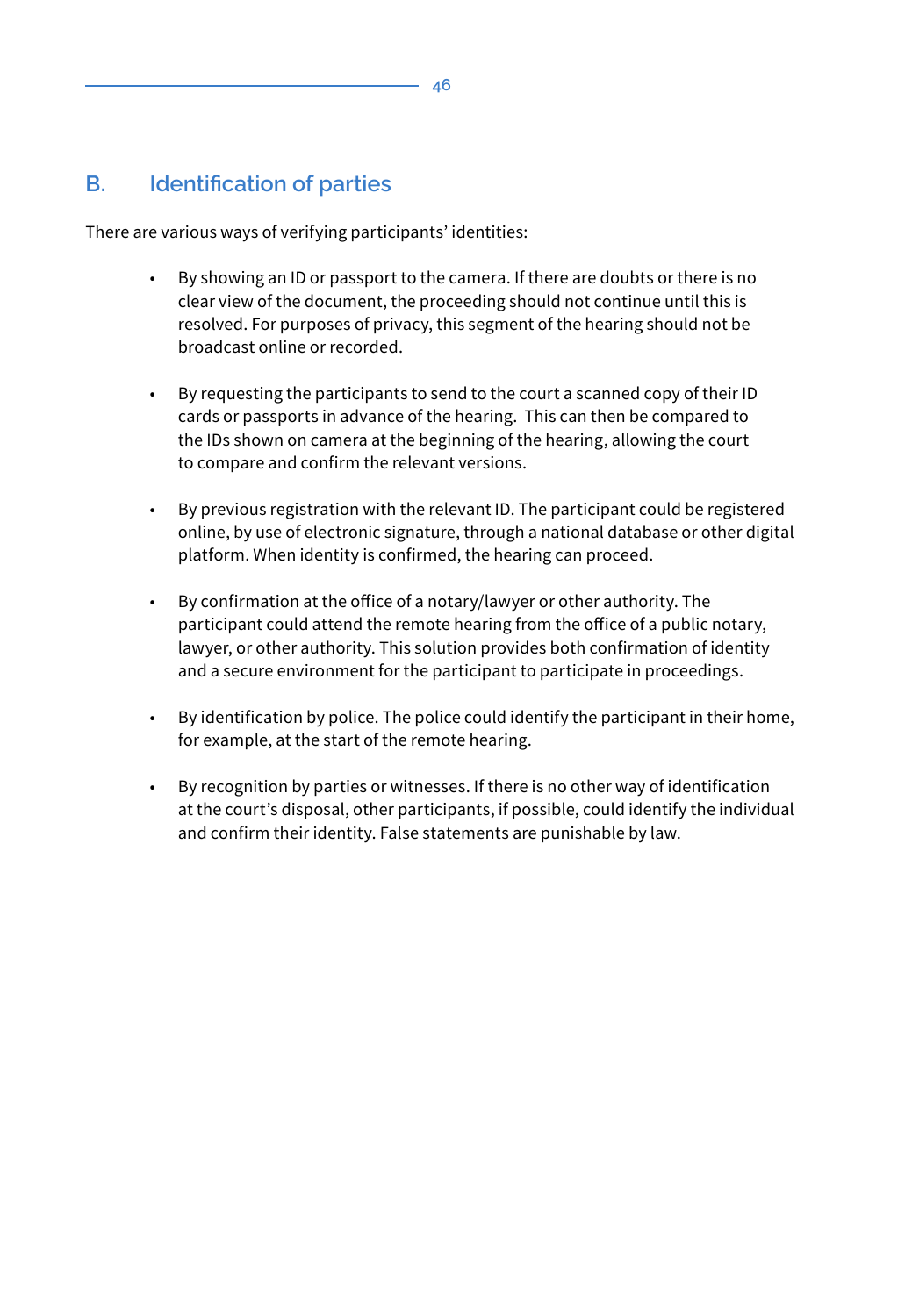## B. Identification of parties

There are various ways of verifying participants' identities:

- By showing an ID or passport to the camera. If there are doubts or there is no clear view of the document, the proceeding should not continue until this is resolved. For purposes of privacy, this segment of the hearing should not be broadcast online or recorded.

- By requesting the participants to send to the court a scanned copy of their ID cards or passports in advance of the hearing. This can then be compared to the IDs shown on camera at the beginning of the hearing, allowing the court to compare and confirm the relevant versions.

- By previous registration with the relevant ID. The participant could be registered online, by use of electronic signature, through a national database or other digital platform. When identity is confirmed, the hearing can proceed.

- By confirmation at the office of a notary/lawyer or other authority. The participant could attend the remote hearing from the office of a public notary, lawyer, or other authority. This solution provides both confirmation of identity and a secure environment for the participant to participate in proceedings.

- By identification by police. The police could identify the participant in their home, for example, at the start of the remote hearing.

- By recognition by parties or witnesses. If there is no other way of identification at the court's disposal, other participants, if possible, could identify the individual and confirm their identity. False statements are punishable by law.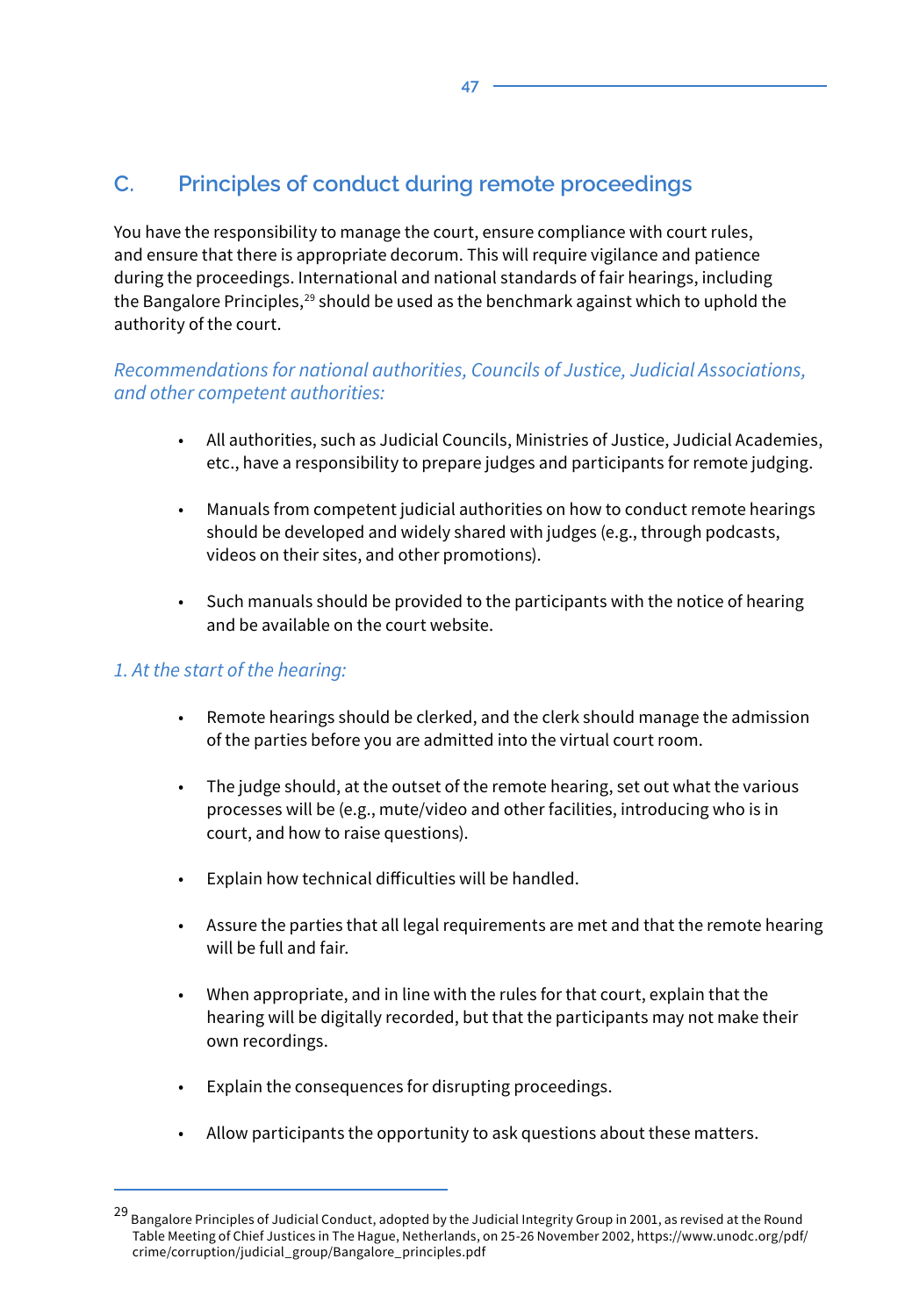## C. Principles of conduct during remote proceedings

You have the responsibility to manage the court, ensure compliance with court rules, and ensure that there is appropriate decorum. This will require vigilance and patience during the proceedings. International and national standards of fair hearings, including the Bangalore Principles,[29] should be used as the benchmark against which to uphold the authority of the court.

*Recommendations for national authorities, Councils of Justice, Judicial Associations, and other competent authorities:*

- All authorities, such as Judicial Councils, Ministries of Justice, Judicial Academies, etc., have a responsibility to prepare judges and participants for remote judging.
- Manuals from competent judicial authorities on how to conduct remote hearings should be developed and widely shared with judges (e.g., through podcasts, videos on their sites, and other promotions).
- Such manuals should be provided to the participants with the notice of hearing and be available on the court website.

*1. At the start of the hearing:*

- Remote hearings should be clerked, and the clerk should manage the admission of the parties before you are admitted into the virtual court room.
- The judge should, at the outset of the remote hearing, set out what the various processes will be (e.g., mute/video and other facilities, introducing who is in court, and how to raise questions).
- Explain how technical difficulties will be handled.
- Assure the parties that all legal requirements are met and that the remote hearing will be full and fair.
- When appropriate, and in line with the rules for that court, explain that the hearing will be digitally recorded, but that the participants may not make their own recordings.
- Explain the consequences for disrupting proceedings.
- Allow participants the opportunity to ask questions about these matters.

---

[29] Bangalore Principles of Judicial Conduct, adopted by the Judicial Integrity Group in 2001, as revised at the Round Table Meeting of Chief Justices in The Hague, Netherlands, on 25-26 November 2002, https://www.unodc.org/pdf/crime/corruption/judicial_group/Bangalore_principles.pdf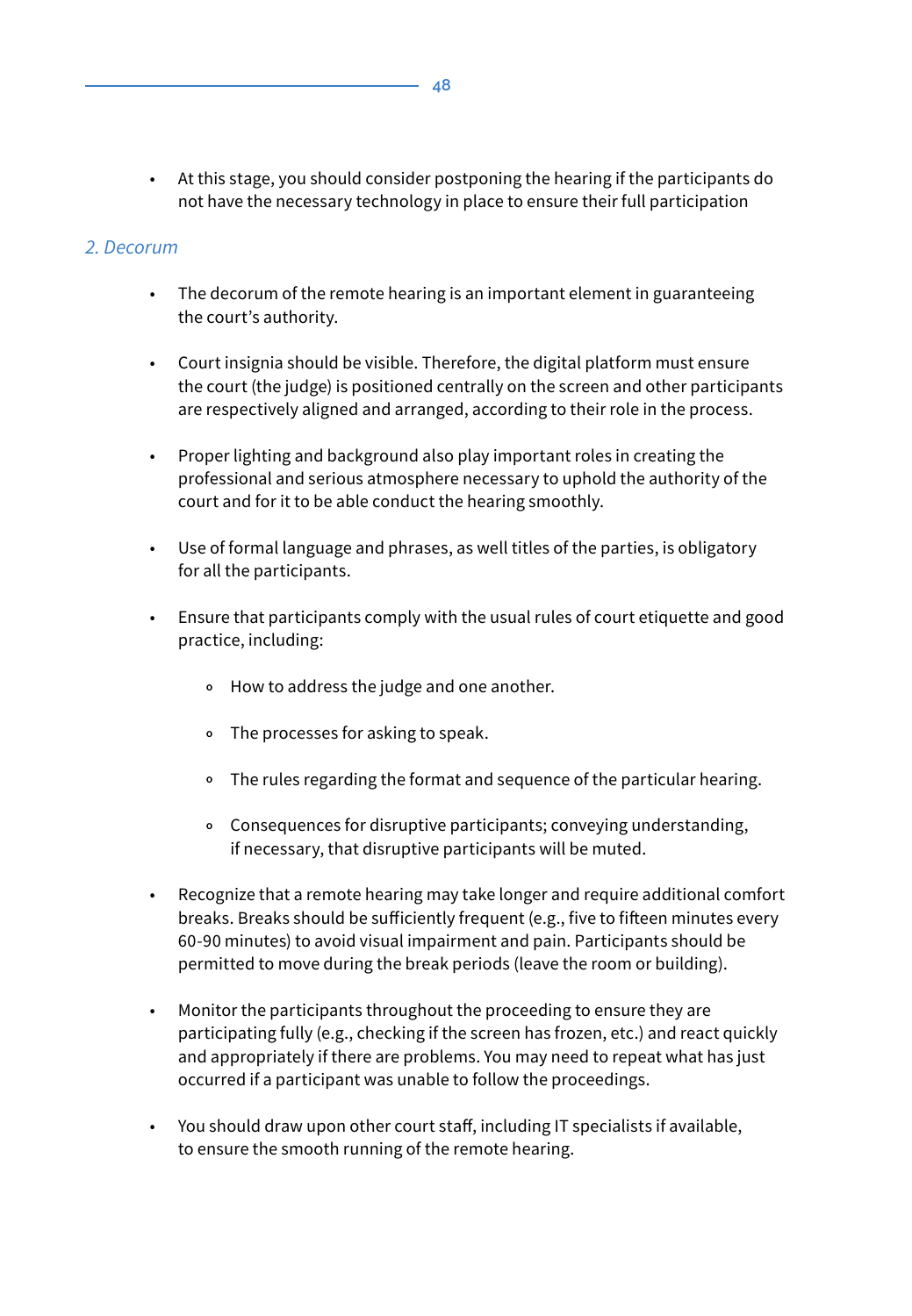- At this stage, you should consider postponing the hearing if the participants do not have the necessary technology in place to ensure their full participation

### *2. Decorum*

- The decorum of the remote hearing is an important element in guaranteeing the court's authority.
- Court insignia should be visible. Therefore, the digital platform must ensure the court (the judge) is positioned centrally on the screen and other participants are respectively aligned and arranged, according to their role in the process.
- Proper lighting and background also play important roles in creating the professional and serious atmosphere necessary to uphold the authority of the court and for it to be able conduct the hearing smoothly.
- Use of formal language and phrases, as well titles of the parties, is obligatory for all the participants.
- Ensure that participants comply with the usual rules of court etiquette and good practice, including:
    - How to address the judge and one another.
    - The processes for asking to speak.
    - The rules regarding the format and sequence of the particular hearing.
    - Consequences for disruptive participants; conveying understanding, if necessary, that disruptive participants will be muted.
- Recognize that a remote hearing may take longer and require additional comfort breaks. Breaks should be sufficiently frequent (e.g., five to fifteen minutes every 60-90 minutes) to avoid visual impairment and pain. Participants should be permitted to move during the break periods (leave the room or building).
- Monitor the participants throughout the proceeding to ensure they are participating fully (e.g., checking if the screen has frozen, etc.) and react quickly and appropriately if there are problems. You may need to repeat what has just occurred if a participant was unable to follow the proceedings.
- You should draw upon other court staff, including IT specialists if available, to ensure the smooth running of the remote hearing.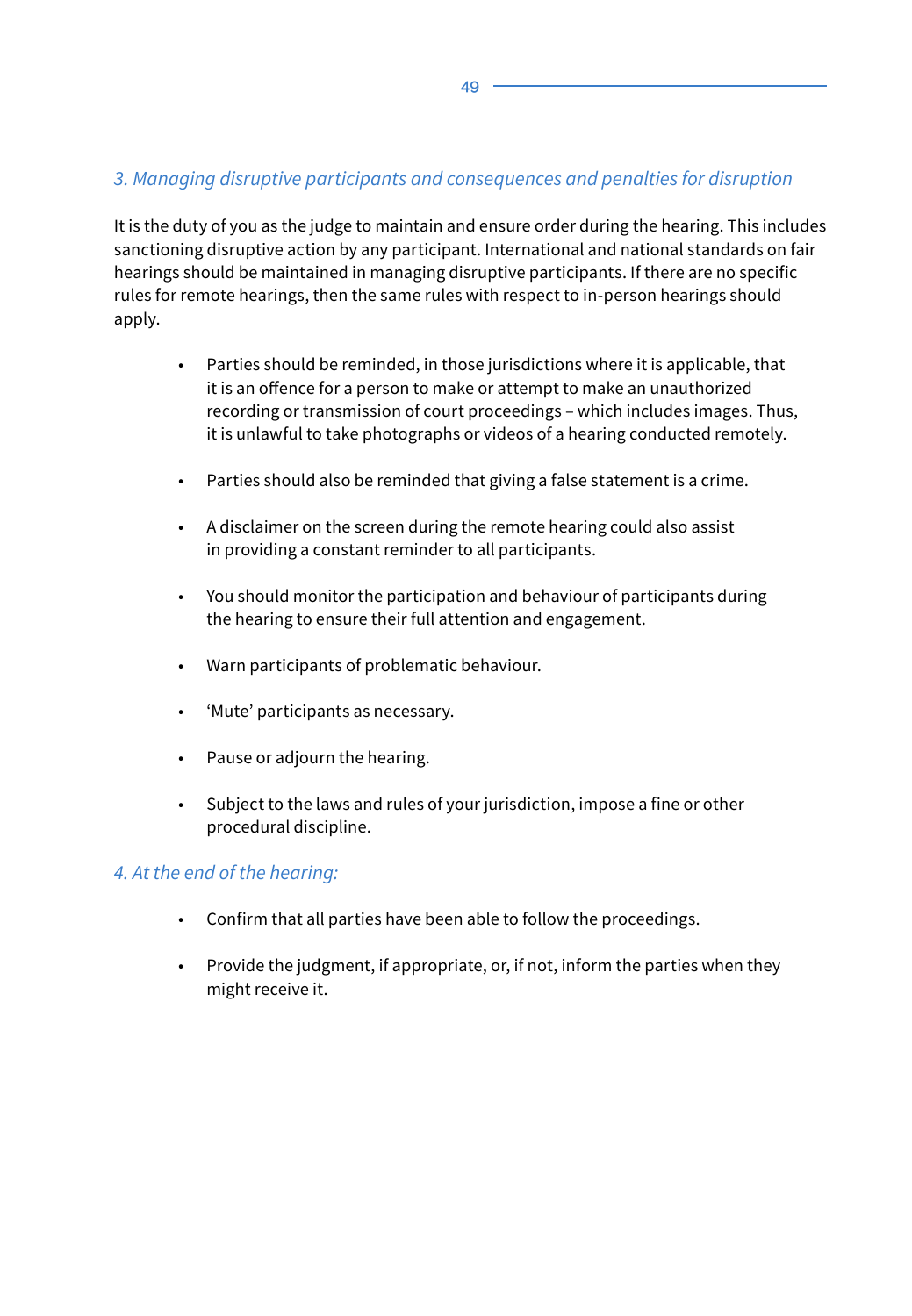### *3. Managing disruptive participants and consequences and penalties for disruption*

It is the duty of you as the judge to maintain and ensure order during the hearing. This includes sanctioning disruptive action by any participant. International and national standards on fair hearings should be maintained in managing disruptive participants. If there are no specific rules for remote hearings, then the same rules with respect to in-person hearings should apply.

- Parties should be reminded, in those jurisdictions where it is applicable, that it is an offence for a person to make or attempt to make an unauthorized recording or transmission of court proceedings – which includes images. Thus, it is unlawful to take photographs or videos of a hearing conducted remotely.
- Parties should also be reminded that giving a false statement is a crime.
- A disclaimer on the screen during the remote hearing could also assist in providing a constant reminder to all participants.
- You should monitor the participation and behaviour of participants during the hearing to ensure their full attention and engagement.
- Warn participants of problematic behaviour.
- 'Mute' participants as necessary.
- Pause or adjourn the hearing.
- Subject to the laws and rules of your jurisdiction, impose a fine or other procedural discipline.

### *4. At the end of the hearing:*

- Confirm that all parties have been able to follow the proceedings.
- Provide the judgment, if appropriate, or, if not, inform the parties when they might receive it.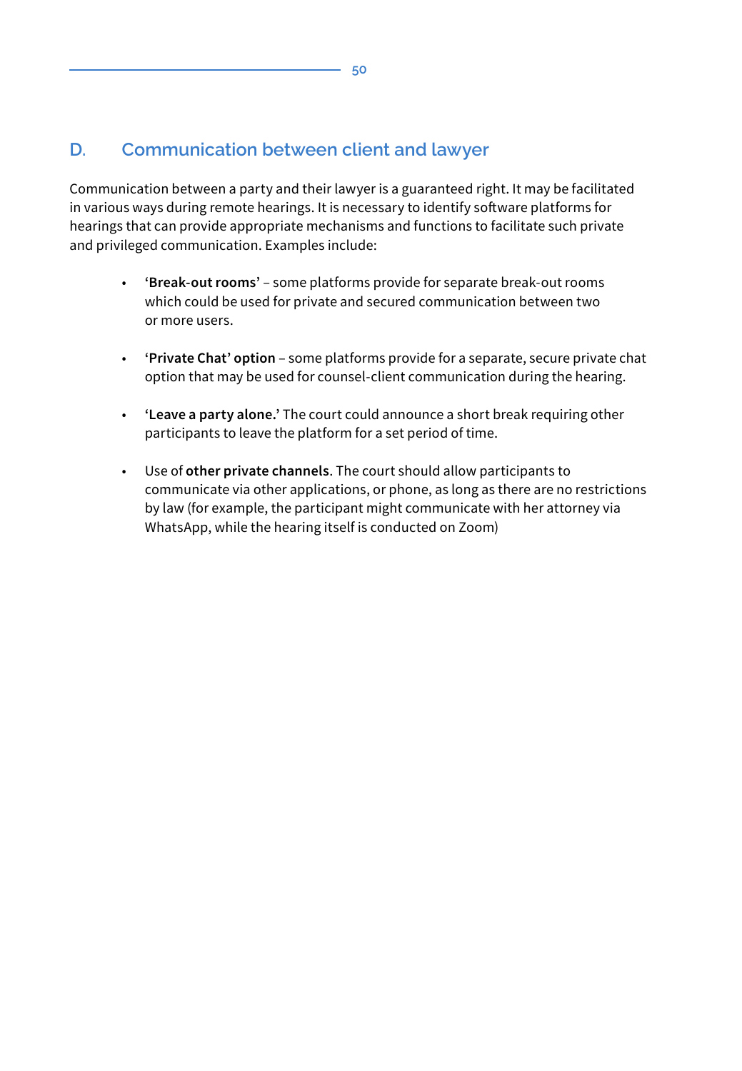## D. Communication between client and lawyer

Communication between a party and their lawyer is a guaranteed right. It may be facilitated in various ways during remote hearings. It is necessary to identify software platforms for hearings that can provide appropriate mechanisms and functions to facilitate such private and privileged communication. Examples include:

- **'Break-out rooms'** – some platforms provide for separate break-out rooms which could be used for private and secured communication between two or more users.
- **'Private Chat' option** – some platforms provide for a separate, secure private chat option that may be used for counsel-client communication during the hearing.
- **'Leave a party alone.'** The court could announce a short break requiring other participants to leave the platform for a set period of time.
- Use of **other private channels**. The court should allow participants to communicate via other applications, or phone, as long as there are no restrictions by law (for example, the participant might communicate with her attorney via WhatsApp, while the hearing itself is conducted on Zoom)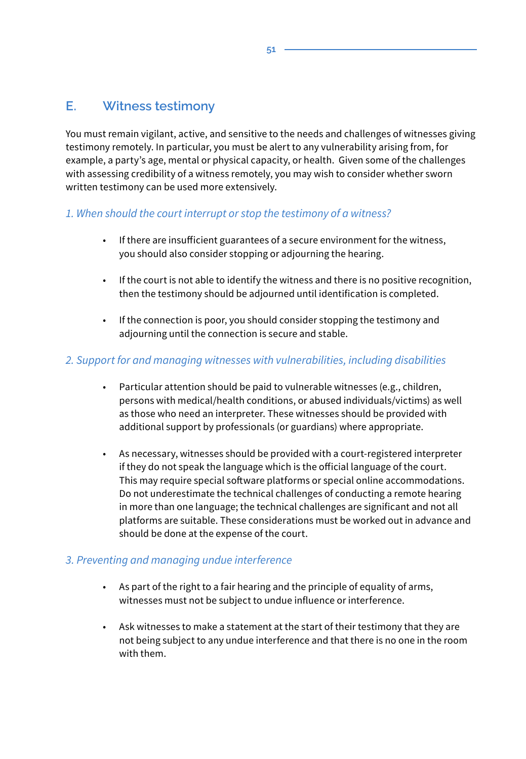## E. Witness testimony

You must remain vigilant, active, and sensitive to the needs and challenges of witnesses giving testimony remotely. In particular, you must be alert to any vulnerability arising from, for example, a party's age, mental or physical capacity, or health. Given some of the challenges with assessing credibility of a witness remotely, you may wish to consider whether sworn written testimony can be used more extensively.

### *1. When should the court interrupt or stop the testimony of a witness?*

- If there are insufficient guarantees of a secure environment for the witness, you should also consider stopping or adjourning the hearing.
- If the court is not able to identify the witness and there is no positive recognition, then the testimony should be adjourned until identification is completed.
- If the connection is poor, you should consider stopping the testimony and adjourning until the connection is secure and stable.

### *2. Support for and managing witnesses with vulnerabilities, including disabilities*

- Particular attention should be paid to vulnerable witnesses (e.g., children, persons with medical/health conditions, or abused individuals/victims) as well as those who need an interpreter. These witnesses should be provided with additional support by professionals (or guardians) where appropriate.
- As necessary, witnesses should be provided with a court-registered interpreter if they do not speak the language which is the official language of the court. This may require special software platforms or special online accommodations. Do not underestimate the technical challenges of conducting a remote hearing in more than one language; the technical challenges are significant and not all platforms are suitable. These considerations must be worked out in advance and should be done at the expense of the court.

### *3. Preventing and managing undue interference*

- As part of the right to a fair hearing and the principle of equality of arms, witnesses must not be subject to undue influence or interference.
- Ask witnesses to make a statement at the start of their testimony that they are not being subject to any undue interference and that there is no one in the room with them.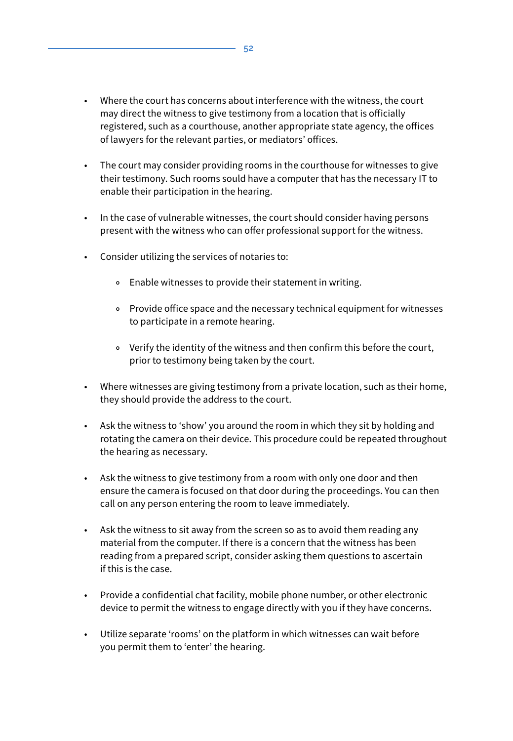- Where the court has concerns about interference with the witness, the court may direct the witness to give testimony from a location that is officially registered, such as a courthouse, another appropriate state agency, the offices of lawyers for the relevant parties, or mediators' offices.

- The court may consider providing rooms in the courthouse for witnesses to give their testimony. Such rooms sould have a computer that has the necessary IT to enable their participation in the hearing.

- In the case of vulnerable witnesses, the court should consider having persons present with the witness who can offer professional support for the witness.

- Consider utilizing the services of notaries to:

  - Enable witnesses to provide their statement in writing.

  - Provide office space and the necessary technical equipment for witnesses to participate in a remote hearing.

  - Verify the identity of the witness and then confirm this before the court, prior to testimony being taken by the court.

- Where witnesses are giving testimony from a private location, such as their home, they should provide the address to the court.

- Ask the witness to 'show' you around the room in which they sit by holding and rotating the camera on their device. This procedure could be repeated throughout the hearing as necessary.

- Ask the witness to give testimony from a room with only one door and then ensure the camera is focused on that door during the proceedings. You can then call on any person entering the room to leave immediately.

- Ask the witness to sit away from the screen so as to avoid them reading any material from the computer. If there is a concern that the witness has been reading from a prepared script, consider asking them questions to ascertain if this is the case.

- Provide a confidential chat facility, mobile phone number, or other electronic device to permit the witness to engage directly with you if they have concerns.

- Utilize separate 'rooms' on the platform in which witnesses can wait before you permit them to 'enter' the hearing.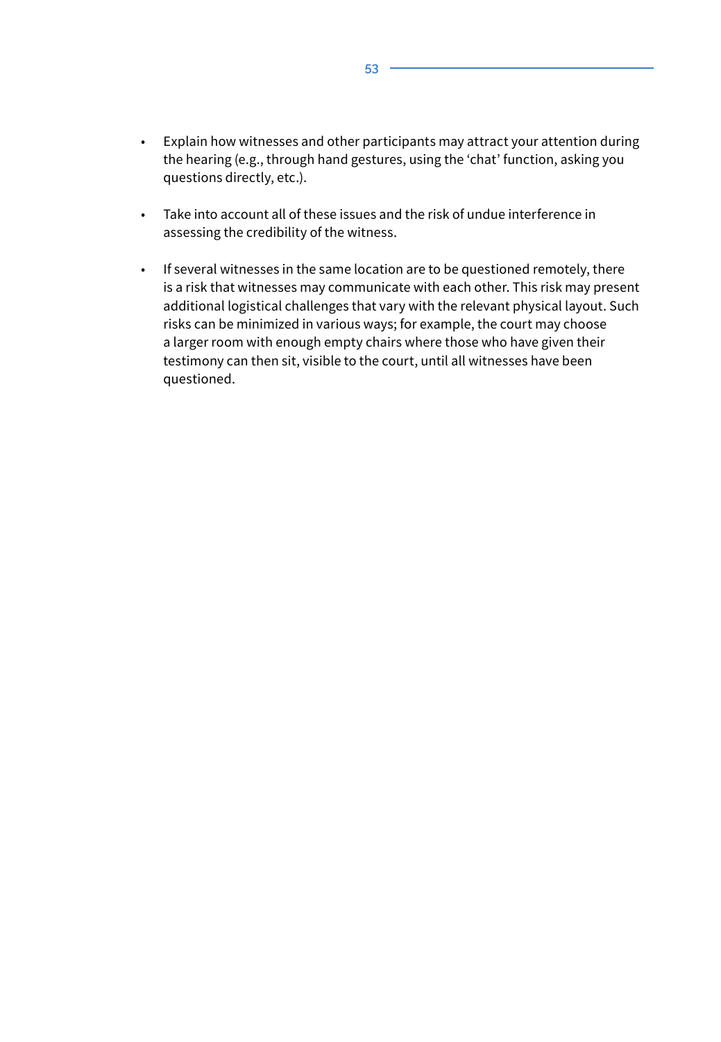- Explain how witnesses and other participants may attract your attention during the hearing (e.g., through hand gestures, using the 'chat' function, asking you questions directly, etc.).

- Take into account all of these issues and the risk of undue interference in assessing the credibility of the witness.

- If several witnesses in the same location are to be questioned remotely, there is a risk that witnesses may communicate with each other. This risk may present additional logistical challenges that vary with the relevant physical layout. Such risks can be minimized in various ways; for example, the court may choose a larger room with enough empty chairs where those who have given their testimony can then sit, visible to the court, until all witnesses have been questioned.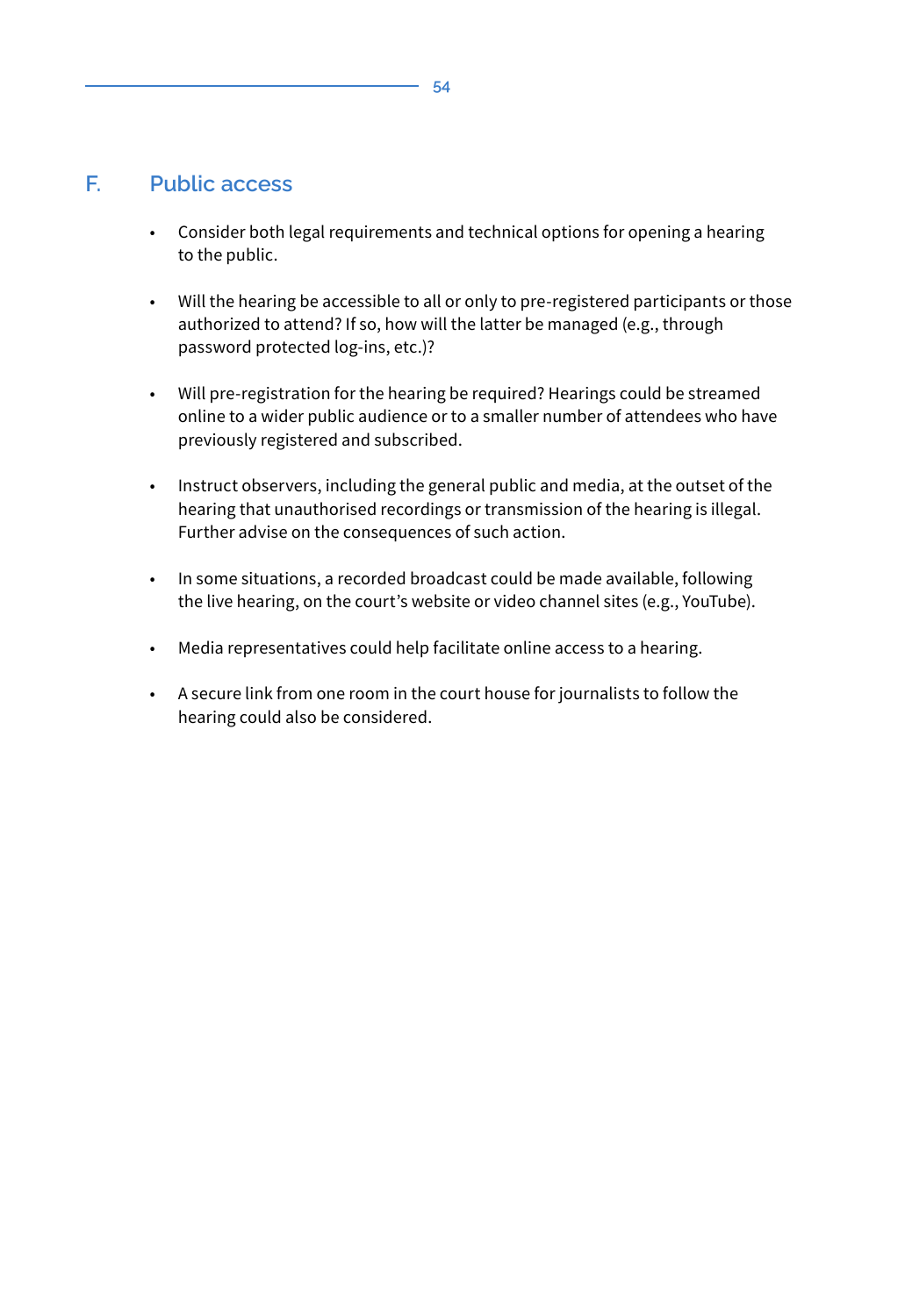## F. Public access

- Consider both legal requirements and technical options for opening a hearing to the public.

- Will the hearing be accessible to all or only to pre-registered participants or those authorized to attend? If so, how will the latter be managed (e.g., through password protected log-ins, etc.)?

- Will pre-registration for the hearing be required? Hearings could be streamed online to a wider public audience or to a smaller number of attendees who have previously registered and subscribed.

- Instruct observers, including the general public and media, at the outset of the hearing that unauthorised recordings or transmission of the hearing is illegal. Further advise on the consequences of such action.

- In some situations, a recorded broadcast could be made available, following the live hearing, on the court's website or video channel sites (e.g., YouTube).

- Media representatives could help facilitate online access to a hearing.

- A secure link from one room in the court house for journalists to follow the hearing could also be considered.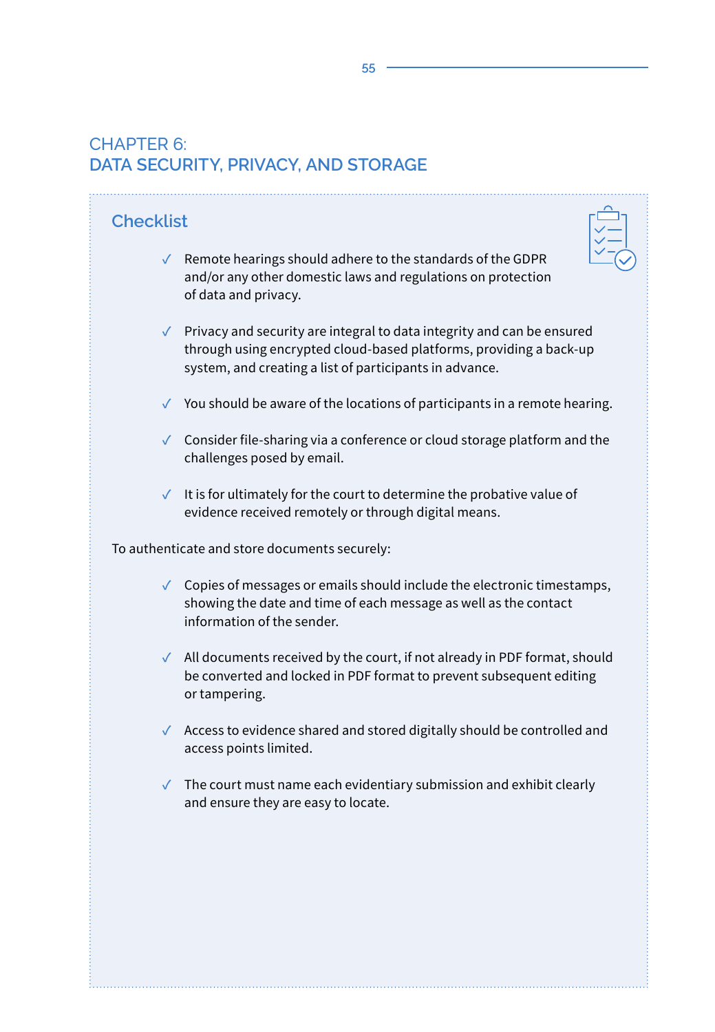# CHAPTER 6: DATA SECURITY, PRIVACY, AND STORAGE

## Checklist

- ✓ Remote hearings should adhere to the standards of the GDPR and/or any other domestic laws and regulations on protection of data and privacy.
- ✓ Privacy and security are integral to data integrity and can be ensured through using encrypted cloud-based platforms, providing a back-up system, and creating a list of participants in advance.
- ✓ You should be aware of the locations of participants in a remote hearing.
- ✓ Consider file-sharing via a conference or cloud storage platform and the challenges posed by email.
- ✓ It is for ultimately for the court to determine the probative value of evidence received remotely or through digital means.

To authenticate and store documents securely:

- ✓ Copies of messages or emails should include the electronic timestamps, showing the date and time of each message as well as the contact information of the sender.
- ✓ All documents received by the court, if not already in PDF format, should be converted and locked in PDF format to prevent subsequent editing or tampering.
- ✓ Access to evidence shared and stored digitally should be controlled and access points limited.
- ✓ The court must name each evidentiary submission and exhibit clearly and ensure they are easy to locate.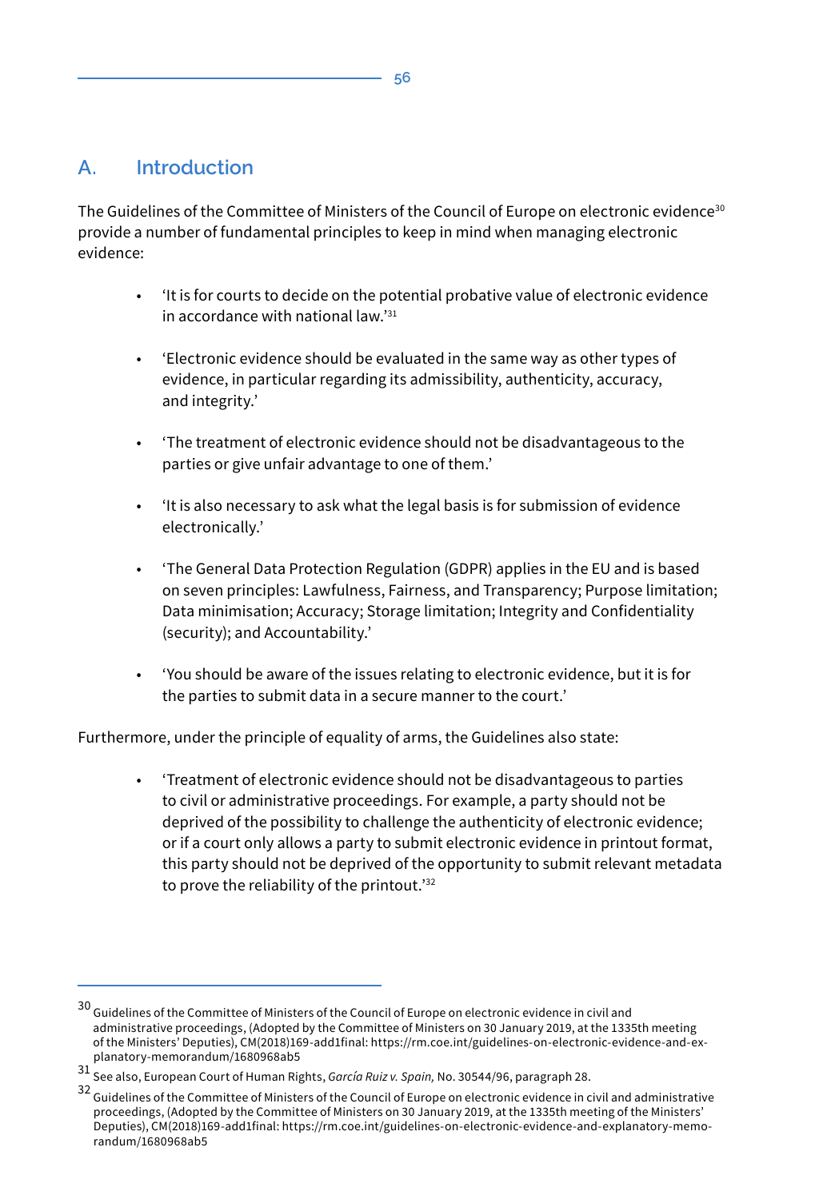## A. Introduction

The Guidelines of the Committee of Ministers of the Council of Europe on electronic evidence[30] provide a number of fundamental principles to keep in mind when managing electronic evidence:

- 'It is for courts to decide on the potential probative value of electronic evidence in accordance with national law.'[31]

- 'Electronic evidence should be evaluated in the same way as other types of evidence, in particular regarding its admissibility, authenticity, accuracy, and integrity.'

- 'The treatment of electronic evidence should not be disadvantageous to the parties or give unfair advantage to one of them.'

- 'It is also necessary to ask what the legal basis is for submission of evidence electronically.'

- 'The General Data Protection Regulation (GDPR) applies in the EU and is based on seven principles: Lawfulness, Fairness, and Transparency; Purpose limitation; Data minimisation; Accuracy; Storage limitation; Integrity and Confidentiality (security); and Accountability.'

- 'You should be aware of the issues relating to electronic evidence, but it is for the parties to submit data in a secure manner to the court.'

Furthermore, under the principle of equality of arms, the Guidelines also state:

- 'Treatment of electronic evidence should not be disadvantageous to parties to civil or administrative proceedings. For example, a party should not be deprived of the possibility to challenge the authenticity of electronic evidence; or if a court only allows a party to submit electronic evidence in printout format, this party should not be deprived of the opportunity to submit relevant metadata to prove the reliability of the printout.'[32]

---

[30] Guidelines of the Committee of Ministers of the Council of Europe on electronic evidence in civil and administrative proceedings, (Adopted by the Committee of Ministers on 30 January 2019, at the 1335th meeting of the Ministers' Deputies), CM(2018)169-add1final: https://rm.coe.int/guidelines-on-electronic-evidence-and-explanatory-memorandum/1680968ab5

[31] See also, European Court of Human Rights, *García Ruiz v. Spain,* No. 30544/96, paragraph 28.

[32] Guidelines of the Committee of Ministers of the Council of Europe on electronic evidence in civil and administrative proceedings, (Adopted by the Committee of Ministers on 30 January 2019, at the 1335th meeting of the Ministers' Deputies), CM(2018)169-add1final: https://rm.coe.int/guidelines-on-electronic-evidence-and-explanatory-memorandum/1680968ab5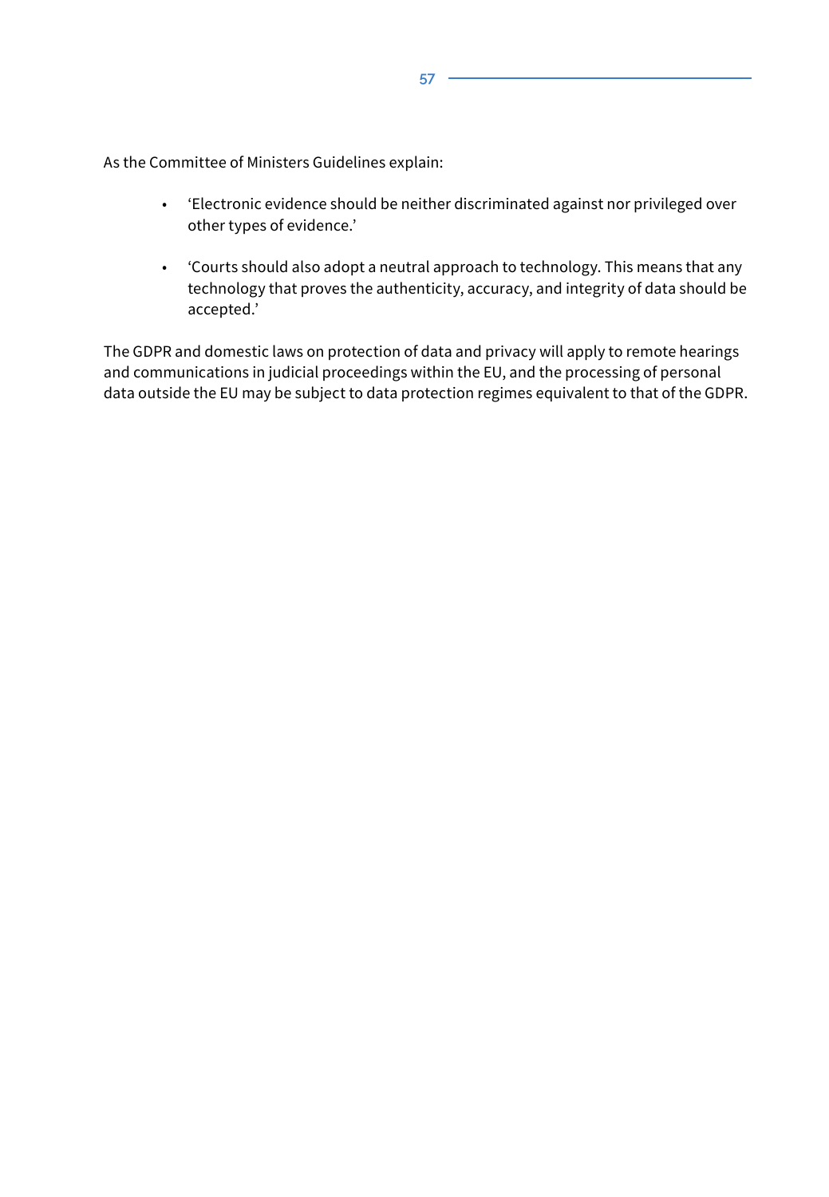As the Committee of Ministers Guidelines explain:

- ‘Electronic evidence should be neither discriminated against nor privileged over other types of evidence.’

- ‘Courts should also adopt a neutral approach to technology. This means that any technology that proves the authenticity, accuracy, and integrity of data should be accepted.’

The GDPR and domestic laws on protection of data and privacy will apply to remote hearings and communications in judicial proceedings within the EU, and the processing of personal data outside the EU may be subject to data protection regimes equivalent to that of the GDPR.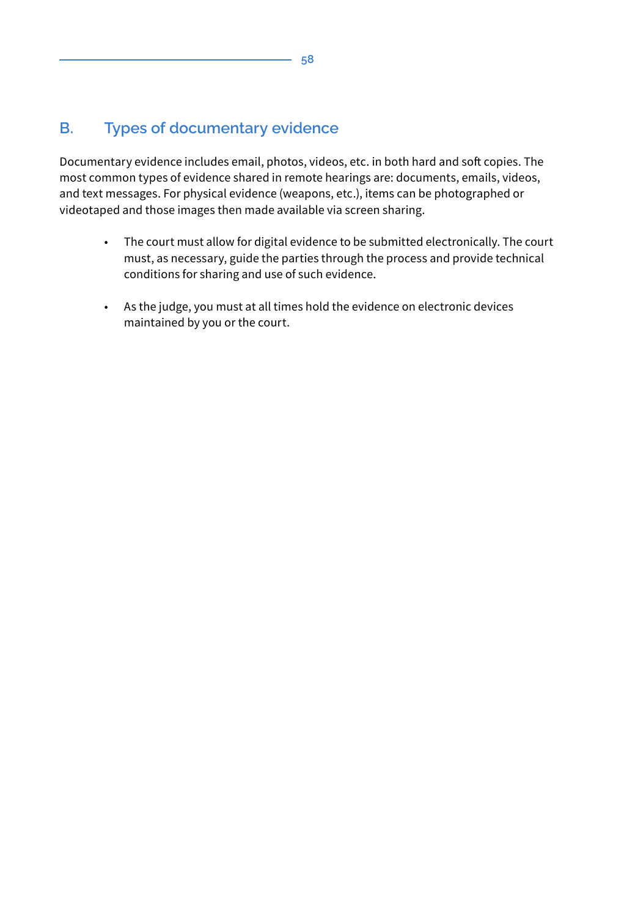## B. Types of documentary evidence

Documentary evidence includes email, photos, videos, etc. in both hard and soft copies. The most common types of evidence shared in remote hearings are: documents, emails, videos, and text messages. For physical evidence (weapons, etc.), items can be photographed or videotaped and those images then made available via screen sharing.

- The court must allow for digital evidence to be submitted electronically. The court must, as necessary, guide the parties through the process and provide technical conditions for sharing and use of such evidence.

- As the judge, you must at all times hold the evidence on electronic devices maintained by you or the court.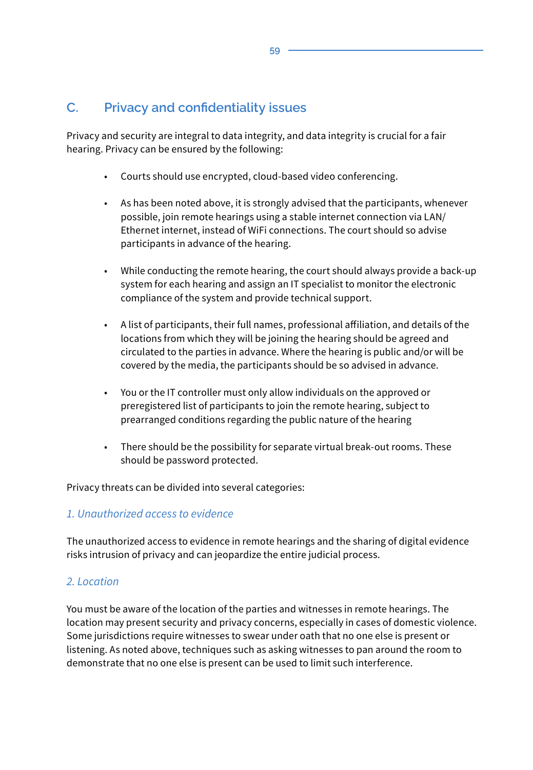## C. Privacy and confidentiality issues

Privacy and security are integral to data integrity, and data integrity is crucial for a fair hearing. Privacy can be ensured by the following:

- Courts should use encrypted, cloud-based video conferencing.
- As has been noted above, it is strongly advised that the participants, whenever possible, join remote hearings using a stable internet connection via LAN/ Ethernet internet, instead of WiFi connections. The court should so advise participants in advance of the hearing.
- While conducting the remote hearing, the court should always provide a back-up system for each hearing and assign an IT specialist to monitor the electronic compliance of the system and provide technical support.
- A list of participants, their full names, professional affiliation, and details of the locations from which they will be joining the hearing should be agreed and circulated to the parties in advance. Where the hearing is public and/or will be covered by the media, the participants should be so advised in advance.
- You or the IT controller must only allow individuals on the approved or preregistered list of participants to join the remote hearing, subject to prearranged conditions regarding the public nature of the hearing
- There should be the possibility for separate virtual break-out rooms. These should be password protected.

Privacy threats can be divided into several categories:

### *1. Unauthorized access to evidence*

The unauthorized access to evidence in remote hearings and the sharing of digital evidence risks intrusion of privacy and can jeopardize the entire judicial process.

### *2. Location*

You must be aware of the location of the parties and witnesses in remote hearings. The location may present security and privacy concerns, especially in cases of domestic violence. Some jurisdictions require witnesses to swear under oath that no one else is present or listening. As noted above, techniques such as asking witnesses to pan around the room to demonstrate that no one else is present can be used to limit such interference.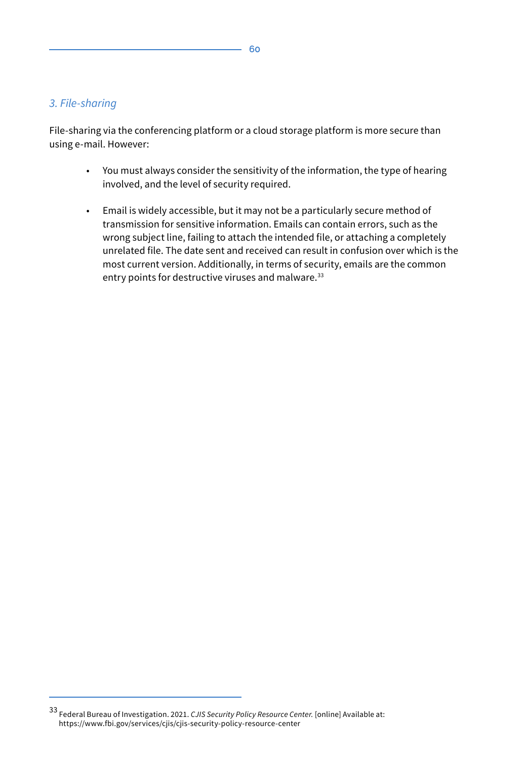### *3. File-sharing*

File-sharing via the conferencing platform or a cloud storage platform is more secure than using e-mail. However:

- You must always consider the sensitivity of the information, the type of hearing involved, and the level of security required.

- Email is widely accessible, but it may not be a particularly secure method of transmission for sensitive information. Emails can contain errors, such as the wrong subject line, failing to attach the intended file, or attaching a completely unrelated file. The date sent and received can result in confusion over which is the most current version. Additionally, in terms of security, emails are the common entry points for destructive viruses and malware.[33]

---

[33] Federal Bureau of Investigation. 2021. *CJIS Security Policy Resource Center.* [online] Available at: https://www.fbi.gov/services/cjis/cjis-security-policy-resource-center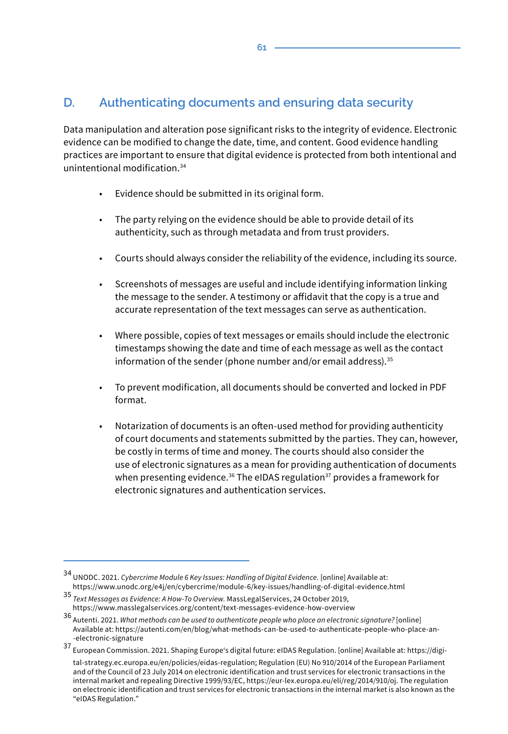## D. Authenticating documents and ensuring data security

Data manipulation and alteration pose significant risks to the integrity of evidence. Electronic evidence can be modified to change the date, time, and content. Good evidence handling practices are important to ensure that digital evidence is protected from both intentional and unintentional modification.[34]

- Evidence should be submitted in its original form.
- The party relying on the evidence should be able to provide detail of its authenticity, such as through metadata and from trust providers.
- Courts should always consider the reliability of the evidence, including its source.
- Screenshots of messages are useful and include identifying information linking the message to the sender. A testimony or affidavit that the copy is a true and accurate representation of the text messages can serve as authentication.
- Where possible, copies of text messages or emails should include the electronic timestamps showing the date and time of each message as well as the contact information of the sender (phone number and/or email address).[35]
- To prevent modification, all documents should be converted and locked in PDF format.
- Notarization of documents is an often-used method for providing authenticity of court documents and statements submitted by the parties. They can, however, be costly in terms of time and money. The courts should also consider the use of electronic signatures as a mean for providing authentication of documents when presenting evidence.[36] The eIDAS regulation[37] provides a framework for electronic signatures and authentication services.

---

[34] UNODC. 2021. *Cybercrime Module 6 Key Issues: Handling of Digital Evidence.* [online] Available at: https://www.unodc.org/e4j/en/cybercrime/module-6/key-issues/handling-of-digital-evidence.html

[35] *Text Messages as Evidence: A How-To Overview.* MassLegalServices, 24 October 2019, https://www.masslegalservices.org/content/text-messages-evidence-how-overview

[36] Autenti. 2021. *What methods can be used to authenticate people who place an electronic signature?* [online] Available at: https://autenti.com/en/blog/what-methods-can-be-used-to-authenticate-people-who-place-an--electronic-signature

[37] European Commission. 2021. Shaping Europe's digital future: eIDAS Regulation. [online] Available at: https://digital-strategy.ec.europa.eu/en/policies/eidas-regulation; Regulation (EU) No 910/2014 of the European Parliament and of the Council of 23 July 2014 on electronic identification and trust services for electronic transactions in the internal market and repealing Directive 1999/93/EC, https://eur-lex.europa.eu/eli/reg/2014/910/oj. The regulation on electronic identification and trust services for electronic transactions in the internal market is also known as the "eIDAS Regulation."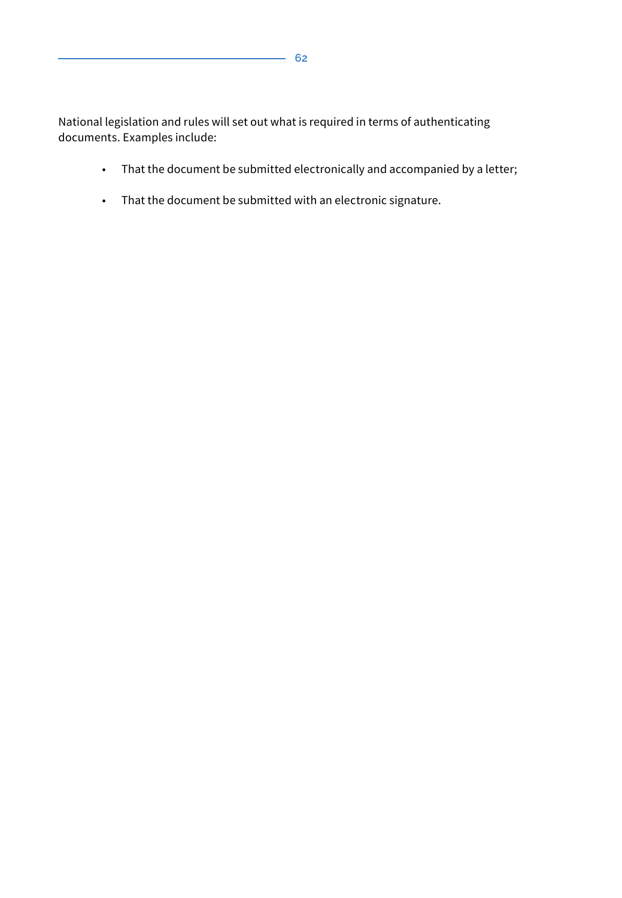National legislation and rules will set out what is required in terms of authenticating documents. Examples include:

- That the document be submitted electronically and accompanied by a letter;
- That the document be submitted with an electronic signature.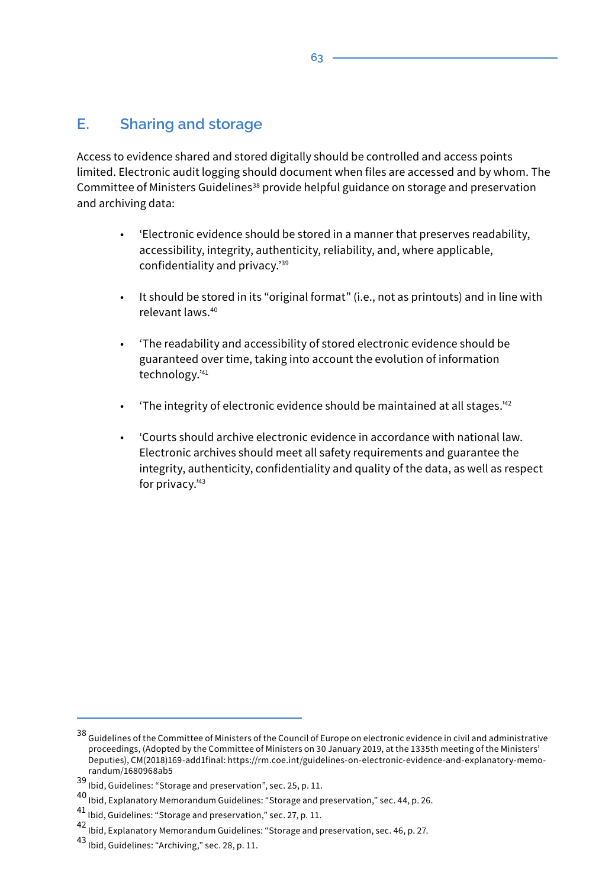## E. Sharing and storage

Access to evidence shared and stored digitally should be controlled and access points limited. Electronic audit logging should document when files are accessed and by whom. The Committee of Ministers Guidelines[38] provide helpful guidance on storage and preservation and archiving data:

- 'Electronic evidence should be stored in a manner that preserves readability, accessibility, integrity, authenticity, reliability, and, where applicable, confidentiality and privacy.'[39]
- It should be stored in its "original format" (i.e., not as printouts) and in line with relevant laws.[40]
- 'The readability and accessibility of stored electronic evidence should be guaranteed over time, taking into account the evolution of information technology.'[41]
- 'The integrity of electronic evidence should be maintained at all stages.'[42]
- 'Courts should archive electronic evidence in accordance with national law. Electronic archives should meet all safety requirements and guarantee the integrity, authenticity, confidentiality and quality of the data, as well as respect for privacy.'[43]

---

[38] Guidelines of the Committee of Ministers of the Council of Europe on electronic evidence in civil and administrative proceedings, (Adopted by the Committee of Ministers on 30 January 2019, at the 1335th meeting of the Ministers' Deputies), CM(2018)169-add1final: https://rm.coe.int/guidelines-on-electronic-evidence-and-explanatory-memorandum/1680968ab5

[39] Ibid, Guidelines: "Storage and preservation", sec. 25, p. 11.

[40] Ibid, Explanatory Memorandum Guidelines: "Storage and preservation," sec. 44, p. 26.

[41] Ibid, Guidelines: "Storage and preservation," sec. 27, p. 11.

[42] Ibid, Explanatory Memorandum Guidelines: "Storage and preservation, sec. 46, p. 27.

[43] Ibid, Guidelines: "Archiving," sec. 28, p. 11.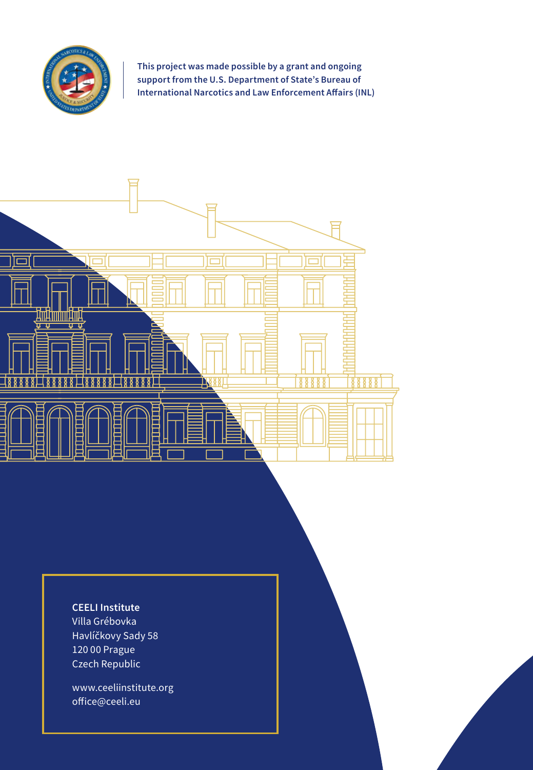This project was made possible by a grant and ongoing support from the U.S. Department of State's Bureau of International Narcotics and Law Enforcement Affairs (INL)

**CEELI Institute**
Villa Grébovka
Havlíčkovy Sady 58
120 00 Prague
Czech Republic

www.ceeliinstitute.org
office@ceeli.eu